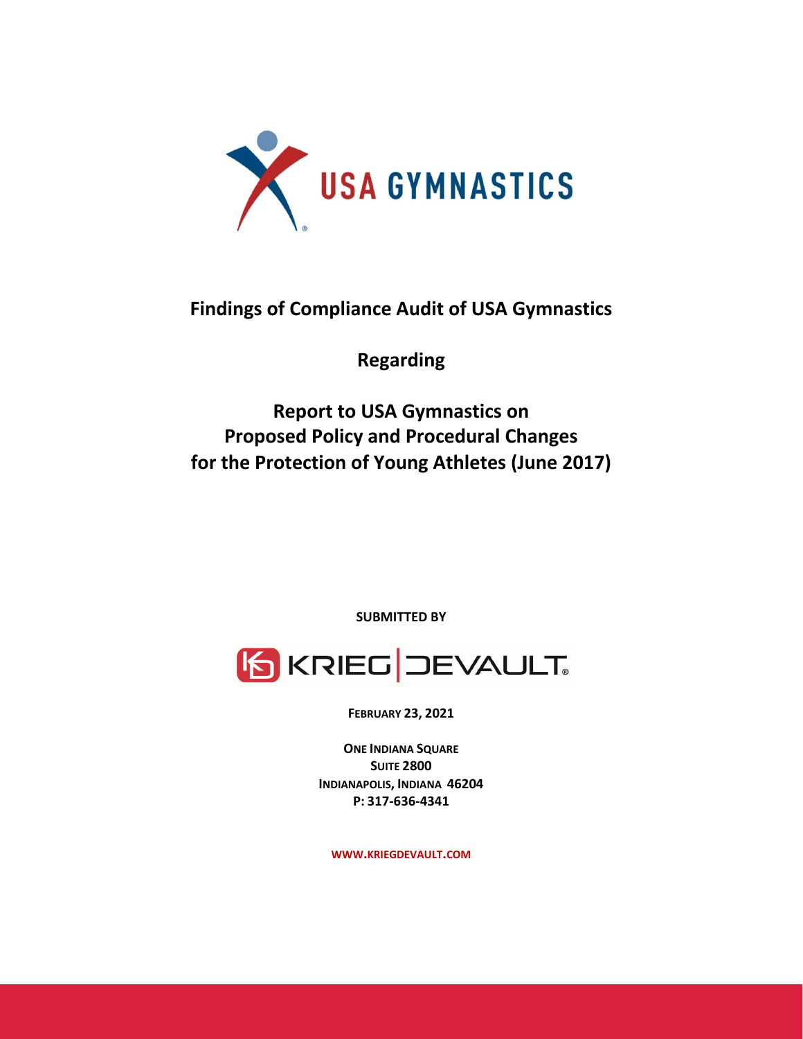USA GYMNASTICS

# Findings of Compliance Audit of USA Gymnastics

## Regarding

## Report to USA Gymnastics on Proposed Policy and Procedural Changes for the Protection of Young Athletes (June 2017)

**SUBMITTED BY**

KRIEG DEVAULT

**FEBRUARY 23, 2021**

**ONE INDIANA SQUARE**
**SUITE 2800**
**INDIANAPOLIS, INDIANA 46204**
**P: 317-636-4341**

**WWW.KRIEGDEVAULT.COM**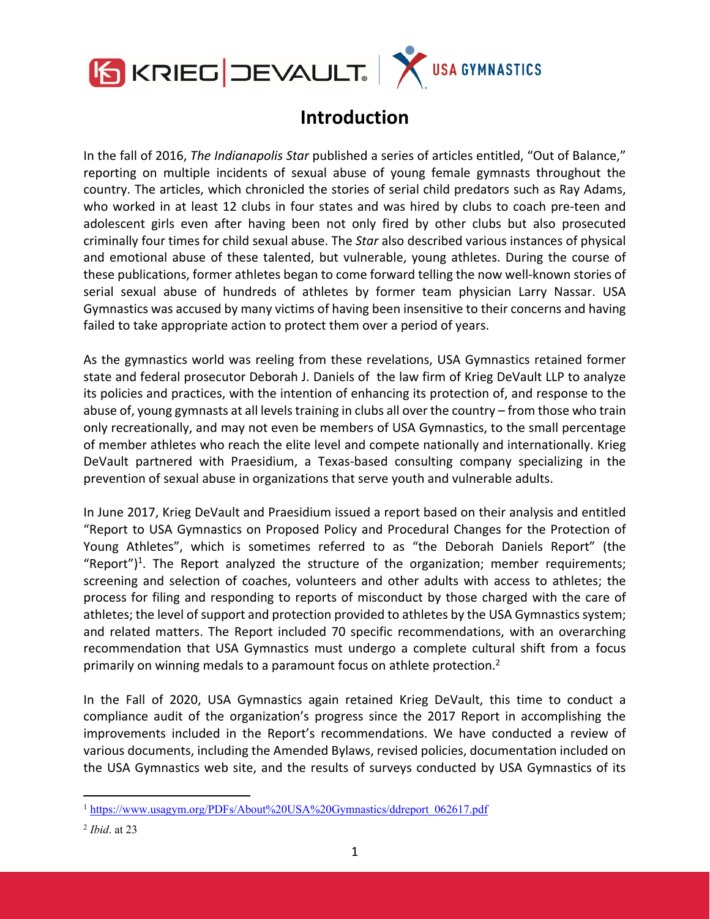# Introduction

In the fall of 2016, *The Indianapolis Star* published a series of articles entitled, "Out of Balance," reporting on multiple incidents of sexual abuse of young female gymnasts throughout the country. The articles, which chronicled the stories of serial child predators such as Ray Adams, who worked in at least 12 clubs in four states and was hired by clubs to coach pre-teen and adolescent girls even after having been not only fired by other clubs but also prosecuted criminally four times for child sexual abuse. The *Star* also described various instances of physical and emotional abuse of these talented, but vulnerable, young athletes. During the course of these publications, former athletes began to come forward telling the now well-known stories of serial sexual abuse of hundreds of athletes by former team physician Larry Nassar. USA Gymnastics was accused by many victims of having been insensitive to their concerns and having failed to take appropriate action to protect them over a period of years.

As the gymnastics world was reeling from these revelations, USA Gymnastics retained former state and federal prosecutor Deborah J. Daniels of the law firm of Krieg DeVault LLP to analyze its policies and practices, with the intention of enhancing its protection of, and response to the abuse of, young gymnasts at all levels training in clubs all over the country – from those who train only recreationally, and may not even be members of USA Gymnastics, to the small percentage of member athletes who reach the elite level and compete nationally and internationally. Krieg DeVault partnered with Praesidium, a Texas-based consulting company specializing in the prevention of sexual abuse in organizations that serve youth and vulnerable adults.

In June 2017, Krieg DeVault and Praesidium issued a report based on their analysis and entitled "Report to USA Gymnastics on Proposed Policy and Procedural Changes for the Protection of Young Athletes", which is sometimes referred to as "the Deborah Daniels Report" (the "Report")[1]. The Report analyzed the structure of the organization; member requirements; screening and selection of coaches, volunteers and other adults with access to athletes; the process for filing and responding to reports of misconduct by those charged with the care of athletes; the level of support and protection provided to athletes by the USA Gymnastics system; and related matters. The Report included 70 specific recommendations, with an overarching recommendation that USA Gymnastics must undergo a complete cultural shift from a focus primarily on winning medals to a paramount focus on athlete protection.[2]

In the Fall of 2020, USA Gymnastics again retained Krieg DeVault, this time to conduct a compliance audit of the organization's progress since the 2017 Report in accomplishing the improvements included in the Report's recommendations. We have conducted a review of various documents, including the Amended Bylaws, revised policies, documentation included on the USA Gymnastics web site, and the results of surveys conducted by USA Gymnastics of its

---

[1] https://www.usagym.org/PDFs/About%20USA%20Gymnastics/ddreport_062617.pdf

[2] *Ibid*. at 23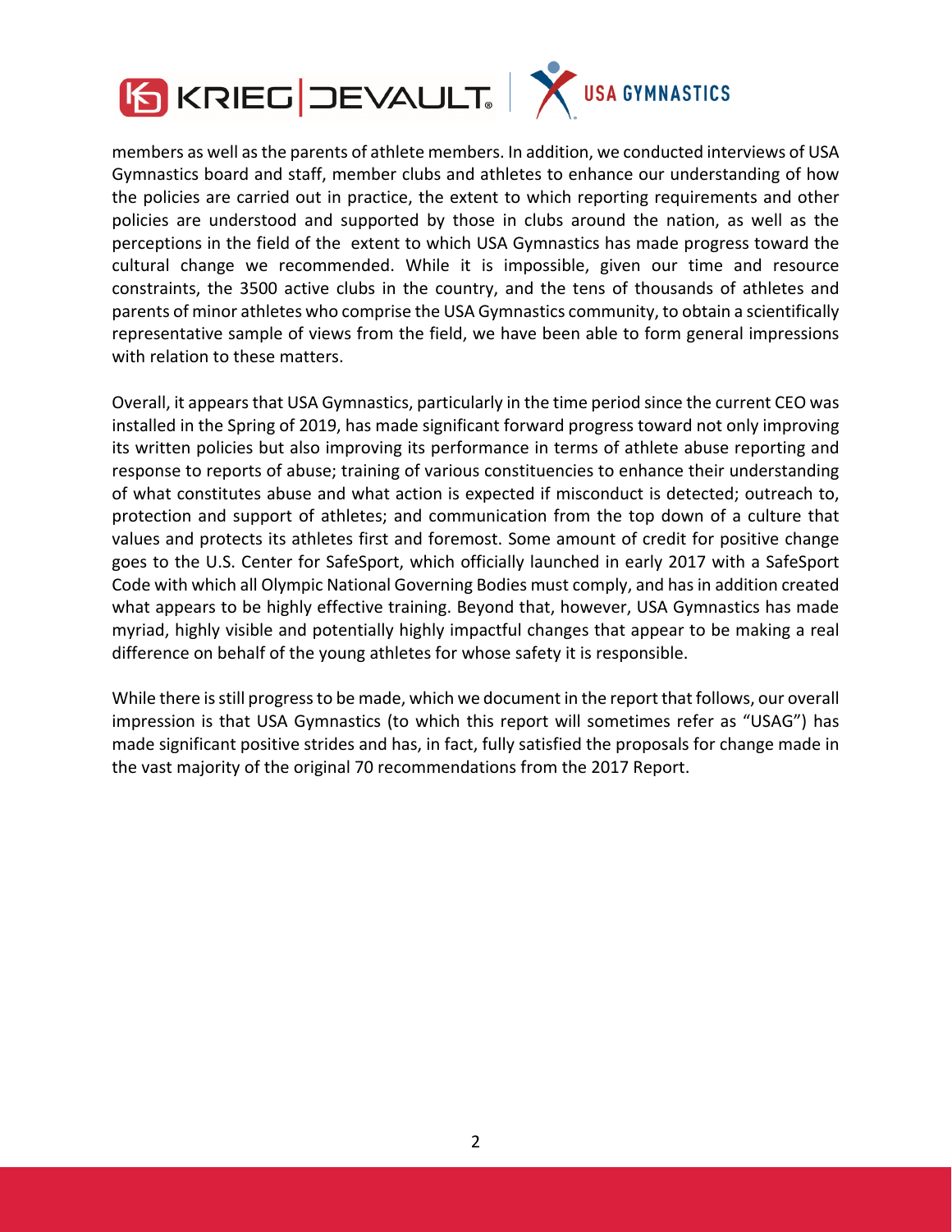members as well as the parents of athlete members. In addition, we conducted interviews of USA Gymnastics board and staff, member clubs and athletes to enhance our understanding of how the policies are carried out in practice, the extent to which reporting requirements and other policies are understood and supported by those in clubs around the nation, as well as the perceptions in the field of the extent to which USA Gymnastics has made progress toward the cultural change we recommended. While it is impossible, given our time and resource constraints, the 3500 active clubs in the country, and the tens of thousands of athletes and parents of minor athletes who comprise the USA Gymnastics community, to obtain a scientifically representative sample of views from the field, we have been able to form general impressions with relation to these matters.

Overall, it appears that USA Gymnastics, particularly in the time period since the current CEO was installed in the Spring of 2019, has made significant forward progress toward not only improving its written policies but also improving its performance in terms of athlete abuse reporting and response to reports of abuse; training of various constituencies to enhance their understanding of what constitutes abuse and what action is expected if misconduct is detected; outreach to, protection and support of athletes; and communication from the top down of a culture that values and protects its athletes first and foremost. Some amount of credit for positive change goes to the U.S. Center for SafeSport, which officially launched in early 2017 with a SafeSport Code with which all Olympic National Governing Bodies must comply, and has in addition created what appears to be highly effective training. Beyond that, however, USA Gymnastics has made myriad, highly visible and potentially highly impactful changes that appear to be making a real difference on behalf of the young athletes for whose safety it is responsible.

While there is still progress to be made, which we document in the report that follows, our overall impression is that USA Gymnastics (to which this report will sometimes refer as "USAG") has made significant positive strides and has, in fact, fully satisfied the proposals for change made in the vast majority of the original 70 recommendations from the 2017 Report.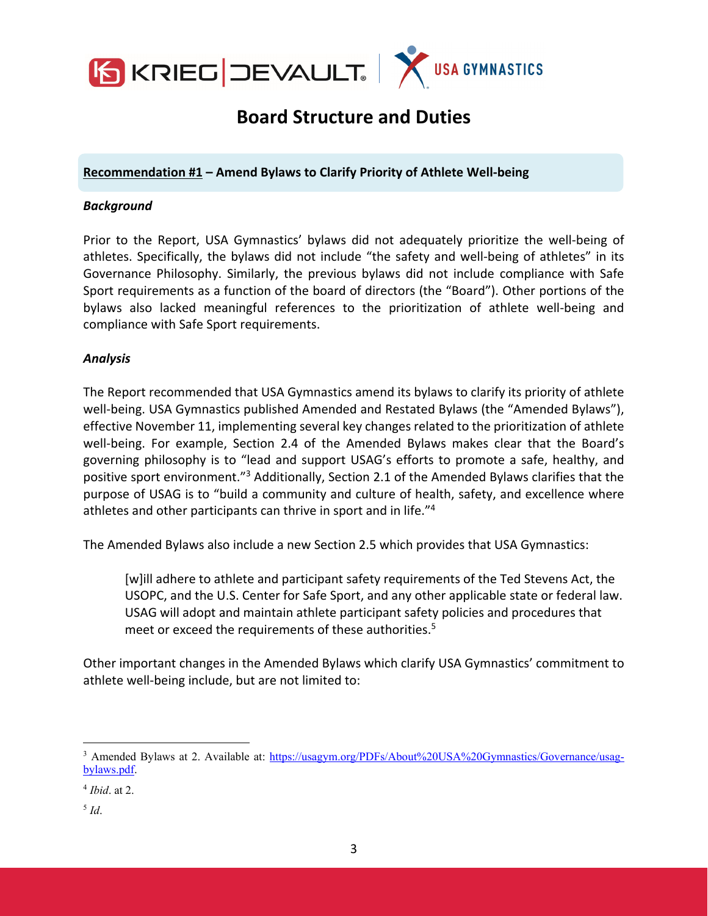# Board Structure and Duties

**Recommendation #1 – Amend Bylaws to Clarify Priority of Athlete Well-being**

***Background***

Prior to the Report, USA Gymnastics' bylaws did not adequately prioritize the well-being of athletes. Specifically, the bylaws did not include "the safety and well-being of athletes" in its Governance Philosophy. Similarly, the previous bylaws did not include compliance with Safe Sport requirements as a function of the board of directors (the "Board"). Other portions of the bylaws also lacked meaningful references to the prioritization of athlete well-being and compliance with Safe Sport requirements.

***Analysis***

The Report recommended that USA Gymnastics amend its bylaws to clarify its priority of athlete well-being. USA Gymnastics published Amended and Restated Bylaws (the "Amended Bylaws"), effective November 11, implementing several key changes related to the prioritization of athlete well-being. For example, Section 2.4 of the Amended Bylaws makes clear that the Board's governing philosophy is to "lead and support USAG's efforts to promote a safe, healthy, and positive sport environment."[3] Additionally, Section 2.1 of the Amended Bylaws clarifies that the purpose of USAG is to "build a community and culture of health, safety, and excellence where athletes and other participants can thrive in sport and in life."[4]

The Amended Bylaws also include a new Section 2.5 which provides that USA Gymnastics:

> [w]ill adhere to athlete and participant safety requirements of the Ted Stevens Act, the USOPC, and the U.S. Center for Safe Sport, and any other applicable state or federal law. USAG will adopt and maintain athlete participant safety policies and procedures that meet or exceed the requirements of these authorities.[5]

Other important changes in the Amended Bylaws which clarify USA Gymnastics' commitment to athlete well-being include, but are not limited to:

---

[3] Amended Bylaws at 2. Available at: https://usagym.org/PDFs/About%20USA%20Gymnastics/Governance/usag-bylaws.pdf.

[4] *Ibid*. at 2.

[5] *Id*.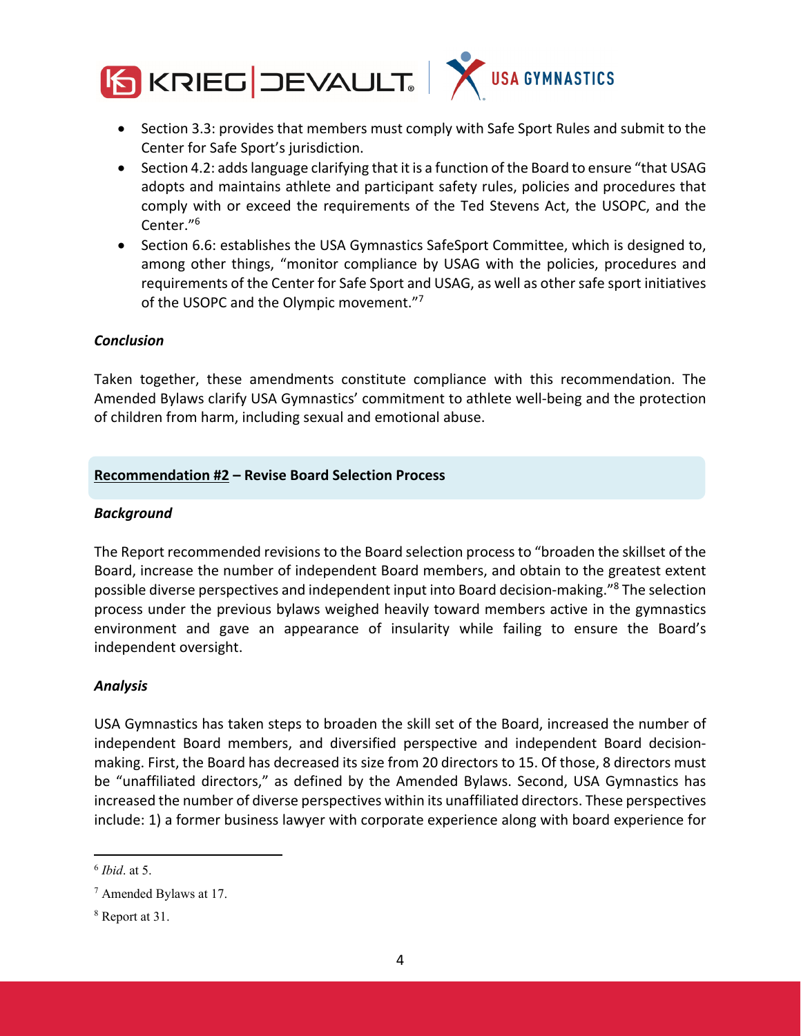- Section 3.3: provides that members must comply with Safe Sport Rules and submit to the Center for Safe Sport's jurisdiction.
- Section 4.2: adds language clarifying that it is a function of the Board to ensure "that USAG adopts and maintains athlete and participant safety rules, policies and procedures that comply with or exceed the requirements of the Ted Stevens Act, the USOPC, and the Center."[6]
- Section 6.6: establishes the USA Gymnastics SafeSport Committee, which is designed to, among other things, "monitor compliance by USAG with the policies, procedures and requirements of the Center for Safe Sport and USAG, as well as other safe sport initiatives of the USOPC and the Olympic movement."[7]

***Conclusion***

Taken together, these amendments constitute compliance with this recommendation. The Amended Bylaws clarify USA Gymnastics' commitment to athlete well-being and the protection of children from harm, including sexual and emotional abuse.

**Recommendation #2 – Revise Board Selection Process**

***Background***

The Report recommended revisions to the Board selection process to "broaden the skillset of the Board, increase the number of independent Board members, and obtain to the greatest extent possible diverse perspectives and independent input into Board decision-making."[8] The selection process under the previous bylaws weighed heavily toward members active in the gymnastics environment and gave an appearance of insularity while failing to ensure the Board's independent oversight.

***Analysis***

USA Gymnastics has taken steps to broaden the skill set of the Board, increased the number of independent Board members, and diversified perspective and independent Board decision-making. First, the Board has decreased its size from 20 directors to 15. Of those, 8 directors must be "unaffiliated directors," as defined by the Amended Bylaws. Second, USA Gymnastics has increased the number of diverse perspectives within its unaffiliated directors. These perspectives include: 1) a former business lawyer with corporate experience along with board experience for

---

[6] *Ibid*. at 5.

[7] Amended Bylaws at 17.

[8] Report at 31.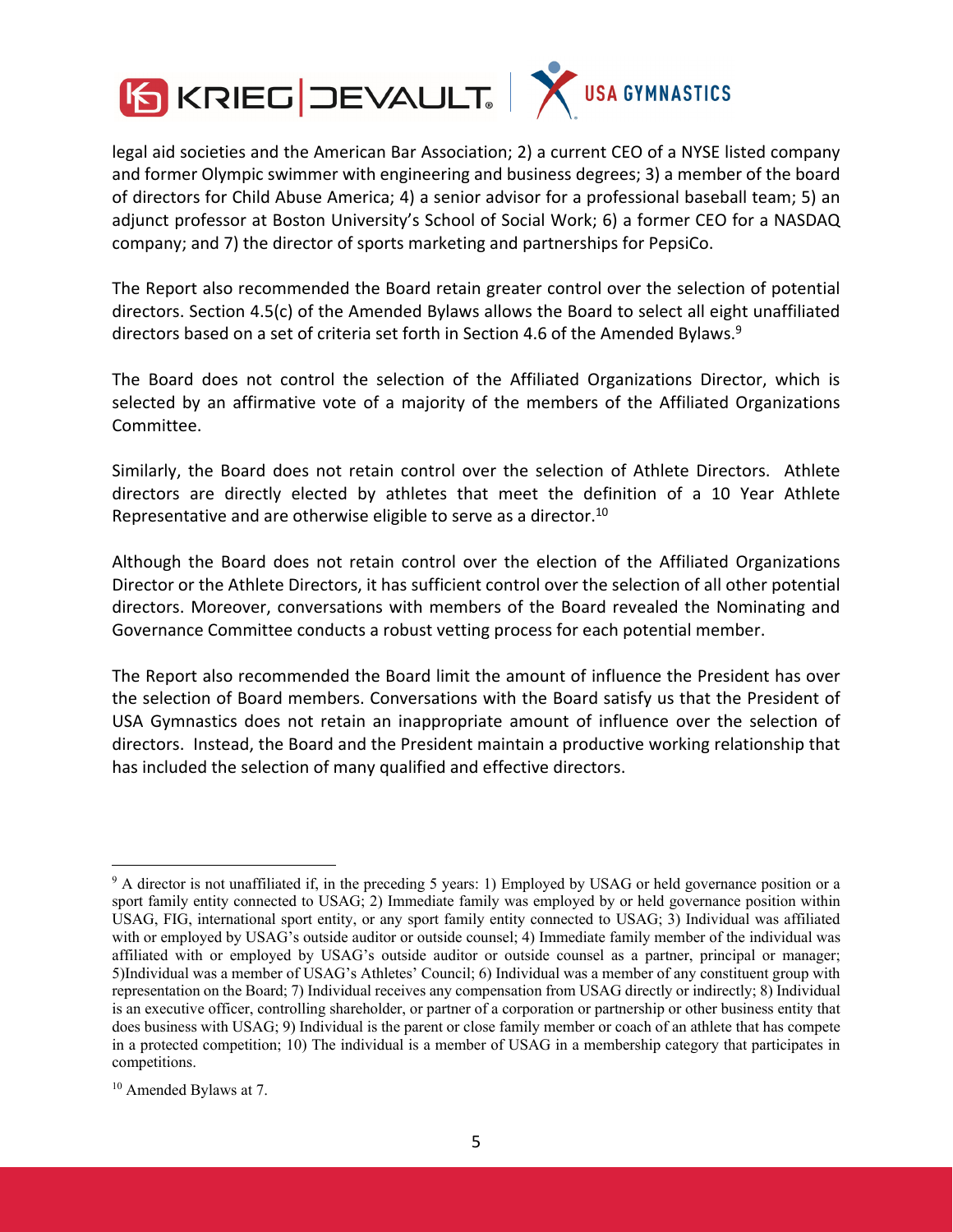legal aid societies and the American Bar Association; 2) a current CEO of a NYSE listed company and former Olympic swimmer with engineering and business degrees; 3) a member of the board of directors for Child Abuse America; 4) a senior advisor for a professional baseball team; 5) an adjunct professor at Boston University's School of Social Work; 6) a former CEO for a NASDAQ company; and 7) the director of sports marketing and partnerships for PepsiCo.

The Report also recommended the Board retain greater control over the selection of potential directors. Section 4.5(c) of the Amended Bylaws allows the Board to select all eight unaffiliated directors based on a set of criteria set forth in Section 4.6 of the Amended Bylaws.[9]

The Board does not control the selection of the Affiliated Organizations Director, which is selected by an affirmative vote of a majority of the members of the Affiliated Organizations Committee.

Similarly, the Board does not retain control over the selection of Athlete Directors. Athlete directors are directly elected by athletes that meet the definition of a 10 Year Athlete Representative and are otherwise eligible to serve as a director.[10]

Although the Board does not retain control over the election of the Affiliated Organizations Director or the Athlete Directors, it has sufficient control over the selection of all other potential directors. Moreover, conversations with members of the Board revealed the Nominating and Governance Committee conducts a robust vetting process for each potential member.

The Report also recommended the Board limit the amount of influence the President has over the selection of Board members. Conversations with the Board satisfy us that the President of USA Gymnastics does not retain an inappropriate amount of influence over the selection of directors. Instead, the Board and the President maintain a productive working relationship that has included the selection of many qualified and effective directors.

---

[9] A director is not unaffiliated if, in the preceding 5 years: 1) Employed by USAG or held governance position or a sport family entity connected to USAG; 2) Immediate family was employed by or held governance position within USAG, FIG, international sport entity, or any sport family entity connected to USAG; 3) Individual was affiliated with or employed by USAG's outside auditor or outside counsel; 4) Immediate family member of the individual was affiliated with or employed by USAG's outside auditor or outside counsel as a partner, principal or manager; 5)Individual was a member of USAG's Athletes' Council; 6) Individual was a member of any constituent group with representation on the Board; 7) Individual receives any compensation from USAG directly or indirectly; 8) Individual is an executive officer, controlling shareholder, or partner of a corporation or partnership or other business entity that does business with USAG; 9) Individual is the parent or close family member or coach of an athlete that has compete in a protected competition; 10) The individual is a member of USAG in a membership category that participates in competitions.

[10] Amended Bylaws at 7.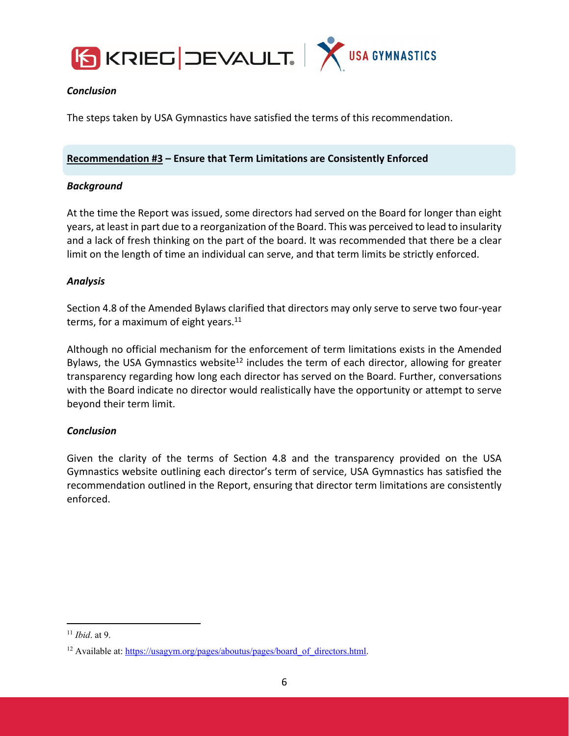***Conclusion***

The steps taken by USA Gymnastics have satisfied the terms of this recommendation.

**Recommendation #3 – Ensure that Term Limitations are Consistently Enforced**

***Background***

At the time the Report was issued, some directors had served on the Board for longer than eight years, at least in part due to a reorganization of the Board. This was perceived to lead to insularity and a lack of fresh thinking on the part of the board. It was recommended that there be a clear limit on the length of time an individual can serve, and that term limits be strictly enforced.

***Analysis***

Section 4.8 of the Amended Bylaws clarified that directors may only serve to serve two four-year terms, for a maximum of eight years.[11]

Although no official mechanism for the enforcement of term limitations exists in the Amended Bylaws, the USA Gymnastics website[12] includes the term of each director, allowing for greater transparency regarding how long each director has served on the Board. Further, conversations with the Board indicate no director would realistically have the opportunity or attempt to serve beyond their term limit.

***Conclusion***

Given the clarity of the terms of Section 4.8 and the transparency provided on the USA Gymnastics website outlining each director's term of service, USA Gymnastics has satisfied the recommendation outlined in the Report, ensuring that director term limitations are consistently enforced.

---

[11] *Ibid*. at 9.

[12] Available at: https://usagym.org/pages/aboutus/pages/board_of_directors.html.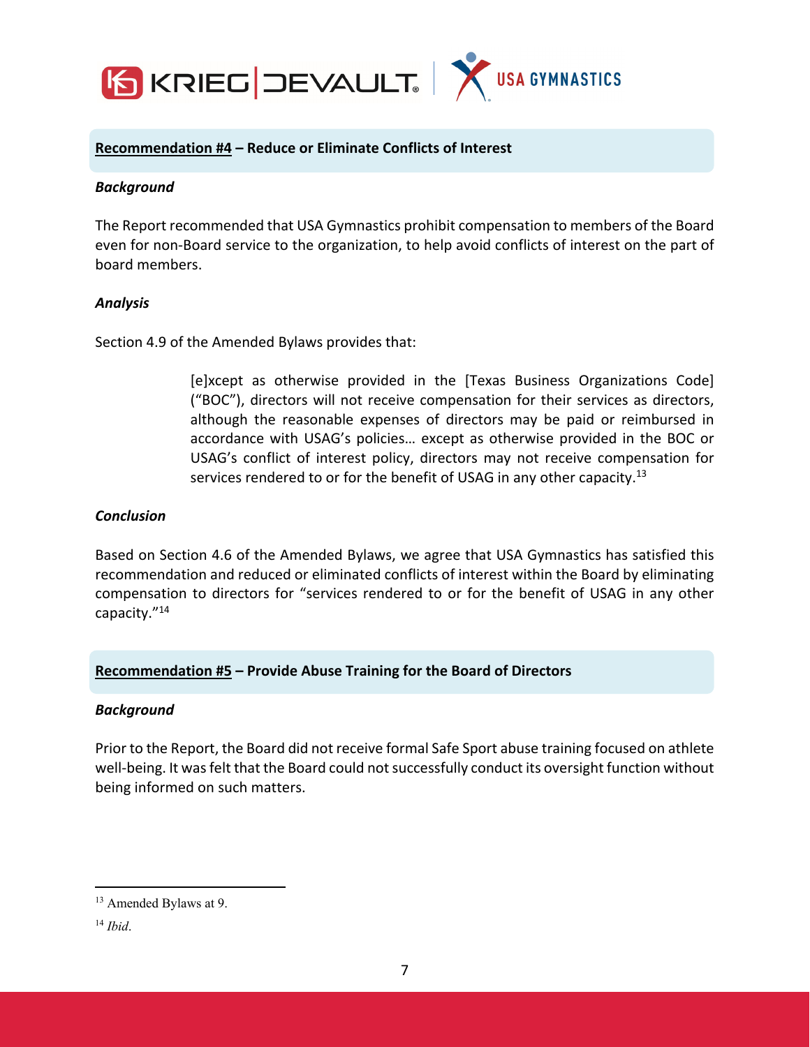**Recommendation #4 – Reduce or Eliminate Conflicts of Interest**

***Background***

The Report recommended that USA Gymnastics prohibit compensation to members of the Board even for non-Board service to the organization, to help avoid conflicts of interest on the part of board members.

***Analysis***

Section 4.9 of the Amended Bylaws provides that:

> [e]xcept as otherwise provided in the [Texas Business Organizations Code] ("BOC"), directors will not receive compensation for their services as directors, although the reasonable expenses of directors may be paid or reimbursed in accordance with USAG's policies… except as otherwise provided in the BOC or USAG's conflict of interest policy, directors may not receive compensation for services rendered to or for the benefit of USAG in any other capacity.[13]

***Conclusion***

Based on Section 4.6 of the Amended Bylaws, we agree that USA Gymnastics has satisfied this recommendation and reduced or eliminated conflicts of interest within the Board by eliminating compensation to directors for "services rendered to or for the benefit of USAG in any other capacity."[14]

**Recommendation #5 – Provide Abuse Training for the Board of Directors**

***Background***

Prior to the Report, the Board did not receive formal Safe Sport abuse training focused on athlete well-being. It was felt that the Board could not successfully conduct its oversight function without being informed on such matters.

---

[13] Amended Bylaws at 9.

[14] *Ibid*.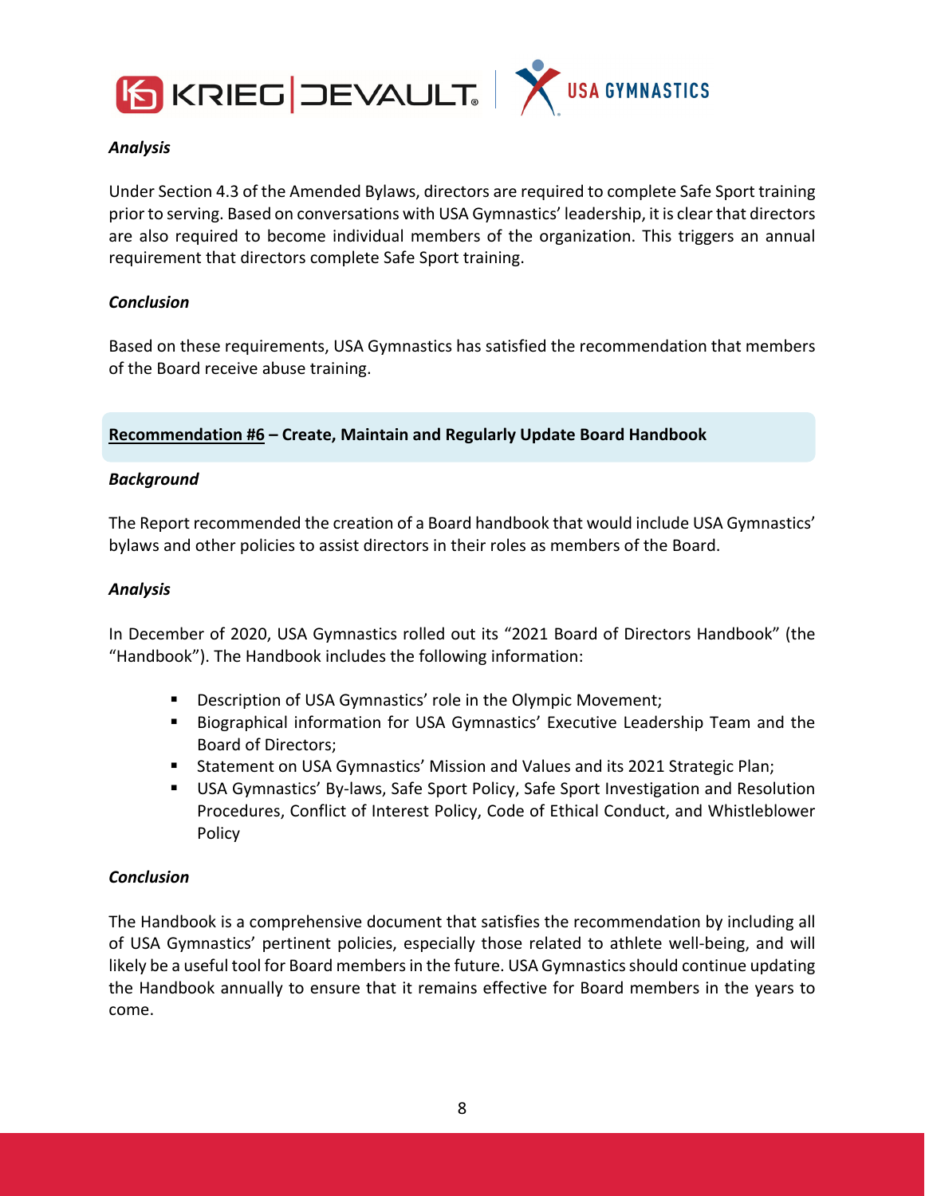***Analysis***

Under Section 4.3 of the Amended Bylaws, directors are required to complete Safe Sport training prior to serving. Based on conversations with USA Gymnastics' leadership, it is clear that directors are also required to become individual members of the organization. This triggers an annual requirement that directors complete Safe Sport training.

***Conclusion***

Based on these requirements, USA Gymnastics has satisfied the recommendation that members of the Board receive abuse training.

**Recommendation #6 – Create, Maintain and Regularly Update Board Handbook**

***Background***

The Report recommended the creation of a Board handbook that would include USA Gymnastics' bylaws and other policies to assist directors in their roles as members of the Board.

***Analysis***

In December of 2020, USA Gymnastics rolled out its "2021 Board of Directors Handbook" (the "Handbook"). The Handbook includes the following information:

- Description of USA Gymnastics' role in the Olympic Movement;
- Biographical information for USA Gymnastics' Executive Leadership Team and the Board of Directors;
- Statement on USA Gymnastics' Mission and Values and its 2021 Strategic Plan;
- USA Gymnastics' By-laws, Safe Sport Policy, Safe Sport Investigation and Resolution Procedures, Conflict of Interest Policy, Code of Ethical Conduct, and Whistleblower Policy

***Conclusion***

The Handbook is a comprehensive document that satisfies the recommendation by including all of USA Gymnastics' pertinent policies, especially those related to athlete well-being, and will likely be a useful tool for Board members in the future. USA Gymnastics should continue updating the Handbook annually to ensure that it remains effective for Board members in the years to come.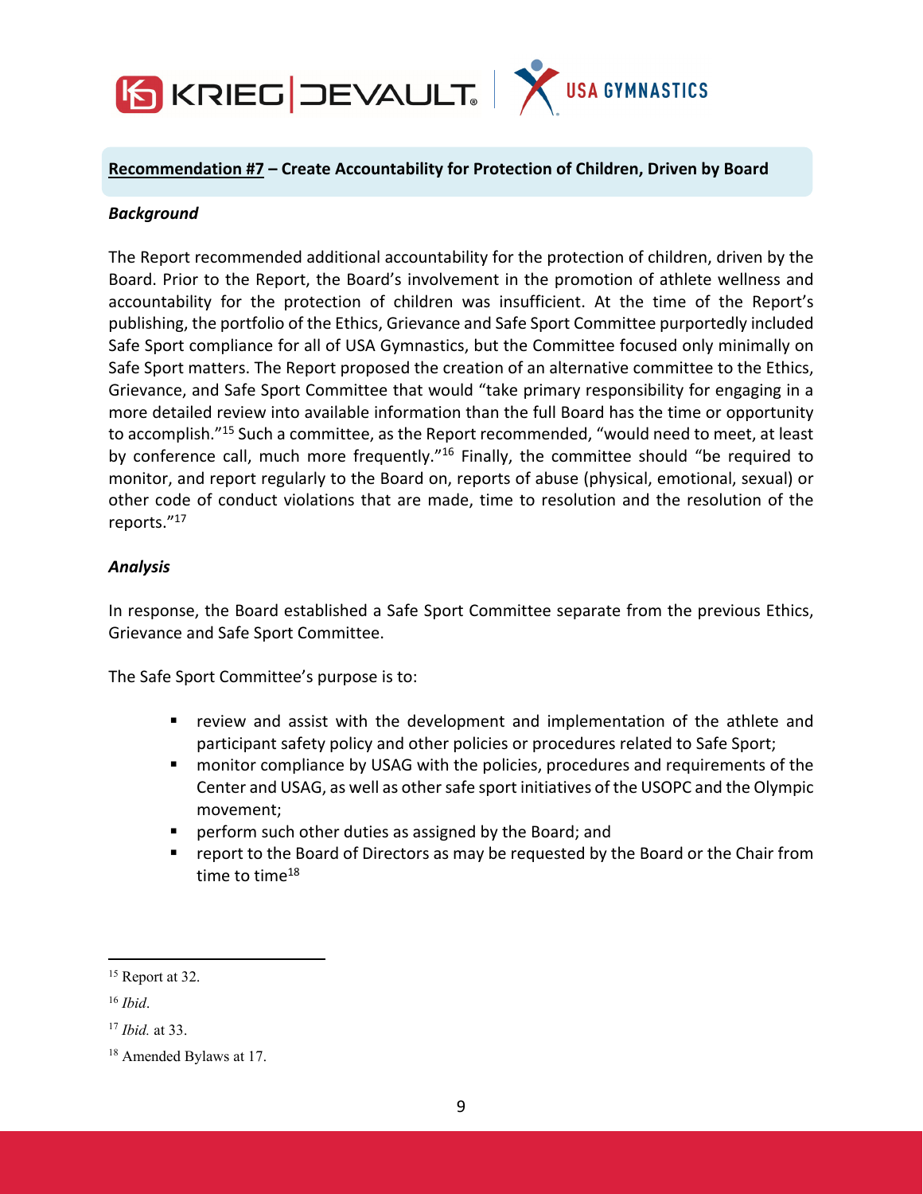**Recommendation #7 – Create Accountability for Protection of Children, Driven by Board**

***Background***

The Report recommended additional accountability for the protection of children, driven by the Board. Prior to the Report, the Board's involvement in the promotion of athlete wellness and accountability for the protection of children was insufficient. At the time of the Report's publishing, the portfolio of the Ethics, Grievance and Safe Sport Committee purportedly included Safe Sport compliance for all of USA Gymnastics, but the Committee focused only minimally on Safe Sport matters. The Report proposed the creation of an alternative committee to the Ethics, Grievance, and Safe Sport Committee that would "take primary responsibility for engaging in a more detailed review into available information than the full Board has the time or opportunity to accomplish."[15] Such a committee, as the Report recommended, "would need to meet, at least by conference call, much more frequently."[16] Finally, the committee should "be required to monitor, and report regularly to the Board on, reports of abuse (physical, emotional, sexual) or other code of conduct violations that are made, time to resolution and the resolution of the reports."[17]

***Analysis***

In response, the Board established a Safe Sport Committee separate from the previous Ethics, Grievance and Safe Sport Committee.

The Safe Sport Committee's purpose is to:

- review and assist with the development and implementation of the athlete and participant safety policy and other policies or procedures related to Safe Sport;
- monitor compliance by USAG with the policies, procedures and requirements of the Center and USAG, as well as other safe sport initiatives of the USOPC and the Olympic movement;
- perform such other duties as assigned by the Board; and
- report to the Board of Directors as may be requested by the Board or the Chair from time to time[18]

---

[15] Report at 32.

[16] *Ibid*.

[17] *Ibid.* at 33.

[18] Amended Bylaws at 17.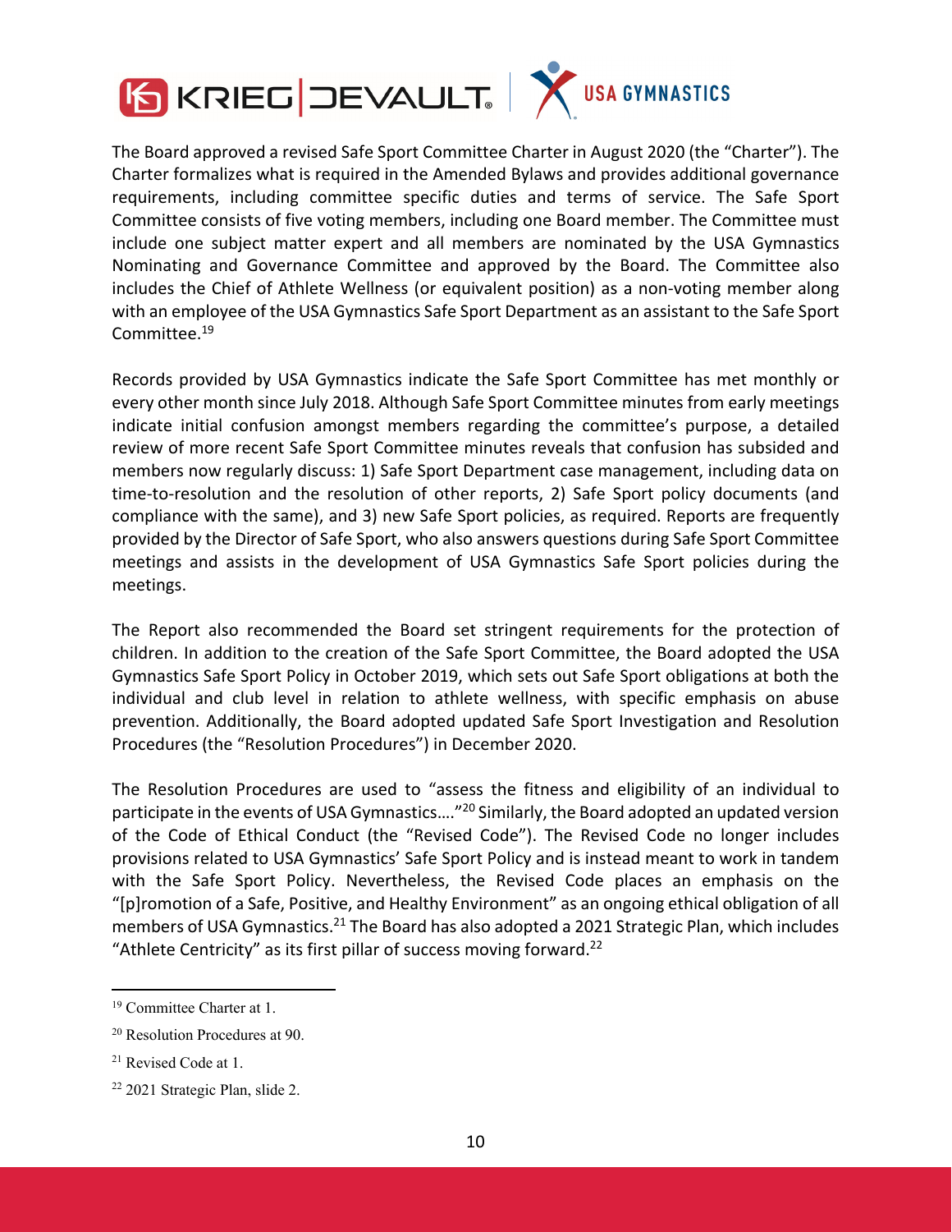The Board approved a revised Safe Sport Committee Charter in August 2020 (the "Charter"). The Charter formalizes what is required in the Amended Bylaws and provides additional governance requirements, including committee specific duties and terms of service. The Safe Sport Committee consists of five voting members, including one Board member. The Committee must include one subject matter expert and all members are nominated by the USA Gymnastics Nominating and Governance Committee and approved by the Board. The Committee also includes the Chief of Athlete Wellness (or equivalent position) as a non-voting member along with an employee of the USA Gymnastics Safe Sport Department as an assistant to the Safe Sport Committee.[19]

Records provided by USA Gymnastics indicate the Safe Sport Committee has met monthly or every other month since July 2018. Although Safe Sport Committee minutes from early meetings indicate initial confusion amongst members regarding the committee's purpose, a detailed review of more recent Safe Sport Committee minutes reveals that confusion has subsided and members now regularly discuss: 1) Safe Sport Department case management, including data on time-to-resolution and the resolution of other reports, 2) Safe Sport policy documents (and compliance with the same), and 3) new Safe Sport policies, as required. Reports are frequently provided by the Director of Safe Sport, who also answers questions during Safe Sport Committee meetings and assists in the development of USA Gymnastics Safe Sport policies during the meetings.

The Report also recommended the Board set stringent requirements for the protection of children. In addition to the creation of the Safe Sport Committee, the Board adopted the USA Gymnastics Safe Sport Policy in October 2019, which sets out Safe Sport obligations at both the individual and club level in relation to athlete wellness, with specific emphasis on abuse prevention. Additionally, the Board adopted updated Safe Sport Investigation and Resolution Procedures (the "Resolution Procedures") in December 2020.

The Resolution Procedures are used to "assess the fitness and eligibility of an individual to participate in the events of USA Gymnastics…."[20] Similarly, the Board adopted an updated version of the Code of Ethical Conduct (the "Revised Code"). The Revised Code no longer includes provisions related to USA Gymnastics' Safe Sport Policy and is instead meant to work in tandem with the Safe Sport Policy. Nevertheless, the Revised Code places an emphasis on the "[p]romotion of a Safe, Positive, and Healthy Environment" as an ongoing ethical obligation of all members of USA Gymnastics.[21] The Board has also adopted a 2021 Strategic Plan, which includes "Athlete Centricity" as its first pillar of success moving forward.[22]

---

[19] Committee Charter at 1.

[20] Resolution Procedures at 90.

[21] Revised Code at 1.

[22] 2021 Strategic Plan, slide 2.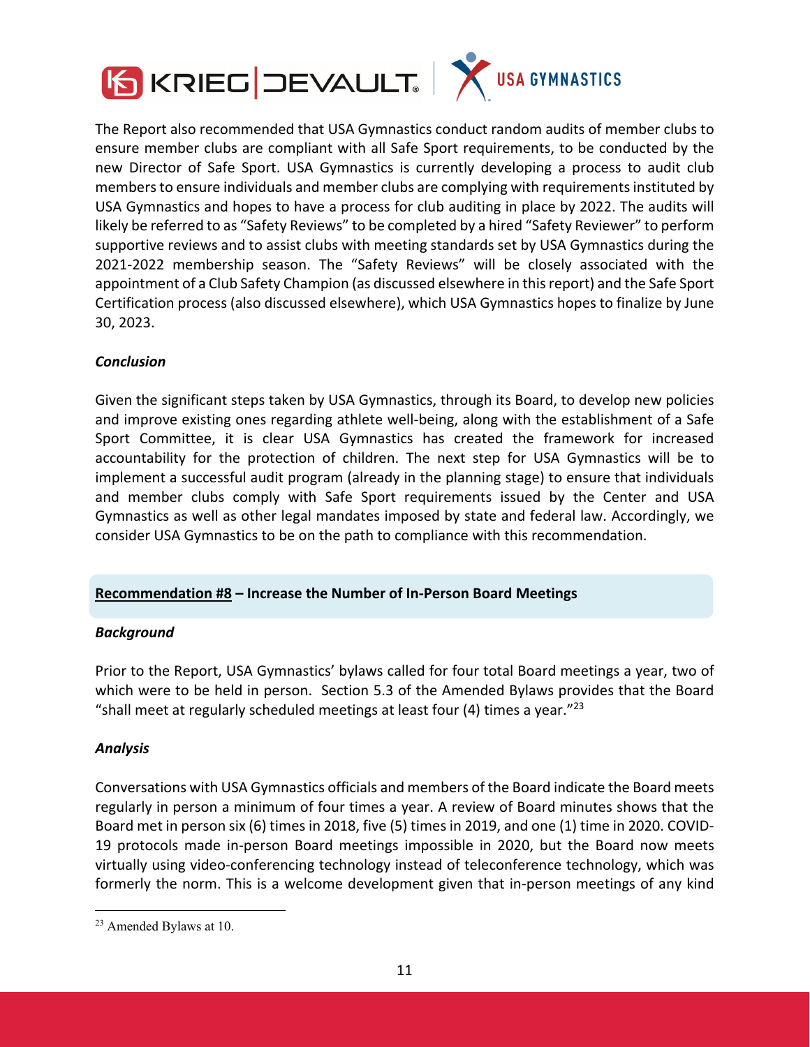The Report also recommended that USA Gymnastics conduct random audits of member clubs to ensure member clubs are compliant with all Safe Sport requirements, to be conducted by the new Director of Safe Sport. USA Gymnastics is currently developing a process to audit club members to ensure individuals and member clubs are complying with requirements instituted by USA Gymnastics and hopes to have a process for club auditing in place by 2022. The audits will likely be referred to as "Safety Reviews" to be completed by a hired "Safety Reviewer" to perform supportive reviews and to assist clubs with meeting standards set by USA Gymnastics during the 2021-2022 membership season. The "Safety Reviews" will be closely associated with the appointment of a Club Safety Champion (as discussed elsewhere in this report) and the Safe Sport Certification process (also discussed elsewhere), which USA Gymnastics hopes to finalize by June 30, 2023.

***Conclusion***

Given the significant steps taken by USA Gymnastics, through its Board, to develop new policies and improve existing ones regarding athlete well-being, along with the establishment of a Safe Sport Committee, it is clear USA Gymnastics has created the framework for increased accountability for the protection of children. The next step for USA Gymnastics will be to implement a successful audit program (already in the planning stage) to ensure that individuals and member clubs comply with Safe Sport requirements issued by the Center and USA Gymnastics as well as other legal mandates imposed by state and federal law. Accordingly, we consider USA Gymnastics to be on the path to compliance with this recommendation.

## **Recommendation #8 – Increase the Number of In-Person Board Meetings**

***Background***

Prior to the Report, USA Gymnastics' bylaws called for four total Board meetings a year, two of which were to be held in person. Section 5.3 of the Amended Bylaws provides that the Board "shall meet at regularly scheduled meetings at least four (4) times a year."[23]

***Analysis***

Conversations with USA Gymnastics officials and members of the Board indicate the Board meets regularly in person a minimum of four times a year. A review of Board minutes shows that the Board met in person six (6) times in 2018, five (5) times in 2019, and one (1) time in 2020. COVID-19 protocols made in-person Board meetings impossible in 2020, but the Board now meets virtually using video-conferencing technology instead of teleconference technology, which was formerly the norm. This is a welcome development given that in-person meetings of any kind

[23] Amended Bylaws at 10.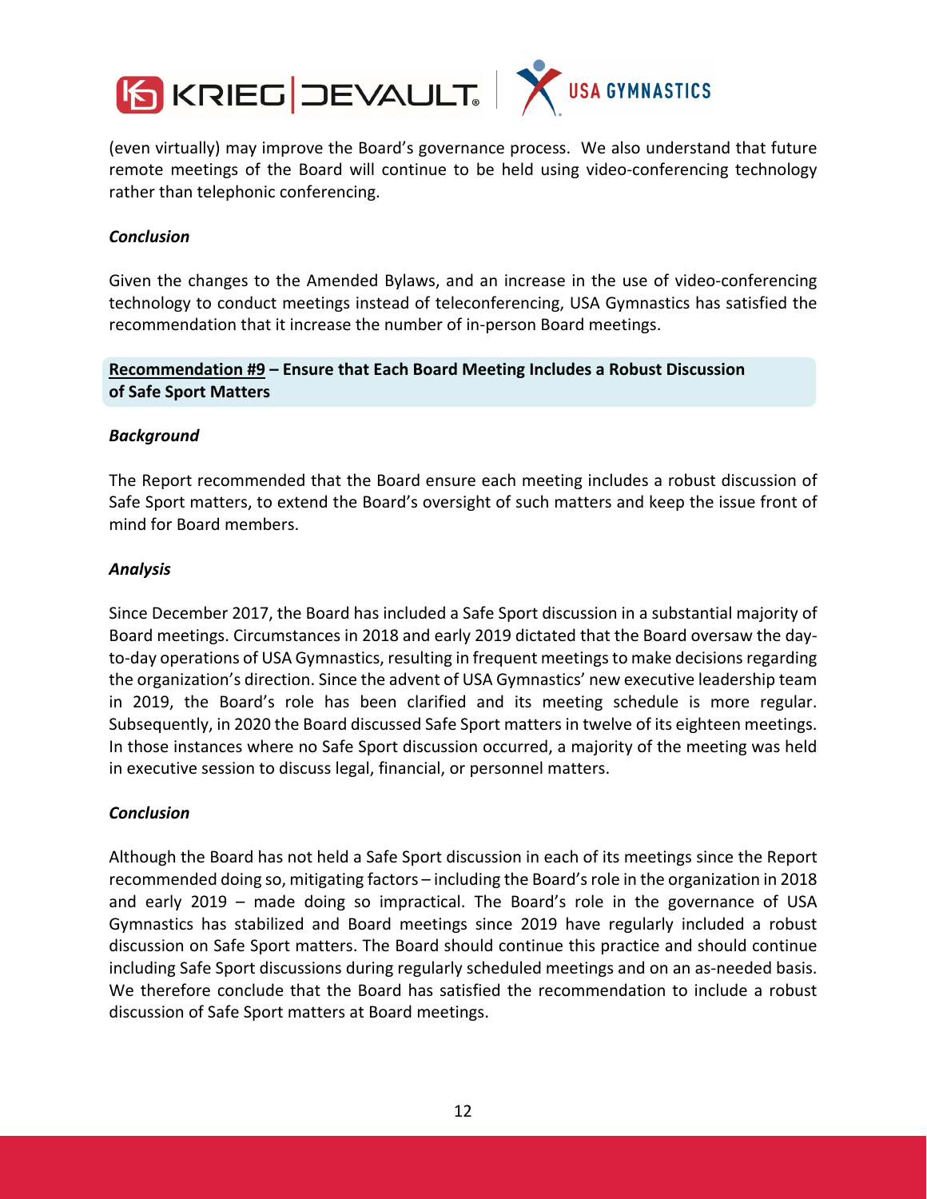(even virtually) may improve the Board's governance process. We also understand that future remote meetings of the Board will continue to be held using video-conferencing technology rather than telephonic conferencing.

***Conclusion***

Given the changes to the Amended Bylaws, and an increase in the use of video-conferencing technology to conduct meetings instead of teleconferencing, USA Gymnastics has satisfied the recommendation that it increase the number of in-person Board meetings.

### <u>Recommendation #9</u> – Ensure that Each Board Meeting Includes a Robust Discussion of Safe Sport Matters

***Background***

The Report recommended that the Board ensure each meeting includes a robust discussion of Safe Sport matters, to extend the Board's oversight of such matters and keep the issue front of mind for Board members.

***Analysis***

Since December 2017, the Board has included a Safe Sport discussion in a substantial majority of Board meetings. Circumstances in 2018 and early 2019 dictated that the Board oversaw the day-to-day operations of USA Gymnastics, resulting in frequent meetings to make decisions regarding the organization's direction. Since the advent of USA Gymnastics' new executive leadership team in 2019, the Board's role has been clarified and its meeting schedule is more regular. Subsequently, in 2020 the Board discussed Safe Sport matters in twelve of its eighteen meetings. In those instances where no Safe Sport discussion occurred, a majority of the meeting was held in executive session to discuss legal, financial, or personnel matters.

***Conclusion***

Although the Board has not held a Safe Sport discussion in each of its meetings since the Report recommended doing so, mitigating factors – including the Board's role in the organization in 2018 and early 2019 – made doing so impractical. The Board's role in the governance of USA Gymnastics has stabilized and Board meetings since 2019 have regularly included a robust discussion on Safe Sport matters. The Board should continue this practice and should continue including Safe Sport discussions during regularly scheduled meetings and on an as-needed basis. We therefore conclude that the Board has satisfied the recommendation to include a robust discussion of Safe Sport matters at Board meetings.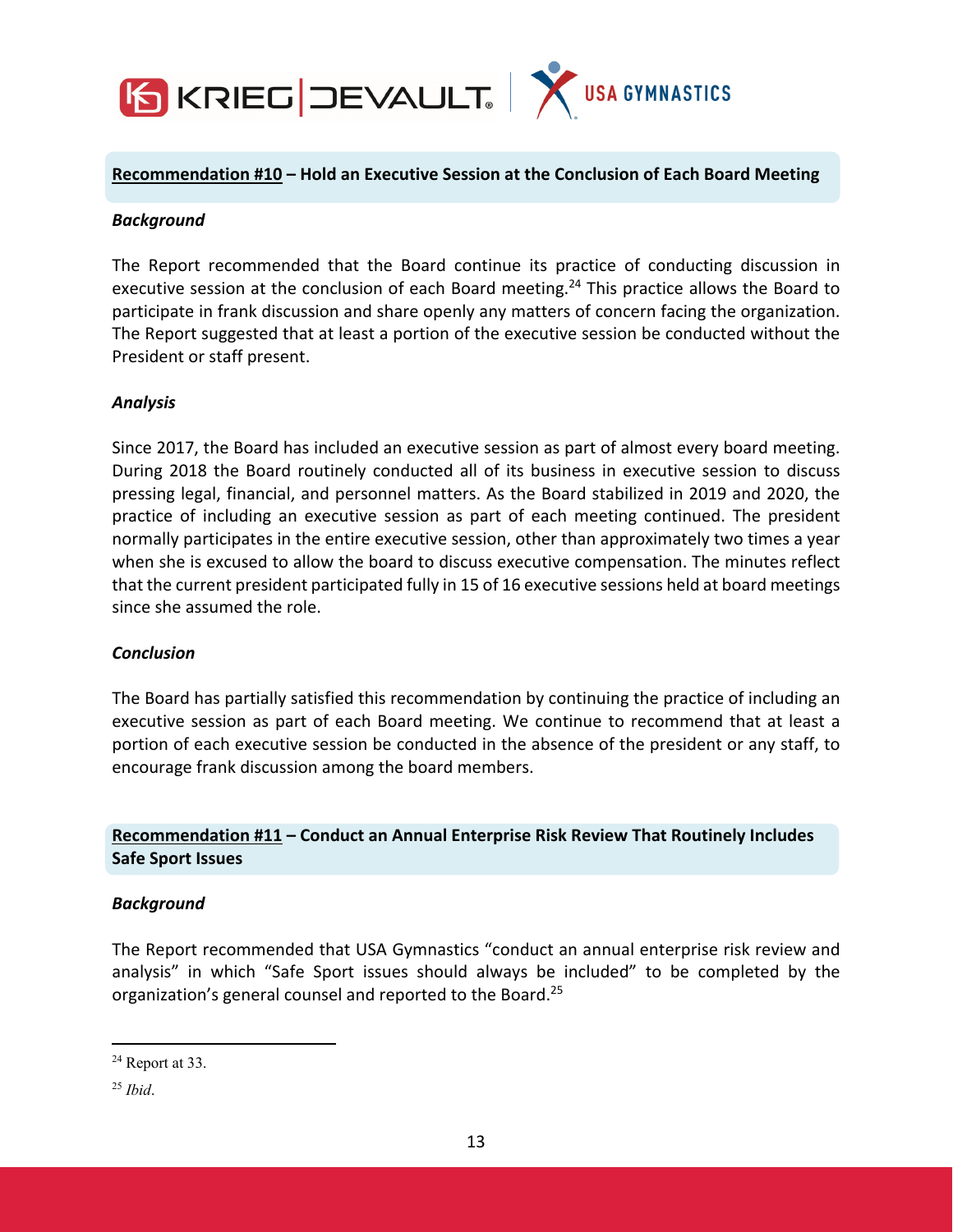**Recommendation #10 – Hold an Executive Session at the Conclusion of Each Board Meeting**

***Background***

The Report recommended that the Board continue its practice of conducting discussion in executive session at the conclusion of each Board meeting.[24] This practice allows the Board to participate in frank discussion and share openly any matters of concern facing the organization. The Report suggested that at least a portion of the executive session be conducted without the President or staff present.

***Analysis***

Since 2017, the Board has included an executive session as part of almost every board meeting. During 2018 the Board routinely conducted all of its business in executive session to discuss pressing legal, financial, and personnel matters. As the Board stabilized in 2019 and 2020, the practice of including an executive session as part of each meeting continued. The president normally participates in the entire executive session, other than approximately two times a year when she is excused to allow the board to discuss executive compensation. The minutes reflect that the current president participated fully in 15 of 16 executive sessions held at board meetings since she assumed the role.

***Conclusion***

The Board has partially satisfied this recommendation by continuing the practice of including an executive session as part of each Board meeting. We continue to recommend that at least a portion of each executive session be conducted in the absence of the president or any staff, to encourage frank discussion among the board members.

**Recommendation #11 – Conduct an Annual Enterprise Risk Review That Routinely Includes Safe Sport Issues**

***Background***

The Report recommended that USA Gymnastics "conduct an annual enterprise risk review and analysis" in which "Safe Sport issues should always be included" to be completed by the organization's general counsel and reported to the Board.[25]

---

[24] Report at 33.

[25] *Ibid*.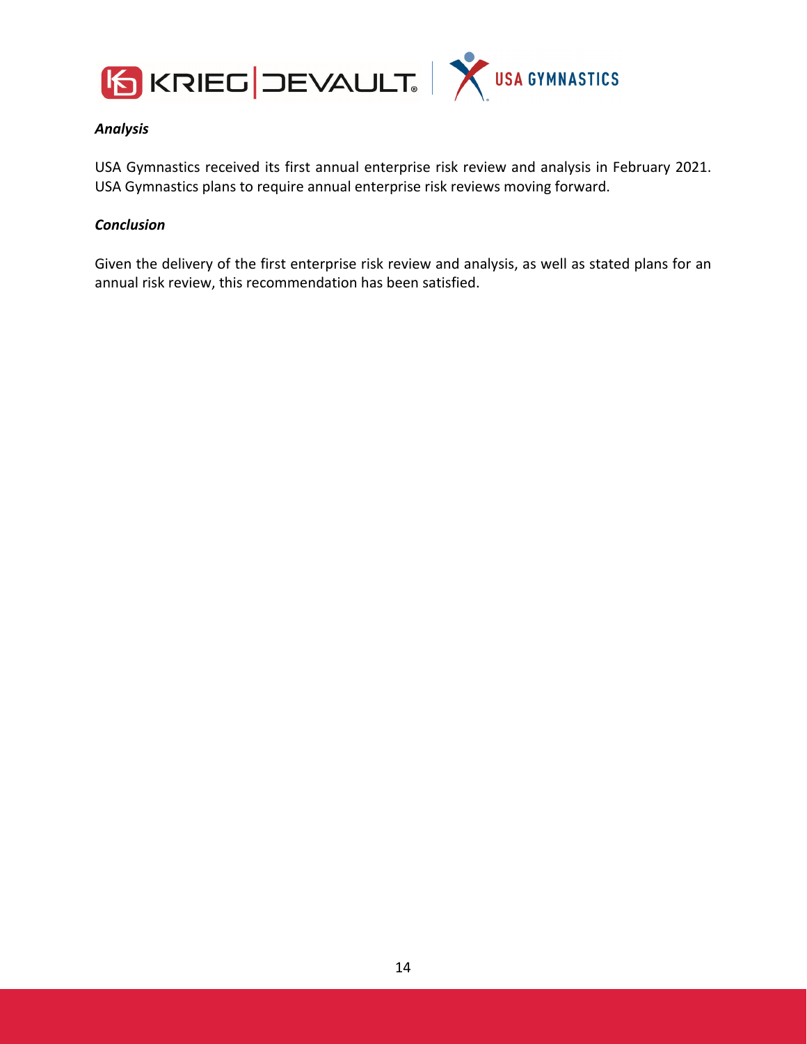***Analysis***

USA Gymnastics received its first annual enterprise risk review and analysis in February 2021. USA Gymnastics plans to require annual enterprise risk reviews moving forward.

***Conclusion***

Given the delivery of the first enterprise risk review and analysis, as well as stated plans for an annual risk review, this recommendation has been satisfied.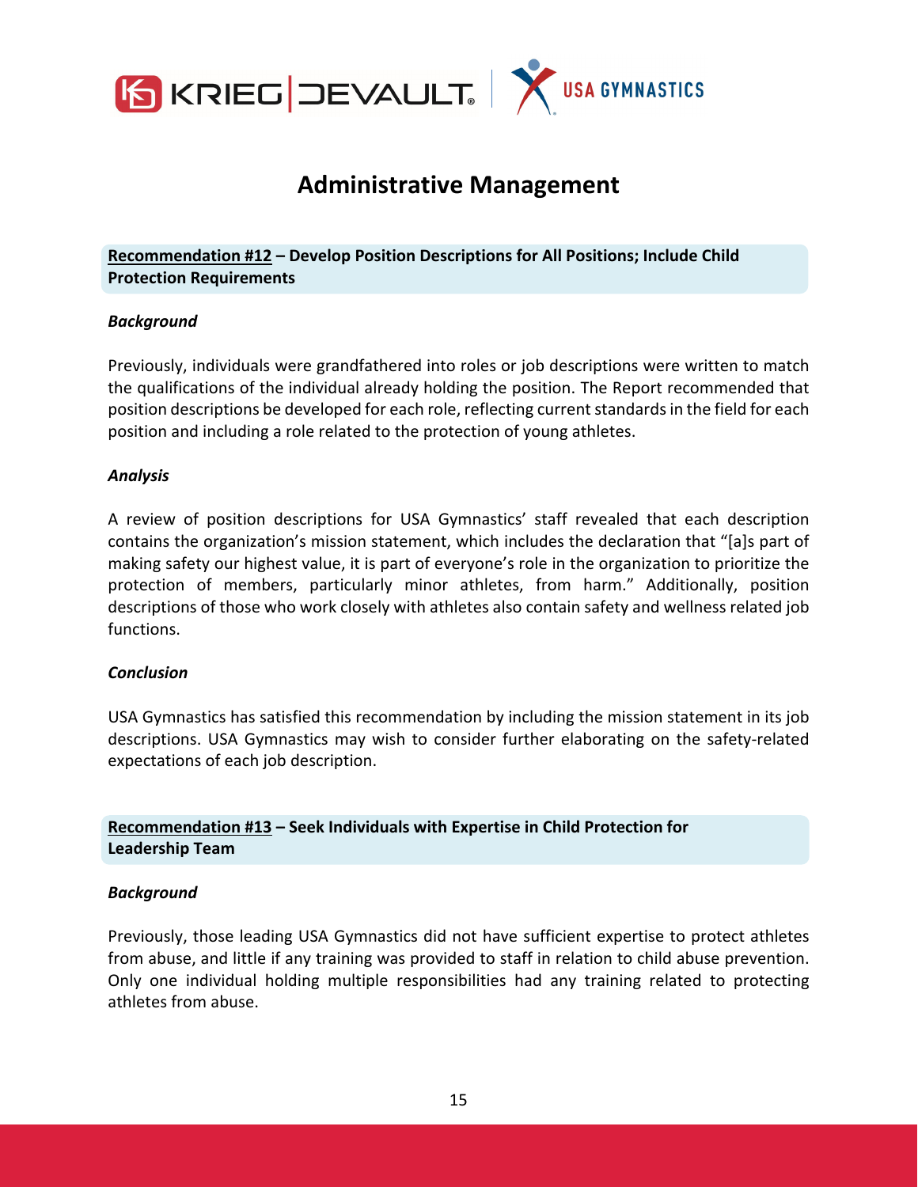# Administrative Management

**<u>Recommendation #12</u> – Develop Position Descriptions for All Positions; Include Child Protection Requirements**

***Background***

Previously, individuals were grandfathered into roles or job descriptions were written to match the qualifications of the individual already holding the position. The Report recommended that position descriptions be developed for each role, reflecting current standards in the field for each position and including a role related to the protection of young athletes.

***Analysis***

A review of position descriptions for USA Gymnastics' staff revealed that each description contains the organization's mission statement, which includes the declaration that "[a]s part of making safety our highest value, it is part of everyone's role in the organization to prioritize the protection of members, particularly minor athletes, from harm." Additionally, position descriptions of those who work closely with athletes also contain safety and wellness related job functions.

***Conclusion***

USA Gymnastics has satisfied this recommendation by including the mission statement in its job descriptions. USA Gymnastics may wish to consider further elaborating on the safety-related expectations of each job description.

**<u>Recommendation #13</u> – Seek Individuals with Expertise in Child Protection for Leadership Team**

***Background***

Previously, those leading USA Gymnastics did not have sufficient expertise to protect athletes from abuse, and little if any training was provided to staff in relation to child abuse prevention. Only one individual holding multiple responsibilities had any training related to protecting athletes from abuse.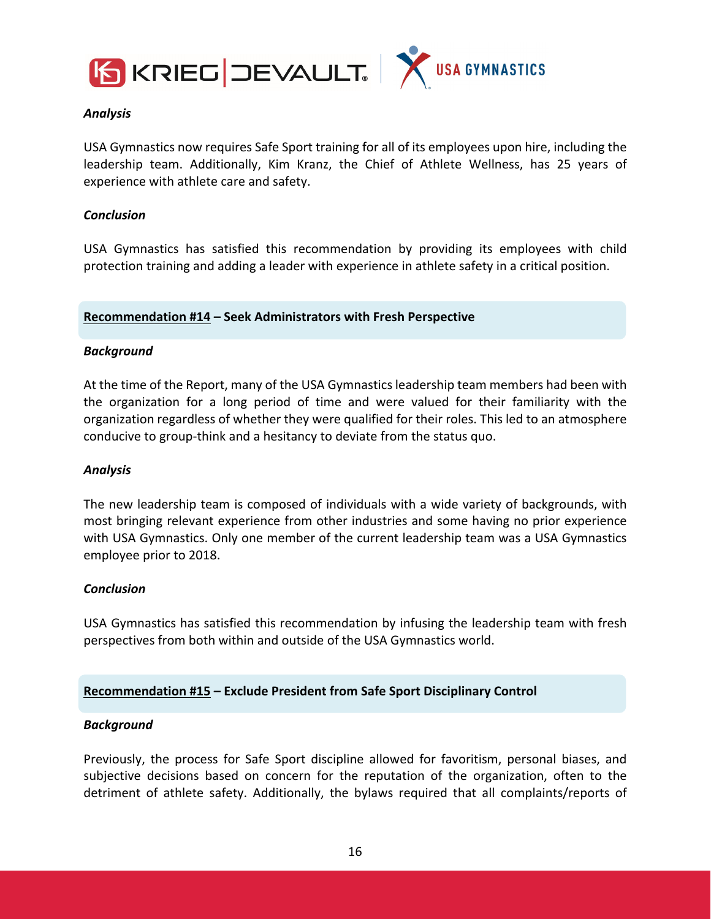***Analysis***

USA Gymnastics now requires Safe Sport training for all of its employees upon hire, including the leadership team. Additionally, Kim Kranz, the Chief of Athlete Wellness, has 25 years of experience with athlete care and safety.

***Conclusion***

USA Gymnastics has satisfied this recommendation by providing its employees with child protection training and adding a leader with experience in athlete safety in a critical position.

### **<u>Recommendation #14</u> – Seek Administrators with Fresh Perspective**

***Background***

At the time of the Report, many of the USA Gymnastics leadership team members had been with the organization for a long period of time and were valued for their familiarity with the organization regardless of whether they were qualified for their roles. This led to an atmosphere conducive to group-think and a hesitancy to deviate from the status quo.

***Analysis***

The new leadership team is composed of individuals with a wide variety of backgrounds, with most bringing relevant experience from other industries and some having no prior experience with USA Gymnastics. Only one member of the current leadership team was a USA Gymnastics employee prior to 2018.

***Conclusion***

USA Gymnastics has satisfied this recommendation by infusing the leadership team with fresh perspectives from both within and outside of the USA Gymnastics world.

### **<u>Recommendation #15</u> – Exclude President from Safe Sport Disciplinary Control**

***Background***

Previously, the process for Safe Sport discipline allowed for favoritism, personal biases, and subjective decisions based on concern for the reputation of the organization, often to the detriment of athlete safety. Additionally, the bylaws required that all complaints/reports of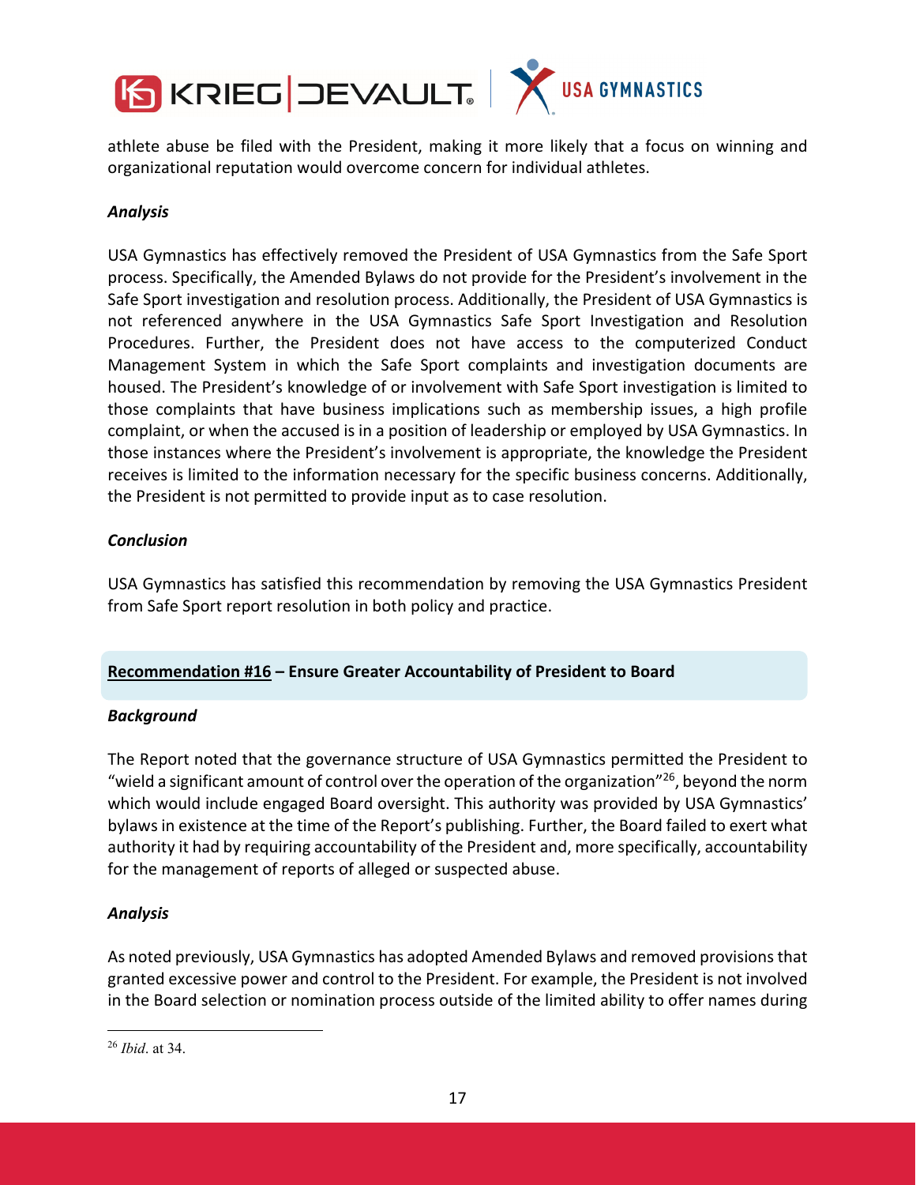athlete abuse be filed with the President, making it more likely that a focus on winning and organizational reputation would overcome concern for individual athletes.

***Analysis***

USA Gymnastics has effectively removed the President of USA Gymnastics from the Safe Sport process. Specifically, the Amended Bylaws do not provide for the President's involvement in the Safe Sport investigation and resolution process. Additionally, the President of USA Gymnastics is not referenced anywhere in the USA Gymnastics Safe Sport Investigation and Resolution Procedures. Further, the President does not have access to the computerized Conduct Management System in which the Safe Sport complaints and investigation documents are housed. The President's knowledge of or involvement with Safe Sport investigation is limited to those complaints that have business implications such as membership issues, a high profile complaint, or when the accused is in a position of leadership or employed by USA Gymnastics. In those instances where the President's involvement is appropriate, the knowledge the President receives is limited to the information necessary for the specific business concerns. Additionally, the President is not permitted to provide input as to case resolution.

***Conclusion***

USA Gymnastics has satisfied this recommendation by removing the USA Gymnastics President from Safe Sport report resolution in both policy and practice.

**<u>Recommendation #16</u> – Ensure Greater Accountability of President to Board**

***Background***

The Report noted that the governance structure of USA Gymnastics permitted the President to "wield a significant amount of control over the operation of the organization"[26], beyond the norm which would include engaged Board oversight. This authority was provided by USA Gymnastics' bylaws in existence at the time of the Report's publishing. Further, the Board failed to exert what authority it had by requiring accountability of the President and, more specifically, accountability for the management of reports of alleged or suspected abuse.

***Analysis***

As noted previously, USA Gymnastics has adopted Amended Bylaws and removed provisions that granted excessive power and control to the President. For example, the President is not involved in the Board selection or nomination process outside of the limited ability to offer names during

[26] *Ibid*. at 34.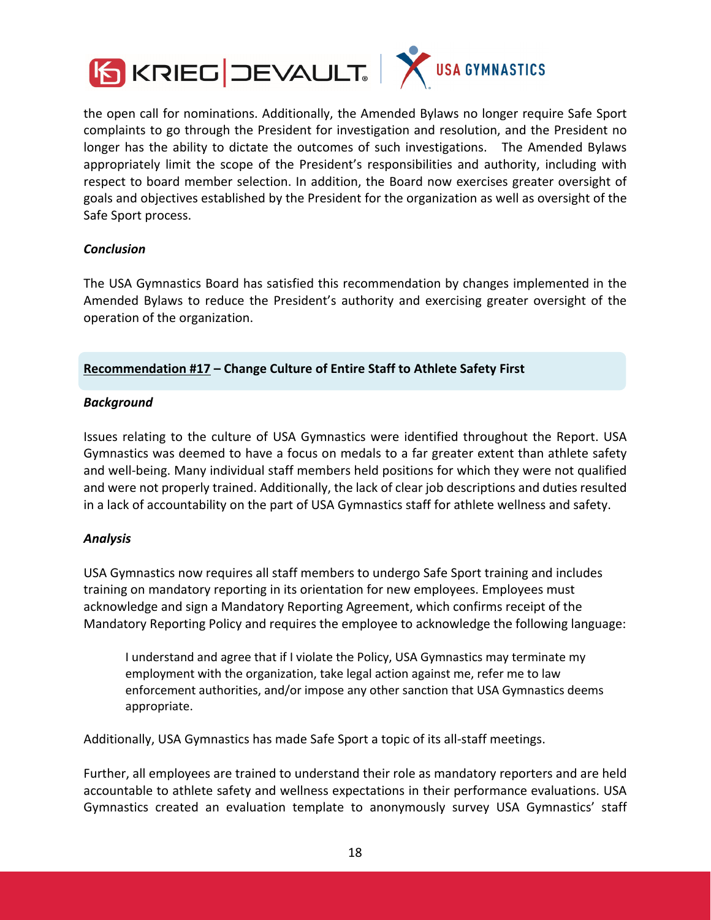the open call for nominations. Additionally, the Amended Bylaws no longer require Safe Sport complaints to go through the President for investigation and resolution, and the President no longer has the ability to dictate the outcomes of such investigations. The Amended Bylaws appropriately limit the scope of the President's responsibilities and authority, including with respect to board member selection. In addition, the Board now exercises greater oversight of goals and objectives established by the President for the organization as well as oversight of the Safe Sport process.

***Conclusion***

The USA Gymnastics Board has satisfied this recommendation by changes implemented in the Amended Bylaws to reduce the President's authority and exercising greater oversight of the operation of the organization.

## Recommendation #17 – Change Culture of Entire Staff to Athlete Safety First

***Background***

Issues relating to the culture of USA Gymnastics were identified throughout the Report. USA Gymnastics was deemed to have a focus on medals to a far greater extent than athlete safety and well-being. Many individual staff members held positions for which they were not qualified and were not properly trained. Additionally, the lack of clear job descriptions and duties resulted in a lack of accountability on the part of USA Gymnastics staff for athlete wellness and safety.

***Analysis***

USA Gymnastics now requires all staff members to undergo Safe Sport training and includes training on mandatory reporting in its orientation for new employees. Employees must acknowledge and sign a Mandatory Reporting Agreement, which confirms receipt of the Mandatory Reporting Policy and requires the employee to acknowledge the following language:

> I understand and agree that if I violate the Policy, USA Gymnastics may terminate my employment with the organization, take legal action against me, refer me to law enforcement authorities, and/or impose any other sanction that USA Gymnastics deems appropriate.

Additionally, USA Gymnastics has made Safe Sport a topic of its all-staff meetings.

Further, all employees are trained to understand their role as mandatory reporters and are held accountable to athlete safety and wellness expectations in their performance evaluations. USA Gymnastics created an evaluation template to anonymously survey USA Gymnastics' staff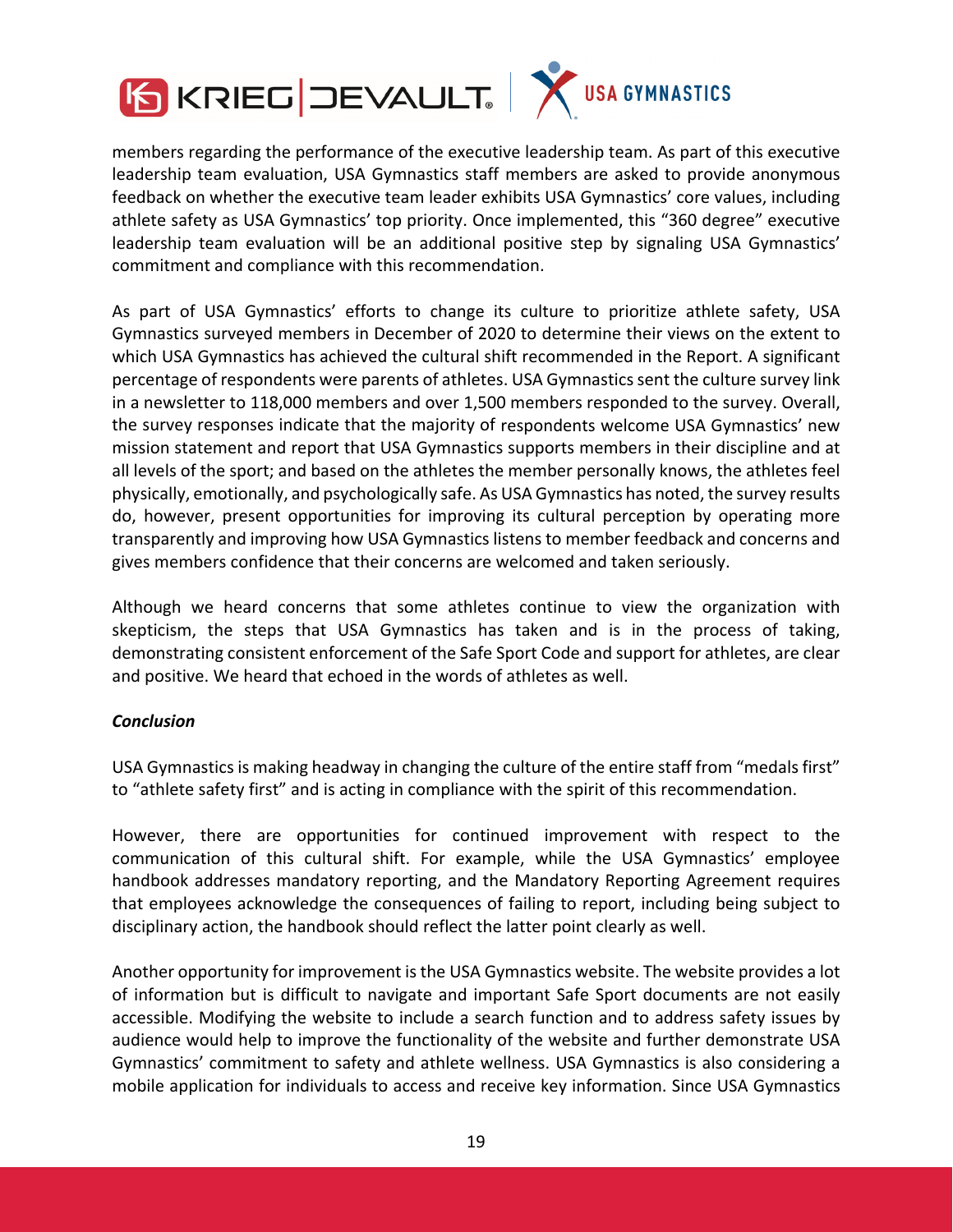members regarding the performance of the executive leadership team. As part of this executive leadership team evaluation, USA Gymnastics staff members are asked to provide anonymous feedback on whether the executive team leader exhibits USA Gymnastics' core values, including athlete safety as USA Gymnastics' top priority. Once implemented, this "360 degree" executive leadership team evaluation will be an additional positive step by signaling USA Gymnastics' commitment and compliance with this recommendation.

As part of USA Gymnastics' efforts to change its culture to prioritize athlete safety, USA Gymnastics surveyed members in December of 2020 to determine their views on the extent to which USA Gymnastics has achieved the cultural shift recommended in the Report. A significant percentage of respondents were parents of athletes. USA Gymnastics sent the culture survey link in a newsletter to 118,000 members and over 1,500 members responded to the survey. Overall, the survey responses indicate that the majority of respondents welcome USA Gymnastics' new mission statement and report that USA Gymnastics supports members in their discipline and at all levels of the sport; and based on the athletes the member personally knows, the athletes feel physically, emotionally, and psychologically safe. As USA Gymnastics has noted, the survey results do, however, present opportunities for improving its cultural perception by operating more transparently and improving how USA Gymnastics listens to member feedback and concerns and gives members confidence that their concerns are welcomed and taken seriously.

Although we heard concerns that some athletes continue to view the organization with skepticism, the steps that USA Gymnastics has taken and is in the process of taking, demonstrating consistent enforcement of the Safe Sport Code and support for athletes, are clear and positive. We heard that echoed in the words of athletes as well.

***Conclusion***

USA Gymnastics is making headway in changing the culture of the entire staff from "medals first" to "athlete safety first" and is acting in compliance with the spirit of this recommendation.

However, there are opportunities for continued improvement with respect to the communication of this cultural shift. For example, while the USA Gymnastics' employee handbook addresses mandatory reporting, and the Mandatory Reporting Agreement requires that employees acknowledge the consequences of failing to report, including being subject to disciplinary action, the handbook should reflect the latter point clearly as well.

Another opportunity for improvement is the USA Gymnastics website. The website provides a lot of information but is difficult to navigate and important Safe Sport documents are not easily accessible. Modifying the website to include a search function and to address safety issues by audience would help to improve the functionality of the website and further demonstrate USA Gymnastics' commitment to safety and athlete wellness. USA Gymnastics is also considering a mobile application for individuals to access and receive key information. Since USA Gymnastics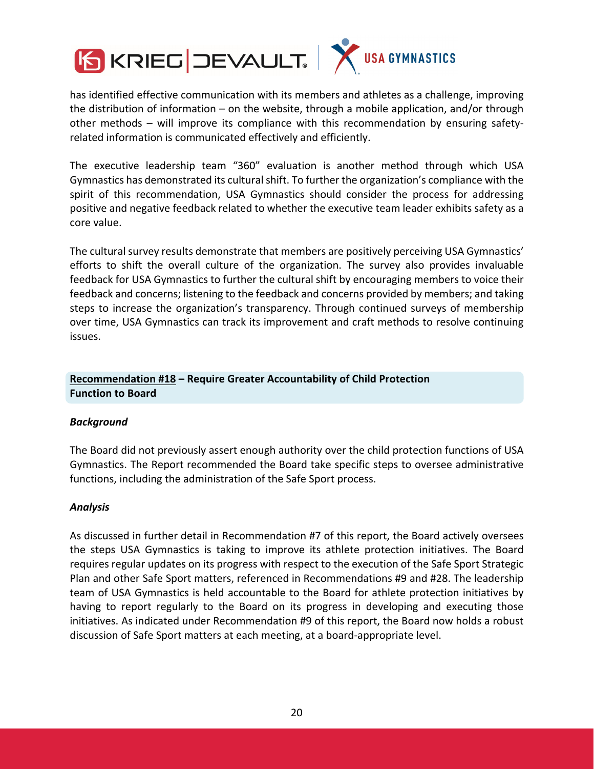has identified effective communication with its members and athletes as a challenge, improving the distribution of information – on the website, through a mobile application, and/or through other methods – will improve its compliance with this recommendation by ensuring safety-related information is communicated effectively and efficiently.

The executive leadership team "360" evaluation is another method through which USA Gymnastics has demonstrated its cultural shift. To further the organization's compliance with the spirit of this recommendation, USA Gymnastics should consider the process for addressing positive and negative feedback related to whether the executive team leader exhibits safety as a core value.

The cultural survey results demonstrate that members are positively perceiving USA Gymnastics' efforts to shift the overall culture of the organization. The survey also provides invaluable feedback for USA Gymnastics to further the cultural shift by encouraging members to voice their feedback and concerns; listening to the feedback and concerns provided by members; and taking steps to increase the organization's transparency. Through continued surveys of membership over time, USA Gymnastics can track its improvement and craft methods to resolve continuing issues.

## Recommendation #18 – Require Greater Accountability of Child Protection Function to Board

### *Background*

The Board did not previously assert enough authority over the child protection functions of USA Gymnastics. The Report recommended the Board take specific steps to oversee administrative functions, including the administration of the Safe Sport process.

### *Analysis*

As discussed in further detail in Recommendation #7 of this report, the Board actively oversees the steps USA Gymnastics is taking to improve its athlete protection initiatives. The Board requires regular updates on its progress with respect to the execution of the Safe Sport Strategic Plan and other Safe Sport matters, referenced in Recommendations #9 and #28. The leadership team of USA Gymnastics is held accountable to the Board for athlete protection initiatives by having to report regularly to the Board on its progress in developing and executing those initiatives. As indicated under Recommendation #9 of this report, the Board now holds a robust discussion of Safe Sport matters at each meeting, at a board-appropriate level.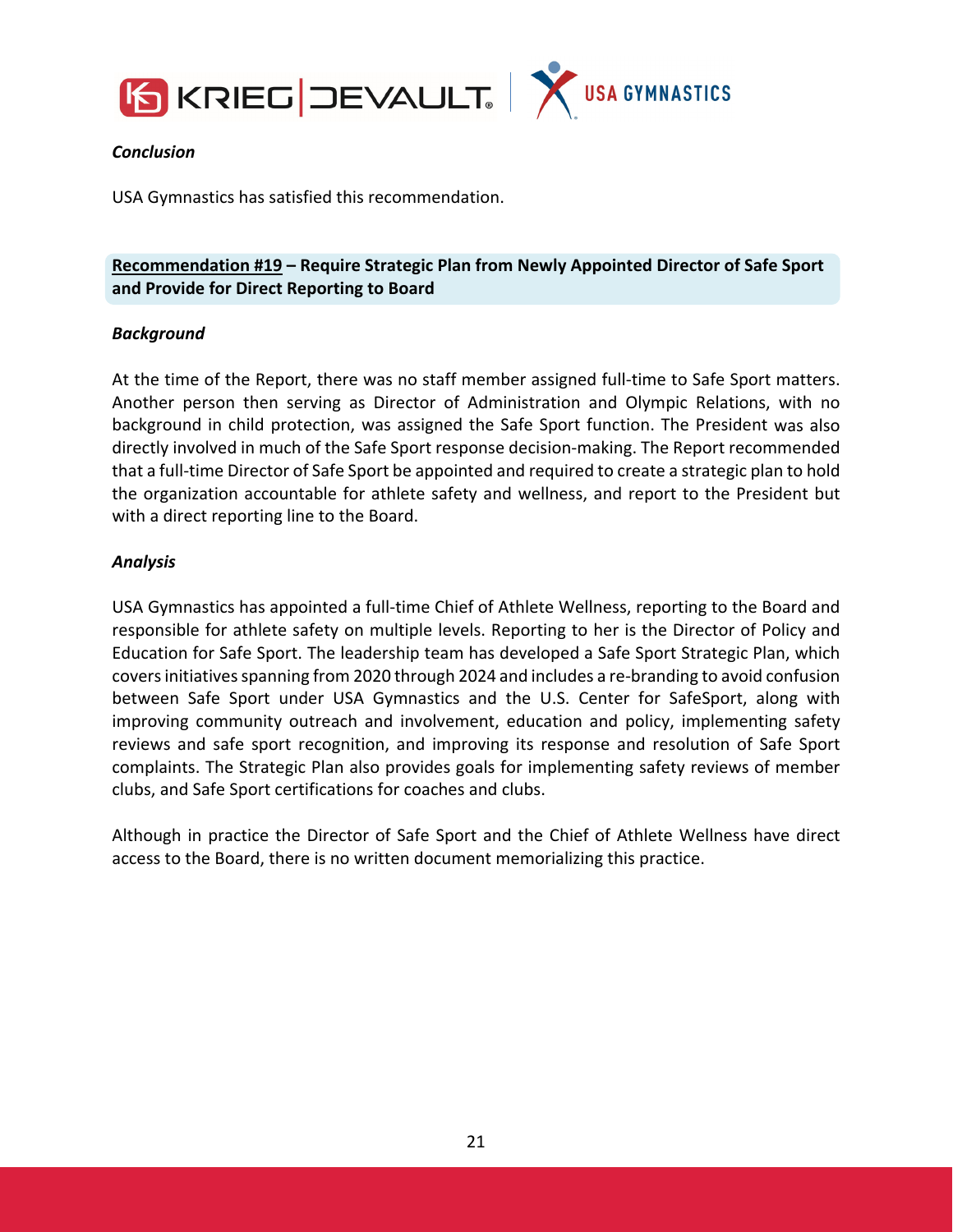***Conclusion***

USA Gymnastics has satisfied this recommendation.

**Recommendation #19 – Require Strategic Plan from Newly Appointed Director of Safe Sport and Provide for Direct Reporting to Board**

***Background***

At the time of the Report, there was no staff member assigned full-time to Safe Sport matters. Another person then serving as Director of Administration and Olympic Relations, with no background in child protection, was assigned the Safe Sport function. The President was also directly involved in much of the Safe Sport response decision-making. The Report recommended that a full-time Director of Safe Sport be appointed and required to create a strategic plan to hold the organization accountable for athlete safety and wellness, and report to the President but with a direct reporting line to the Board.

***Analysis***

USA Gymnastics has appointed a full-time Chief of Athlete Wellness, reporting to the Board and responsible for athlete safety on multiple levels. Reporting to her is the Director of Policy and Education for Safe Sport. The leadership team has developed a Safe Sport Strategic Plan, which covers initiatives spanning from 2020 through 2024 and includes a re-branding to avoid confusion between Safe Sport under USA Gymnastics and the U.S. Center for SafeSport, along with improving community outreach and involvement, education and policy, implementing safety reviews and safe sport recognition, and improving its response and resolution of Safe Sport complaints. The Strategic Plan also provides goals for implementing safety reviews of member clubs, and Safe Sport certifications for coaches and clubs.

Although in practice the Director of Safe Sport and the Chief of Athlete Wellness have direct access to the Board, there is no written document memorializing this practice.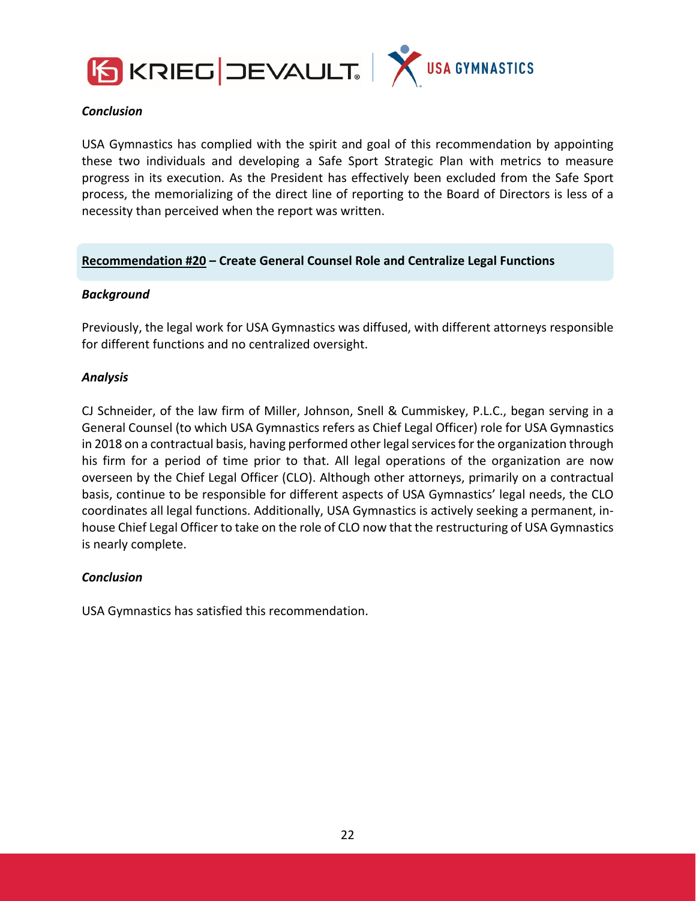***Conclusion***

USA Gymnastics has complied with the spirit and goal of this recommendation by appointing these two individuals and developing a Safe Sport Strategic Plan with metrics to measure progress in its execution. As the President has effectively been excluded from the Safe Sport process, the memorializing of the direct line of reporting to the Board of Directors is less of a necessity than perceived when the report was written.

## Recommendation #20 – Create General Counsel Role and Centralize Legal Functions

***Background***

Previously, the legal work for USA Gymnastics was diffused, with different attorneys responsible for different functions and no centralized oversight.

***Analysis***

CJ Schneider, of the law firm of Miller, Johnson, Snell & Cummiskey, P.L.C., began serving in a General Counsel (to which USA Gymnastics refers as Chief Legal Officer) role for USA Gymnastics in 2018 on a contractual basis, having performed other legal services for the organization through his firm for a period of time prior to that. All legal operations of the organization are now overseen by the Chief Legal Officer (CLO). Although other attorneys, primarily on a contractual basis, continue to be responsible for different aspects of USA Gymnastics' legal needs, the CLO coordinates all legal functions. Additionally, USA Gymnastics is actively seeking a permanent, in-house Chief Legal Officer to take on the role of CLO now that the restructuring of USA Gymnastics is nearly complete.

***Conclusion***

USA Gymnastics has satisfied this recommendation.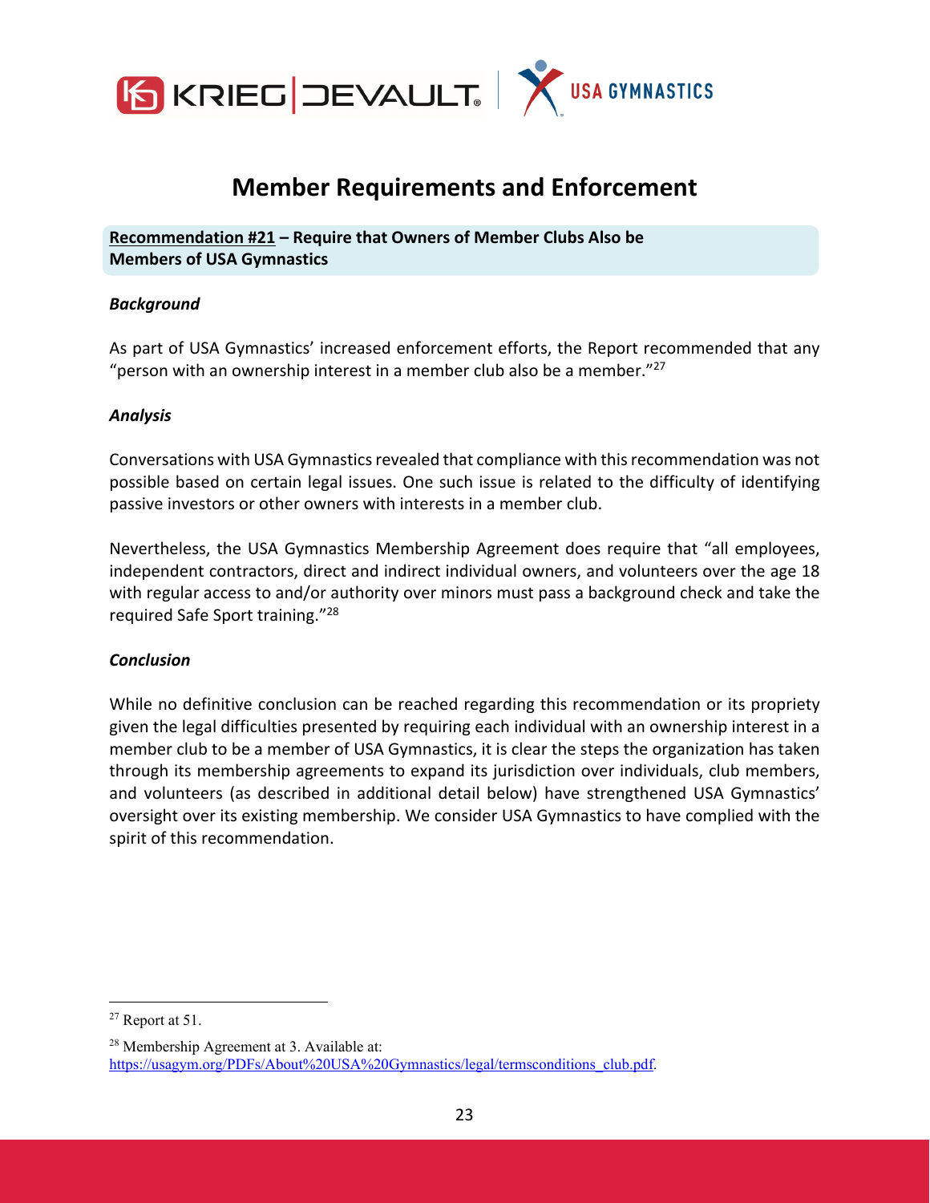# Member Requirements and Enforcement

**Recommendation #21 – Require that Owners of Member Clubs Also be Members of USA Gymnastics**

### *Background*

As part of USA Gymnastics' increased enforcement efforts, the Report recommended that any "person with an ownership interest in a member club also be a member."[27]

### *Analysis*

Conversations with USA Gymnastics revealed that compliance with this recommendation was not possible based on certain legal issues. One such issue is related to the difficulty of identifying passive investors or other owners with interests in a member club.

Nevertheless, the USA Gymnastics Membership Agreement does require that "all employees, independent contractors, direct and indirect individual owners, and volunteers over the age 18 with regular access to and/or authority over minors must pass a background check and take the required Safe Sport training."[28]

### *Conclusion*

While no definitive conclusion can be reached regarding this recommendation or its propriety given the legal difficulties presented by requiring each individual with an ownership interest in a member club to be a member of USA Gymnastics, it is clear the steps the organization has taken through its membership agreements to expand its jurisdiction over individuals, club members, and volunteers (as described in additional detail below) have strengthened USA Gymnastics' oversight over its existing membership. We consider USA Gymnastics to have complied with the spirit of this recommendation.

---

[27] Report at 51.

[28] Membership Agreement at 3. Available at: https://usagym.org/PDFs/About%20USA%20Gymnastics/legal/termsconditions_club.pdf.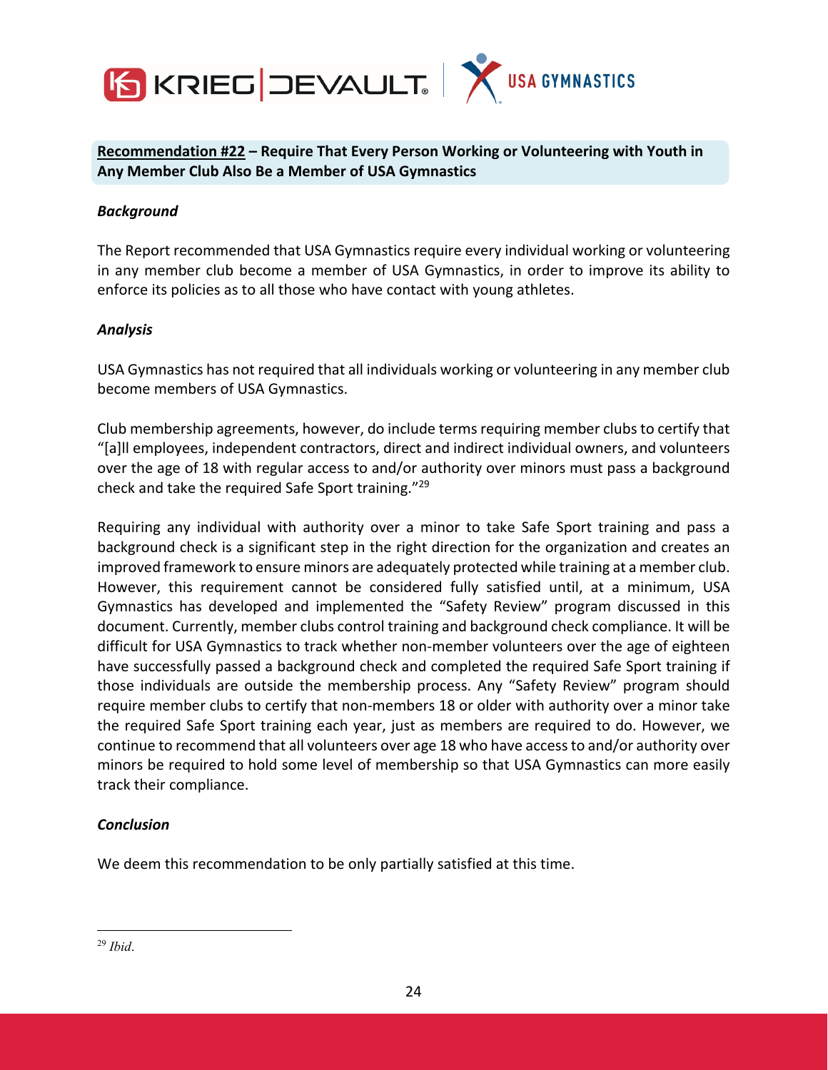**Recommendation #22 – Require That Every Person Working or Volunteering with Youth in Any Member Club Also Be a Member of USA Gymnastics**

***Background***

The Report recommended that USA Gymnastics require every individual working or volunteering in any member club become a member of USA Gymnastics, in order to improve its ability to enforce its policies as to all those who have contact with young athletes.

***Analysis***

USA Gymnastics has not required that all individuals working or volunteering in any member club become members of USA Gymnastics.

Club membership agreements, however, do include terms requiring member clubs to certify that "[a]ll employees, independent contractors, direct and indirect individual owners, and volunteers over the age of 18 with regular access to and/or authority over minors must pass a background check and take the required Safe Sport training."[29]

Requiring any individual with authority over a minor to take Safe Sport training and pass a background check is a significant step in the right direction for the organization and creates an improved framework to ensure minors are adequately protected while training at a member club. However, this requirement cannot be considered fully satisfied until, at a minimum, USA Gymnastics has developed and implemented the "Safety Review" program discussed in this document. Currently, member clubs control training and background check compliance. It will be difficult for USA Gymnastics to track whether non-member volunteers over the age of eighteen have successfully passed a background check and completed the required Safe Sport training if those individuals are outside the membership process. Any "Safety Review" program should require member clubs to certify that non-members 18 or older with authority over a minor take the required Safe Sport training each year, just as members are required to do. However, we continue to recommend that all volunteers over age 18 who have access to and/or authority over minors be required to hold some level of membership so that USA Gymnastics can more easily track their compliance.

***Conclusion***

We deem this recommendation to be only partially satisfied at this time.

---

[29] *Ibid*.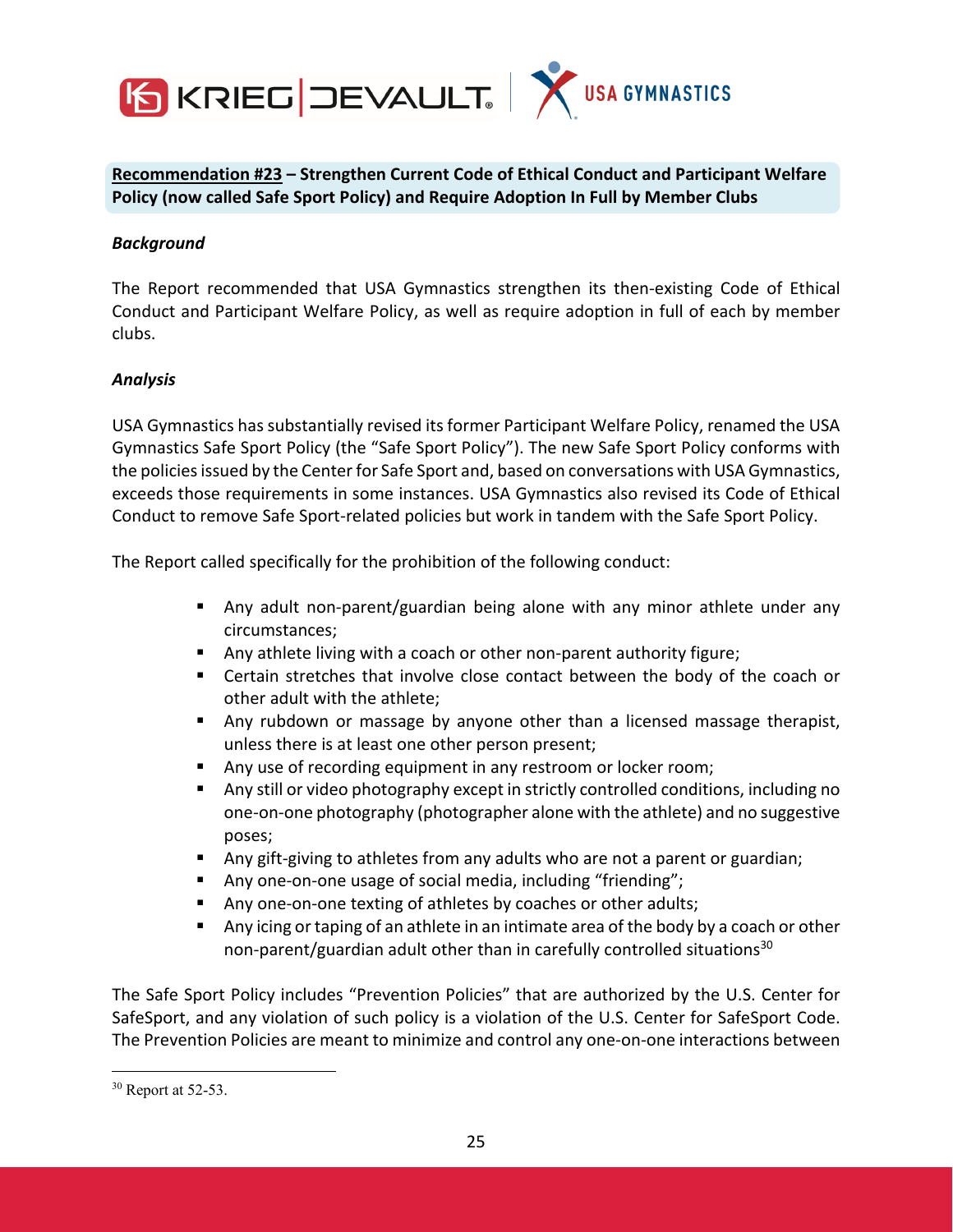**Recommendation #23 – Strengthen Current Code of Ethical Conduct and Participant Welfare Policy (now called Safe Sport Policy) and Require Adoption In Full by Member Clubs**

***Background***

The Report recommended that USA Gymnastics strengthen its then-existing Code of Ethical Conduct and Participant Welfare Policy, as well as require adoption in full of each by member clubs.

***Analysis***

USA Gymnastics has substantially revised its former Participant Welfare Policy, renamed the USA Gymnastics Safe Sport Policy (the "Safe Sport Policy"). The new Safe Sport Policy conforms with the policies issued by the Center for Safe Sport and, based on conversations with USA Gymnastics, exceeds those requirements in some instances. USA Gymnastics also revised its Code of Ethical Conduct to remove Safe Sport-related policies but work in tandem with the Safe Sport Policy.

The Report called specifically for the prohibition of the following conduct:

- Any adult non-parent/guardian being alone with any minor athlete under any circumstances;
- Any athlete living with a coach or other non-parent authority figure;
- Certain stretches that involve close contact between the body of the coach or other adult with the athlete;
- Any rubdown or massage by anyone other than a licensed massage therapist, unless there is at least one other person present;
- Any use of recording equipment in any restroom or locker room;
- Any still or video photography except in strictly controlled conditions, including no one-on-one photography (photographer alone with the athlete) and no suggestive poses;
- Any gift-giving to athletes from any adults who are not a parent or guardian;
- Any one-on-one usage of social media, including "friending";
- Any one-on-one texting of athletes by coaches or other adults;
- Any icing or taping of an athlete in an intimate area of the body by a coach or other non-parent/guardian adult other than in carefully controlled situations[30]

The Safe Sport Policy includes "Prevention Policies" that are authorized by the U.S. Center for SafeSport, and any violation of such policy is a violation of the U.S. Center for SafeSport Code. The Prevention Policies are meant to minimize and control any one-on-one interactions between

---

[30] Report at 52-53.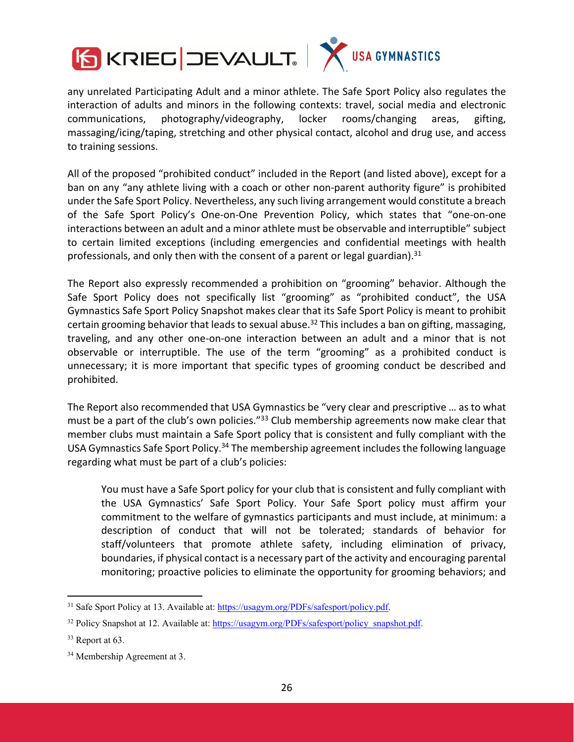any unrelated Participating Adult and a minor athlete. The Safe Sport Policy also regulates the interaction of adults and minors in the following contexts: travel, social media and electronic communications, photography/videography, locker rooms/changing areas, gifting, massaging/icing/taping, stretching and other physical contact, alcohol and drug use, and access to training sessions.

All of the proposed "prohibited conduct" included in the Report (and listed above), except for a ban on any "any athlete living with a coach or other non-parent authority figure" is prohibited under the Safe Sport Policy. Nevertheless, any such living arrangement would constitute a breach of the Safe Sport Policy's One-on-One Prevention Policy, which states that "one-on-one interactions between an adult and a minor athlete must be observable and interruptible" subject to certain limited exceptions (including emergencies and confidential meetings with health professionals, and only then with the consent of a parent or legal guardian).[31]

The Report also expressly recommended a prohibition on "grooming" behavior. Although the Safe Sport Policy does not specifically list "grooming" as "prohibited conduct", the USA Gymnastics Safe Sport Policy Snapshot makes clear that its Safe Sport Policy is meant to prohibit certain grooming behavior that leads to sexual abuse.[32] This includes a ban on gifting, massaging, traveling, and any other one-on-one interaction between an adult and a minor that is not observable or interruptible. The use of the term "grooming" as a prohibited conduct is unnecessary; it is more important that specific types of grooming conduct be described and prohibited.

The Report also recommended that USA Gymnastics be "very clear and prescriptive … as to what must be a part of the club's own policies."[33] Club membership agreements now make clear that member clubs must maintain a Safe Sport policy that is consistent and fully compliant with the USA Gymnastics Safe Sport Policy.[34] The membership agreement includes the following language regarding what must be part of a club's policies:

> You must have a Safe Sport policy for your club that is consistent and fully compliant with the USA Gymnastics' Safe Sport Policy. Your Safe Sport policy must affirm your commitment to the welfare of gymnastics participants and must include, at minimum: a description of conduct that will not be tolerated; standards of behavior for staff/volunteers that promote athlete safety, including elimination of privacy, boundaries, if physical contact is a necessary part of the activity and encouraging parental monitoring; proactive policies to eliminate the opportunity for grooming behaviors; and

---

[31] Safe Sport Policy at 13. Available at: https://usagym.org/PDFs/safesport/policy.pdf.

[32] Policy Snapshot at 12. Available at: https://usagym.org/PDFs/safesport/policy_snapshot.pdf.

[33] Report at 63.

[34] Membership Agreement at 3.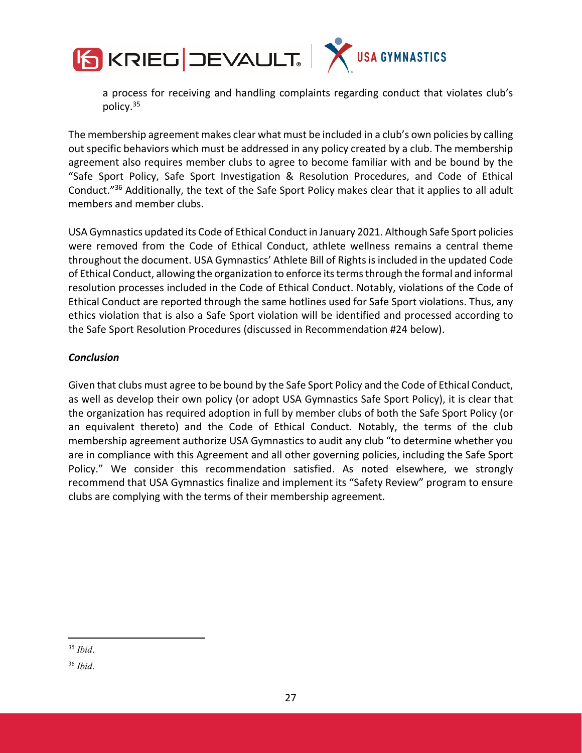a process for receiving and handling complaints regarding conduct that violates club's policy.[35]

The membership agreement makes clear what must be included in a club's own policies by calling out specific behaviors which must be addressed in any policy created by a club. The membership agreement also requires member clubs to agree to become familiar with and be bound by the "Safe Sport Policy, Safe Sport Investigation & Resolution Procedures, and Code of Ethical Conduct."[36] Additionally, the text of the Safe Sport Policy makes clear that it applies to all adult members and member clubs.

USA Gymnastics updated its Code of Ethical Conduct in January 2021. Although Safe Sport policies were removed from the Code of Ethical Conduct, athlete wellness remains a central theme throughout the document. USA Gymnastics' Athlete Bill of Rights is included in the updated Code of Ethical Conduct, allowing the organization to enforce its terms through the formal and informal resolution processes included in the Code of Ethical Conduct. Notably, violations of the Code of Ethical Conduct are reported through the same hotlines used for Safe Sport violations. Thus, any ethics violation that is also a Safe Sport violation will be identified and processed according to the Safe Sport Resolution Procedures (discussed in Recommendation #24 below).

***Conclusion***

Given that clubs must agree to be bound by the Safe Sport Policy and the Code of Ethical Conduct, as well as develop their own policy (or adopt USA Gymnastics Safe Sport Policy), it is clear that the organization has required adoption in full by member clubs of both the Safe Sport Policy (or an equivalent thereto) and the Code of Ethical Conduct. Notably, the terms of the club membership agreement authorize USA Gymnastics to audit any club "to determine whether you are in compliance with this Agreement and all other governing policies, including the Safe Sport Policy." We consider this recommendation satisfied. As noted elsewhere, we strongly recommend that USA Gymnastics finalize and implement its "Safety Review" program to ensure clubs are complying with the terms of their membership agreement.

[35] *Ibid*.

[36] *Ibid*.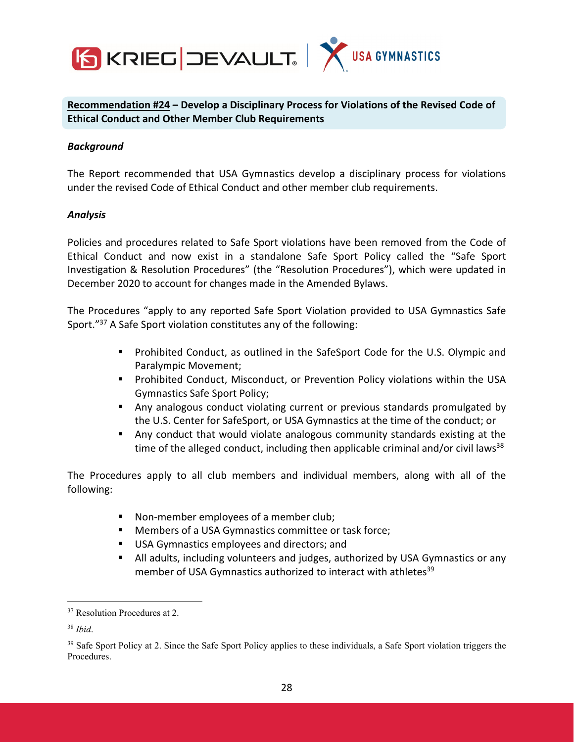**Recommendation #24 – Develop a Disciplinary Process for Violations of the Revised Code of Ethical Conduct and Other Member Club Requirements**

***Background***

The Report recommended that USA Gymnastics develop a disciplinary process for violations under the revised Code of Ethical Conduct and other member club requirements.

***Analysis***

Policies and procedures related to Safe Sport violations have been removed from the Code of Ethical Conduct and now exist in a standalone Safe Sport Policy called the "Safe Sport Investigation & Resolution Procedures" (the "Resolution Procedures"), which were updated in December 2020 to account for changes made in the Amended Bylaws.

The Procedures "apply to any reported Safe Sport Violation provided to USA Gymnastics Safe Sport."[37] A Safe Sport violation constitutes any of the following:

- Prohibited Conduct, as outlined in the SafeSport Code for the U.S. Olympic and Paralympic Movement;
- Prohibited Conduct, Misconduct, or Prevention Policy violations within the USA Gymnastics Safe Sport Policy;
- Any analogous conduct violating current or previous standards promulgated by the U.S. Center for SafeSport, or USA Gymnastics at the time of the conduct; or
- Any conduct that would violate analogous community standards existing at the time of the alleged conduct, including then applicable criminal and/or civil laws[38]

The Procedures apply to all club members and individual members, along with all of the following:

- Non-member employees of a member club;
- Members of a USA Gymnastics committee or task force;
- USA Gymnastics employees and directors; and
- All adults, including volunteers and judges, authorized by USA Gymnastics or any member of USA Gymnastics authorized to interact with athletes[39]

---

[37] Resolution Procedures at 2.

[38] *Ibid*.

[39] Safe Sport Policy at 2. Since the Safe Sport Policy applies to these individuals, a Safe Sport violation triggers the Procedures.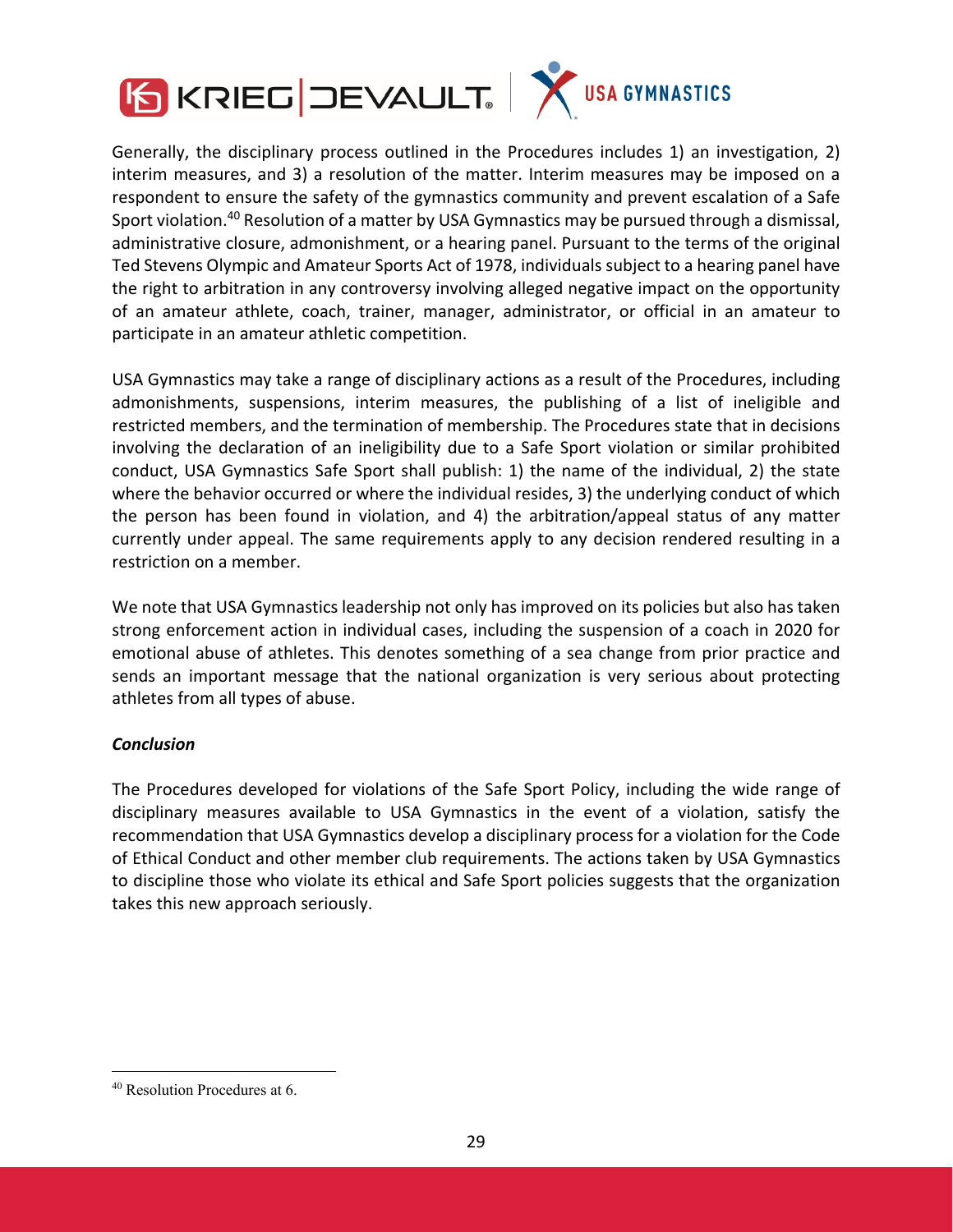Generally, the disciplinary process outlined in the Procedures includes 1) an investigation, 2) interim measures, and 3) a resolution of the matter. Interim measures may be imposed on a respondent to ensure the safety of the gymnastics community and prevent escalation of a Safe Sport violation.[40] Resolution of a matter by USA Gymnastics may be pursued through a dismissal, administrative closure, admonishment, or a hearing panel. Pursuant to the terms of the original Ted Stevens Olympic and Amateur Sports Act of 1978, individuals subject to a hearing panel have the right to arbitration in any controversy involving alleged negative impact on the opportunity of an amateur athlete, coach, trainer, manager, administrator, or official in an amateur to participate in an amateur athletic competition.

USA Gymnastics may take a range of disciplinary actions as a result of the Procedures, including admonishments, suspensions, interim measures, the publishing of a list of ineligible and restricted members, and the termination of membership. The Procedures state that in decisions involving the declaration of an ineligibility due to a Safe Sport violation or similar prohibited conduct, USA Gymnastics Safe Sport shall publish: 1) the name of the individual, 2) the state where the behavior occurred or where the individual resides, 3) the underlying conduct of which the person has been found in violation, and 4) the arbitration/appeal status of any matter currently under appeal. The same requirements apply to any decision rendered resulting in a restriction on a member.

We note that USA Gymnastics leadership not only has improved on its policies but also has taken strong enforcement action in individual cases, including the suspension of a coach in 2020 for emotional abuse of athletes. This denotes something of a sea change from prior practice and sends an important message that the national organization is very serious about protecting athletes from all types of abuse.

***Conclusion***

The Procedures developed for violations of the Safe Sport Policy, including the wide range of disciplinary measures available to USA Gymnastics in the event of a violation, satisfy the recommendation that USA Gymnastics develop a disciplinary process for a violation for the Code of Ethical Conduct and other member club requirements. The actions taken by USA Gymnastics to discipline those who violate its ethical and Safe Sport policies suggests that the organization takes this new approach seriously.

[40] Resolution Procedures at 6.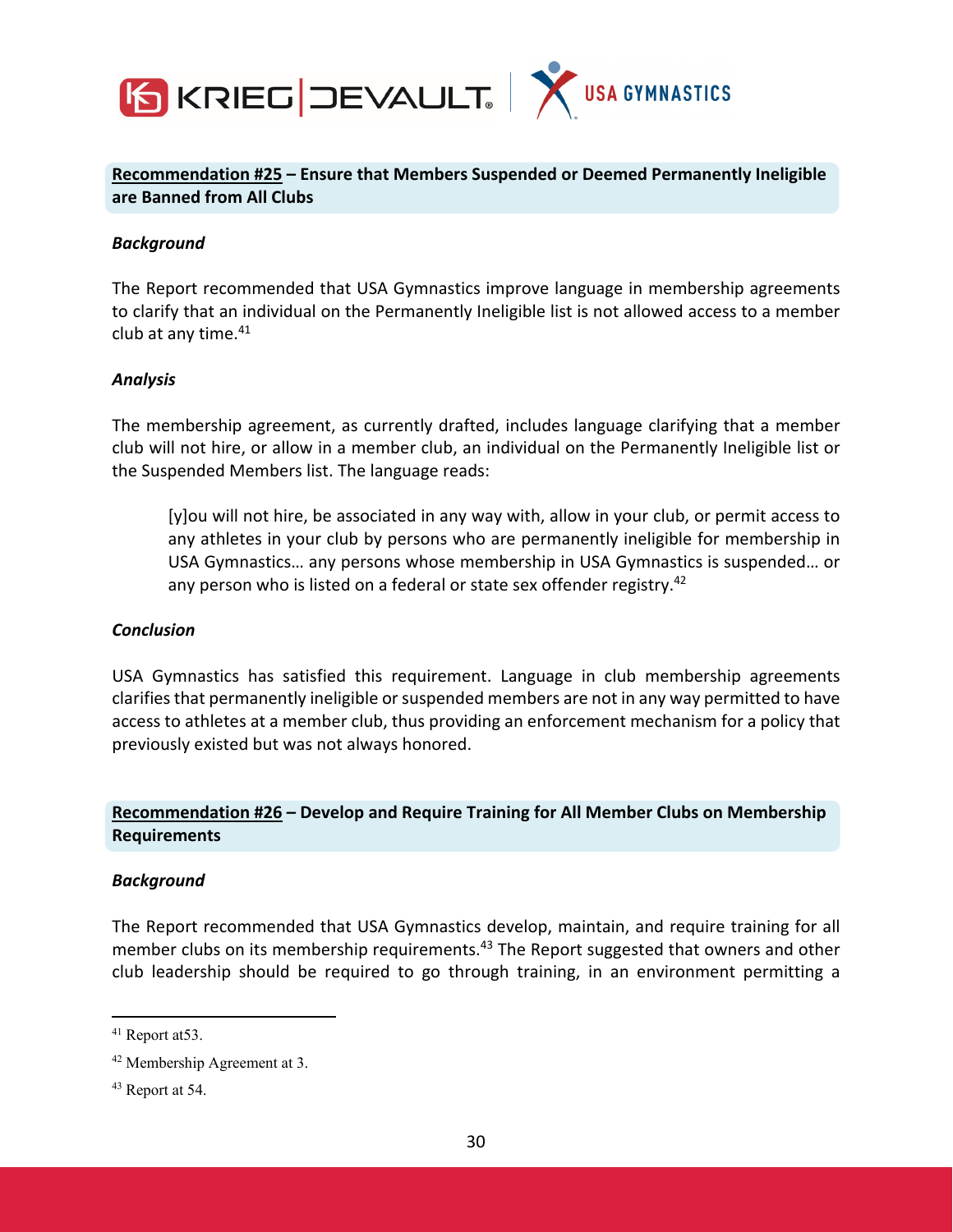**Recommendation #25 – Ensure that Members Suspended or Deemed Permanently Ineligible are Banned from All Clubs**

***Background***

The Report recommended that USA Gymnastics improve language in membership agreements to clarify that an individual on the Permanently Ineligible list is not allowed access to a member club at any time.[41]

***Analysis***

The membership agreement, as currently drafted, includes language clarifying that a member club will not hire, or allow in a member club, an individual on the Permanently Ineligible list or the Suspended Members list. The language reads:

> [y]ou will not hire, be associated in any way with, allow in your club, or permit access to any athletes in your club by persons who are permanently ineligible for membership in USA Gymnastics… any persons whose membership in USA Gymnastics is suspended… or any person who is listed on a federal or state sex offender registry.[42]

***Conclusion***

USA Gymnastics has satisfied this requirement. Language in club membership agreements clarifies that permanently ineligible or suspended members are not in any way permitted to have access to athletes at a member club, thus providing an enforcement mechanism for a policy that previously existed but was not always honored.

**Recommendation #26 – Develop and Require Training for All Member Clubs on Membership Requirements**

***Background***

The Report recommended that USA Gymnastics develop, maintain, and require training for all member clubs on its membership requirements.[43] The Report suggested that owners and other club leadership should be required to go through training, in an environment permitting a

---

[41] Report at53.

[42] Membership Agreement at 3.

[43] Report at 54.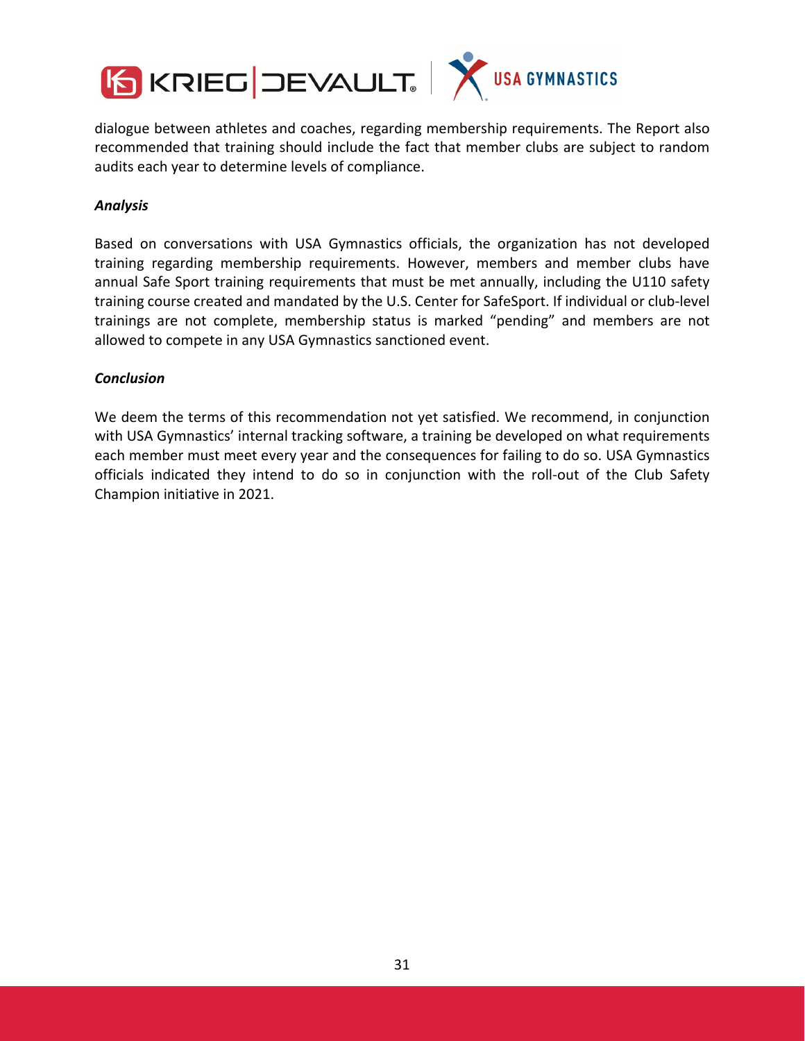dialogue between athletes and coaches, regarding membership requirements. The Report also recommended that training should include the fact that member clubs are subject to random audits each year to determine levels of compliance.

***Analysis***

Based on conversations with USA Gymnastics officials, the organization has not developed training regarding membership requirements. However, members and member clubs have annual Safe Sport training requirements that must be met annually, including the U110 safety training course created and mandated by the U.S. Center for SafeSport. If individual or club-level trainings are not complete, membership status is marked "pending" and members are not allowed to compete in any USA Gymnastics sanctioned event.

***Conclusion***

We deem the terms of this recommendation not yet satisfied. We recommend, in conjunction with USA Gymnastics' internal tracking software, a training be developed on what requirements each member must meet every year and the consequences for failing to do so. USA Gymnastics officials indicated they intend to do so in conjunction with the roll-out of the Club Safety Champion initiative in 2021.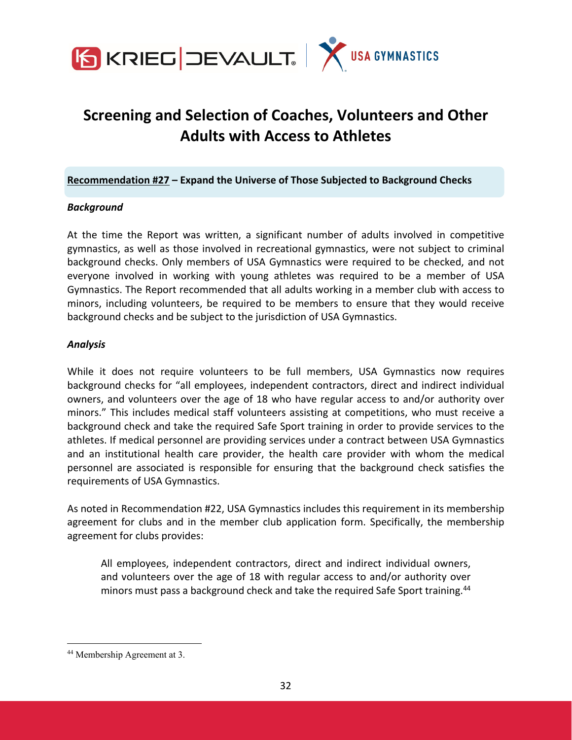# Screening and Selection of Coaches, Volunteers and Other Adults with Access to Athletes

**Recommendation #27 – Expand the Universe of Those Subjected to Background Checks**

***Background***

At the time the Report was written, a significant number of adults involved in competitive gymnastics, as well as those involved in recreational gymnastics, were not subject to criminal background checks. Only members of USA Gymnastics were required to be checked, and not everyone involved in working with young athletes was required to be a member of USA Gymnastics. The Report recommended that all adults working in a member club with access to minors, including volunteers, be required to be members to ensure that they would receive background checks and be subject to the jurisdiction of USA Gymnastics.

***Analysis***

While it does not require volunteers to be full members, USA Gymnastics now requires background checks for "all employees, independent contractors, direct and indirect individual owners, and volunteers over the age of 18 who have regular access to and/or authority over minors." This includes medical staff volunteers assisting at competitions, who must receive a background check and take the required Safe Sport training in order to provide services to the athletes. If medical personnel are providing services under a contract between USA Gymnastics and an institutional health care provider, the health care provider with whom the medical personnel are associated is responsible for ensuring that the background check satisfies the requirements of USA Gymnastics.

As noted in Recommendation #22, USA Gymnastics includes this requirement in its membership agreement for clubs and in the member club application form. Specifically, the membership agreement for clubs provides:

> All employees, independent contractors, direct and indirect individual owners, and volunteers over the age of 18 with regular access to and/or authority over minors must pass a background check and take the required Safe Sport training.[44]

[44] Membership Agreement at 3.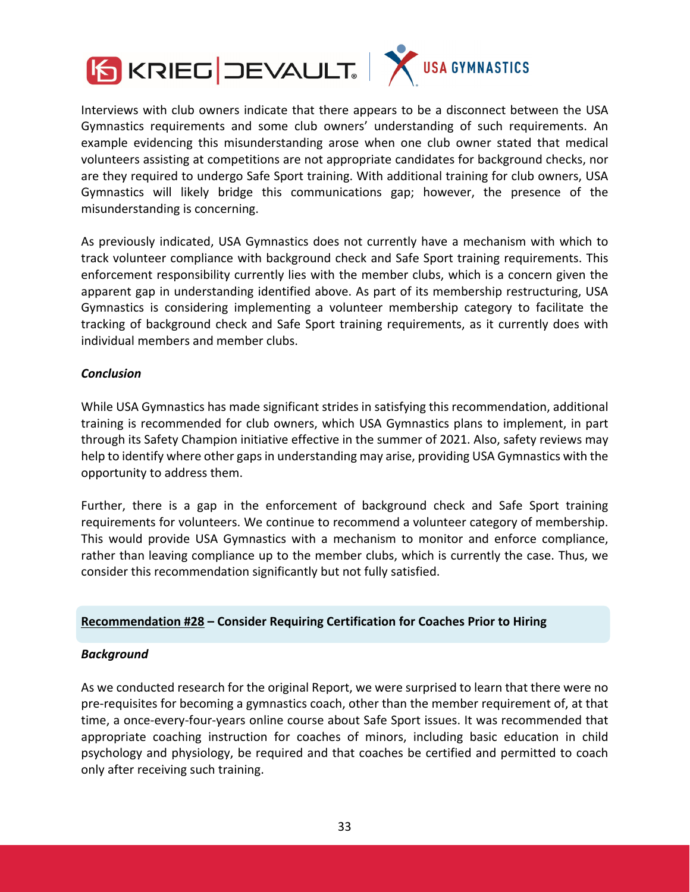Interviews with club owners indicate that there appears to be a disconnect between the USA Gymnastics requirements and some club owners' understanding of such requirements. An example evidencing this misunderstanding arose when one club owner stated that medical volunteers assisting at competitions are not appropriate candidates for background checks, nor are they required to undergo Safe Sport training. With additional training for club owners, USA Gymnastics will likely bridge this communications gap; however, the presence of the misunderstanding is concerning.

As previously indicated, USA Gymnastics does not currently have a mechanism with which to track volunteer compliance with background check and Safe Sport training requirements. This enforcement responsibility currently lies with the member clubs, which is a concern given the apparent gap in understanding identified above. As part of its membership restructuring, USA Gymnastics is considering implementing a volunteer membership category to facilitate the tracking of background check and Safe Sport training requirements, as it currently does with individual members and member clubs.

***Conclusion***

While USA Gymnastics has made significant strides in satisfying this recommendation, additional training is recommended for club owners, which USA Gymnastics plans to implement, in part through its Safety Champion initiative effective in the summer of 2021. Also, safety reviews may help to identify where other gaps in understanding may arise, providing USA Gymnastics with the opportunity to address them.

Further, there is a gap in the enforcement of background check and Safe Sport training requirements for volunteers. We continue to recommend a volunteer category of membership. This would provide USA Gymnastics with a mechanism to monitor and enforce compliance, rather than leaving compliance up to the member clubs, which is currently the case. Thus, we consider this recommendation significantly but not fully satisfied.

## <u>Recommendation #28</u> – Consider Requiring Certification for Coaches Prior to Hiring

***Background***

As we conducted research for the original Report, we were surprised to learn that there were no pre-requisites for becoming a gymnastics coach, other than the member requirement of, at that time, a once-every-four-years online course about Safe Sport issues. It was recommended that appropriate coaching instruction for coaches of minors, including basic education in child psychology and physiology, be required and that coaches be certified and permitted to coach only after receiving such training.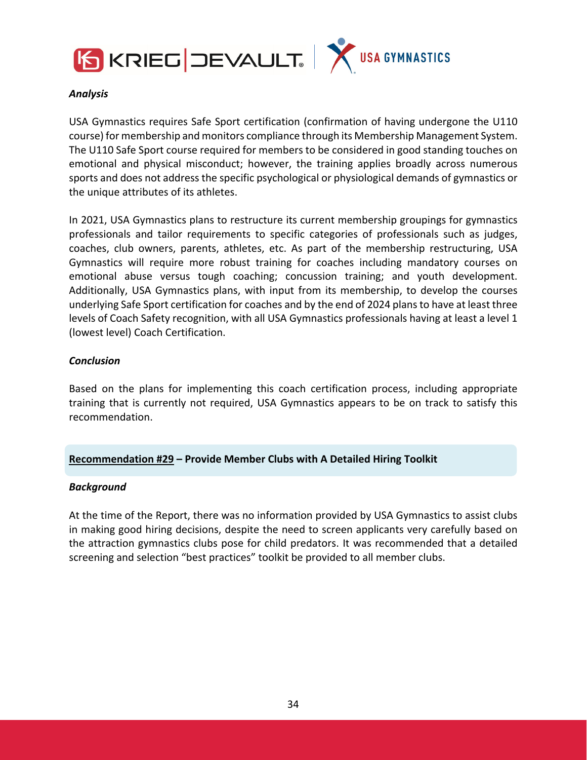*Analysis*

USA Gymnastics requires Safe Sport certification (confirmation of having undergone the U110 course) for membership and monitors compliance through its Membership Management System. The U110 Safe Sport course required for members to be considered in good standing touches on emotional and physical misconduct; however, the training applies broadly across numerous sports and does not address the specific psychological or physiological demands of gymnastics or the unique attributes of its athletes.

In 2021, USA Gymnastics plans to restructure its current membership groupings for gymnastics professionals and tailor requirements to specific categories of professionals such as judges, coaches, club owners, parents, athletes, etc. As part of the membership restructuring, USA Gymnastics will require more robust training for coaches including mandatory courses on emotional abuse versus tough coaching; concussion training; and youth development. Additionally, USA Gymnastics plans, with input from its membership, to develop the courses underlying Safe Sport certification for coaches and by the end of 2024 plans to have at least three levels of Coach Safety recognition, with all USA Gymnastics professionals having at least a level 1 (lowest level) Coach Certification.

*Conclusion*

Based on the plans for implementing this coach certification process, including appropriate training that is currently not required, USA Gymnastics appears to be on track to satisfy this recommendation.

### Recommendation #29 – Provide Member Clubs with A Detailed Hiring Toolkit

*Background*

At the time of the Report, there was no information provided by USA Gymnastics to assist clubs in making good hiring decisions, despite the need to screen applicants very carefully based on the attraction gymnastics clubs pose for child predators. It was recommended that a detailed screening and selection "best practices" toolkit be provided to all member clubs.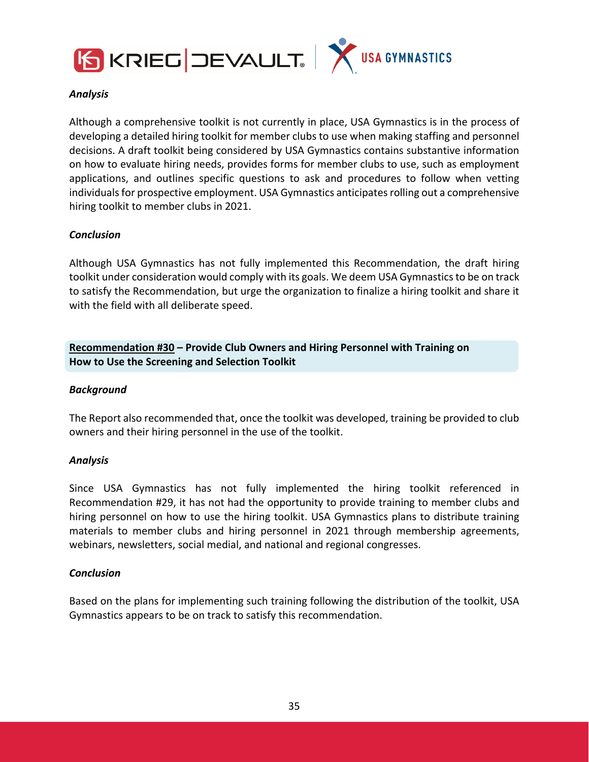*Analysis*

Although a comprehensive toolkit is not currently in place, USA Gymnastics is in the process of developing a detailed hiring toolkit for member clubs to use when making staffing and personnel decisions. A draft toolkit being considered by USA Gymnastics contains substantive information on how to evaluate hiring needs, provides forms for member clubs to use, such as employment applications, and outlines specific questions to ask and procedures to follow when vetting individuals for prospective employment. USA Gymnastics anticipates rolling out a comprehensive hiring toolkit to member clubs in 2021.

*Conclusion*

Although USA Gymnastics has not fully implemented this Recommendation, the draft hiring toolkit under consideration would comply with its goals. We deem USA Gymnastics to be on track to satisfy the Recommendation, but urge the organization to finalize a hiring toolkit and share it with the field with all deliberate speed.

**Recommendation #30 – Provide Club Owners and Hiring Personnel with Training on How to Use the Screening and Selection Toolkit**

*Background*

The Report also recommended that, once the toolkit was developed, training be provided to club owners and their hiring personnel in the use of the toolkit.

*Analysis*

Since USA Gymnastics has not fully implemented the hiring toolkit referenced in Recommendation #29, it has not had the opportunity to provide training to member clubs and hiring personnel on how to use the hiring toolkit. USA Gymnastics plans to distribute training materials to member clubs and hiring personnel in 2021 through membership agreements, webinars, newsletters, social medial, and national and regional congresses.

*Conclusion*

Based on the plans for implementing such training following the distribution of the toolkit, USA Gymnastics appears to be on track to satisfy this recommendation.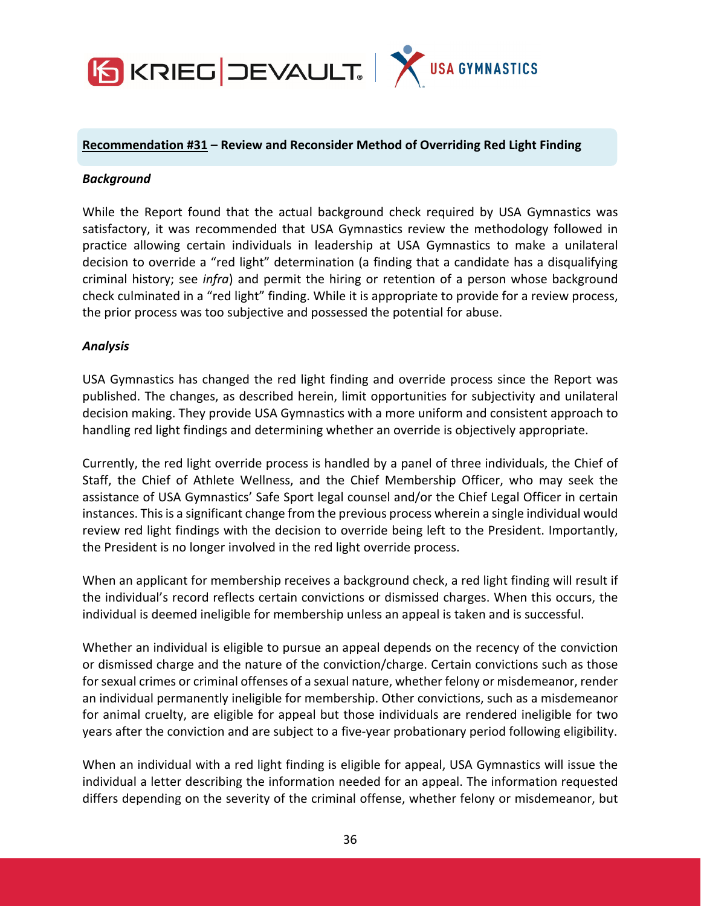## Recommendation #31 – Review and Reconsider Method of Overriding Red Light Finding

***Background***

While the Report found that the actual background check required by USA Gymnastics was satisfactory, it was recommended that USA Gymnastics review the methodology followed in practice allowing certain individuals in leadership at USA Gymnastics to make a unilateral decision to override a "red light" determination (a finding that a candidate has a disqualifying criminal history; see *infra*) and permit the hiring or retention of a person whose background check culminated in a "red light" finding. While it is appropriate to provide for a review process, the prior process was too subjective and possessed the potential for abuse.

***Analysis***

USA Gymnastics has changed the red light finding and override process since the Report was published. The changes, as described herein, limit opportunities for subjectivity and unilateral decision making. They provide USA Gymnastics with a more uniform and consistent approach to handling red light findings and determining whether an override is objectively appropriate.

Currently, the red light override process is handled by a panel of three individuals, the Chief of Staff, the Chief of Athlete Wellness, and the Chief Membership Officer, who may seek the assistance of USA Gymnastics' Safe Sport legal counsel and/or the Chief Legal Officer in certain instances. This is a significant change from the previous process wherein a single individual would review red light findings with the decision to override being left to the President. Importantly, the President is no longer involved in the red light override process.

When an applicant for membership receives a background check, a red light finding will result if the individual's record reflects certain convictions or dismissed charges. When this occurs, the individual is deemed ineligible for membership unless an appeal is taken and is successful.

Whether an individual is eligible to pursue an appeal depends on the recency of the conviction or dismissed charge and the nature of the conviction/charge. Certain convictions such as those for sexual crimes or criminal offenses of a sexual nature, whether felony or misdemeanor, render an individual permanently ineligible for membership. Other convictions, such as a misdemeanor for animal cruelty, are eligible for appeal but those individuals are rendered ineligible for two years after the conviction and are subject to a five-year probationary period following eligibility.

When an individual with a red light finding is eligible for appeal, USA Gymnastics will issue the individual a letter describing the information needed for an appeal. The information requested differs depending on the severity of the criminal offense, whether felony or misdemeanor, but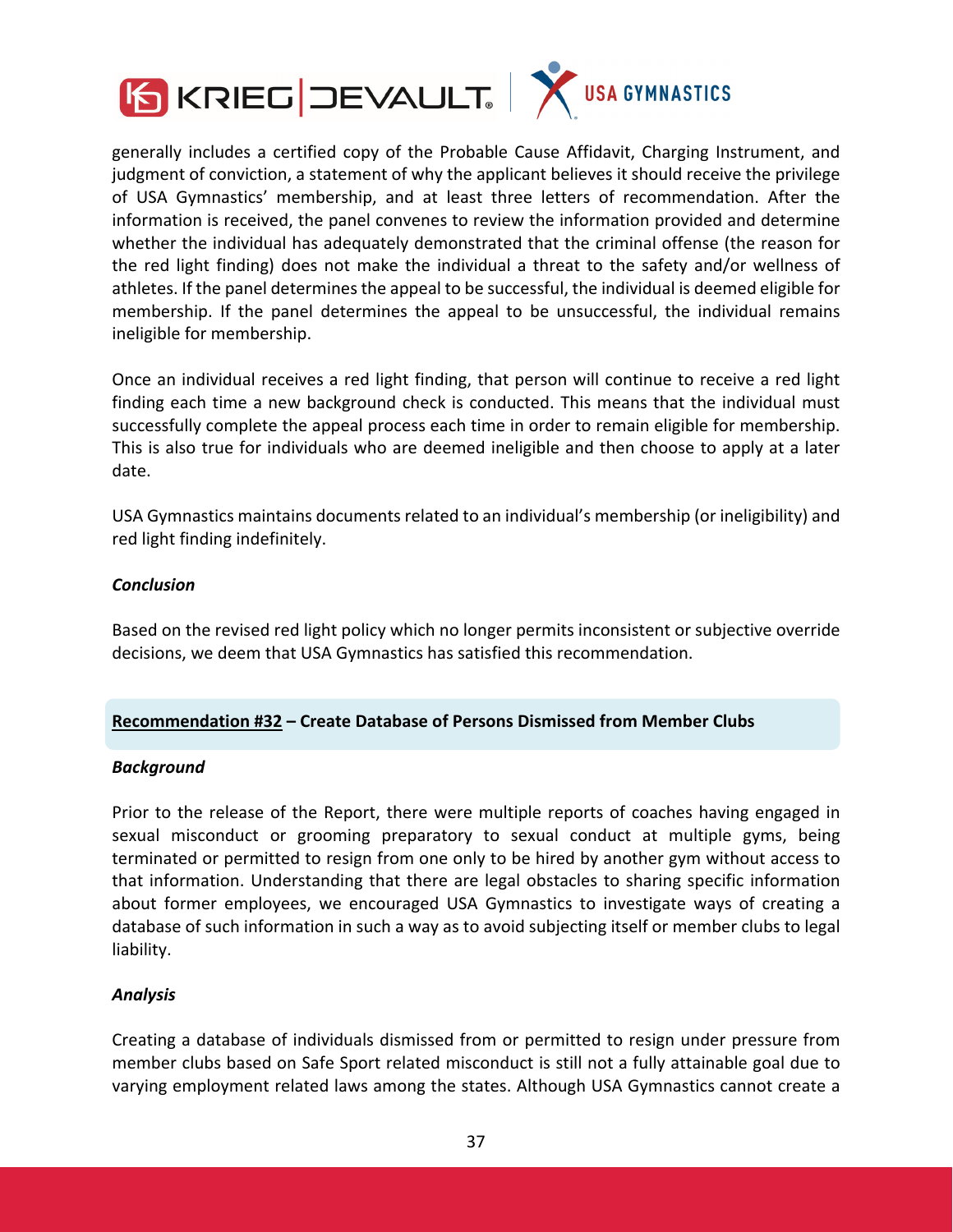generally includes a certified copy of the Probable Cause Affidavit, Charging Instrument, and judgment of conviction, a statement of why the applicant believes it should receive the privilege of USA Gymnastics' membership, and at least three letters of recommendation. After the information is received, the panel convenes to review the information provided and determine whether the individual has adequately demonstrated that the criminal offense (the reason for the red light finding) does not make the individual a threat to the safety and/or wellness of athletes. If the panel determines the appeal to be successful, the individual is deemed eligible for membership. If the panel determines the appeal to be unsuccessful, the individual remains ineligible for membership.

Once an individual receives a red light finding, that person will continue to receive a red light finding each time a new background check is conducted. This means that the individual must successfully complete the appeal process each time in order to remain eligible for membership. This is also true for individuals who are deemed ineligible and then choose to apply at a later date.

USA Gymnastics maintains documents related to an individual's membership (or ineligibility) and red light finding indefinitely.

***Conclusion***

Based on the revised red light policy which no longer permits inconsistent or subjective override decisions, we deem that USA Gymnastics has satisfied this recommendation.

**<u>Recommendation #32</u> – Create Database of Persons Dismissed from Member Clubs**

***Background***

Prior to the release of the Report, there were multiple reports of coaches having engaged in sexual misconduct or grooming preparatory to sexual conduct at multiple gyms, being terminated or permitted to resign from one only to be hired by another gym without access to that information. Understanding that there are legal obstacles to sharing specific information about former employees, we encouraged USA Gymnastics to investigate ways of creating a database of such information in such a way as to avoid subjecting itself or member clubs to legal liability.

***Analysis***

Creating a database of individuals dismissed from or permitted to resign under pressure from member clubs based on Safe Sport related misconduct is still not a fully attainable goal due to varying employment related laws among the states. Although USA Gymnastics cannot create a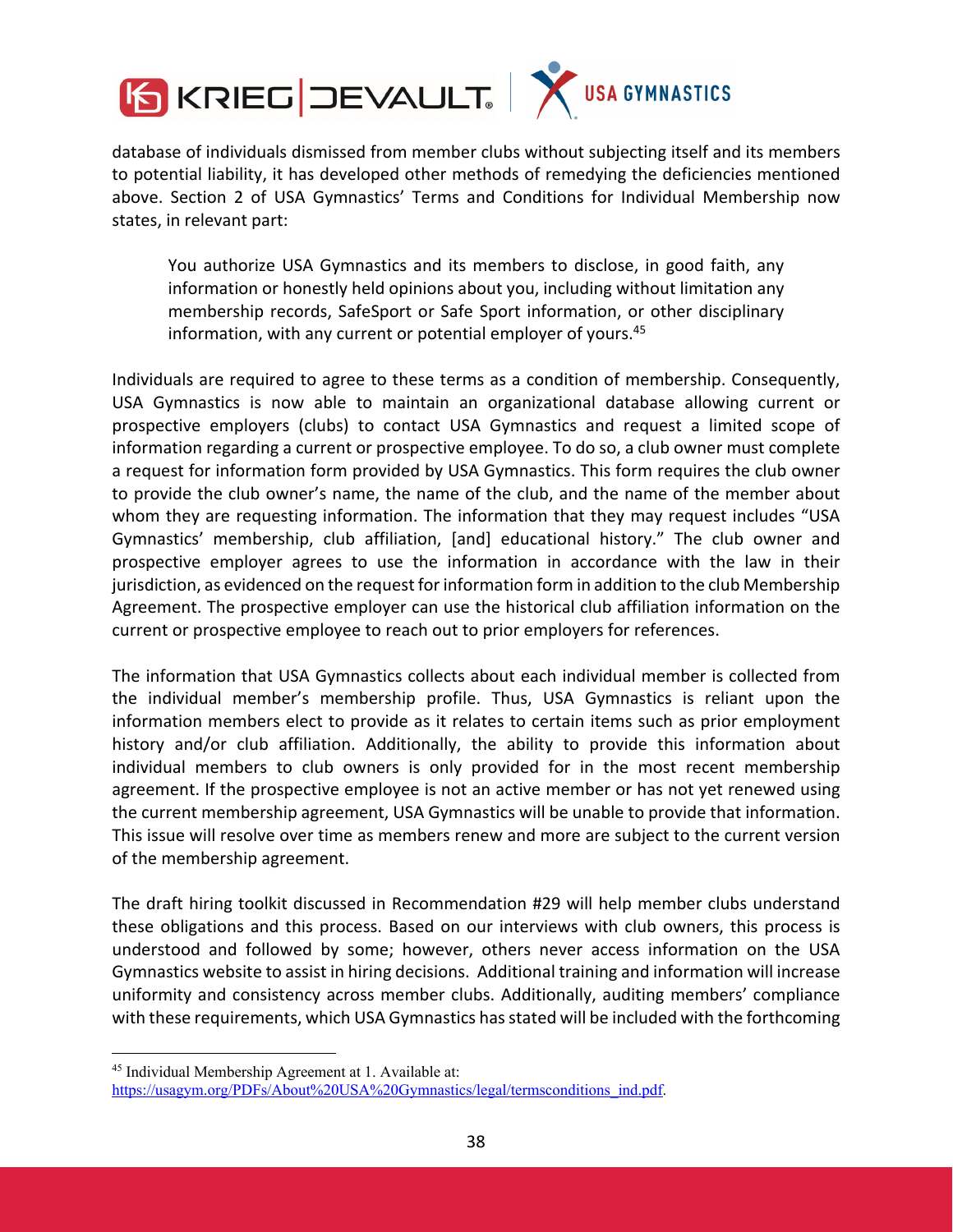database of individuals dismissed from member clubs without subjecting itself and its members to potential liability, it has developed other methods of remedying the deficiencies mentioned above. Section 2 of USA Gymnastics' Terms and Conditions for Individual Membership now states, in relevant part:

> You authorize USA Gymnastics and its members to disclose, in good faith, any information or honestly held opinions about you, including without limitation any membership records, SafeSport or Safe Sport information, or other disciplinary information, with any current or potential employer of yours.[45]

Individuals are required to agree to these terms as a condition of membership. Consequently, USA Gymnastics is now able to maintain an organizational database allowing current or prospective employers (clubs) to contact USA Gymnastics and request a limited scope of information regarding a current or prospective employee. To do so, a club owner must complete a request for information form provided by USA Gymnastics. This form requires the club owner to provide the club owner's name, the name of the club, and the name of the member about whom they are requesting information. The information that they may request includes "USA Gymnastics' membership, club affiliation, [and] educational history." The club owner and prospective employer agrees to use the information in accordance with the law in their jurisdiction, as evidenced on the request for information form in addition to the club Membership Agreement. The prospective employer can use the historical club affiliation information on the current or prospective employee to reach out to prior employers for references.

The information that USA Gymnastics collects about each individual member is collected from the individual member's membership profile. Thus, USA Gymnastics is reliant upon the information members elect to provide as it relates to certain items such as prior employment history and/or club affiliation. Additionally, the ability to provide this information about individual members to club owners is only provided for in the most recent membership agreement. If the prospective employee is not an active member or has not yet renewed using the current membership agreement, USA Gymnastics will be unable to provide that information. This issue will resolve over time as members renew and more are subject to the current version of the membership agreement.

The draft hiring toolkit discussed in Recommendation #29 will help member clubs understand these obligations and this process. Based on our interviews with club owners, this process is understood and followed by some; however, others never access information on the USA Gymnastics website to assist in hiring decisions. Additional training and information will increase uniformity and consistency across member clubs. Additionally, auditing members' compliance with these requirements, which USA Gymnastics has stated will be included with the forthcoming

[45] Individual Membership Agreement at 1. Available at: https://usagym.org/PDFs/About%20USA%20Gymnastics/legal/termsconditions_ind.pdf.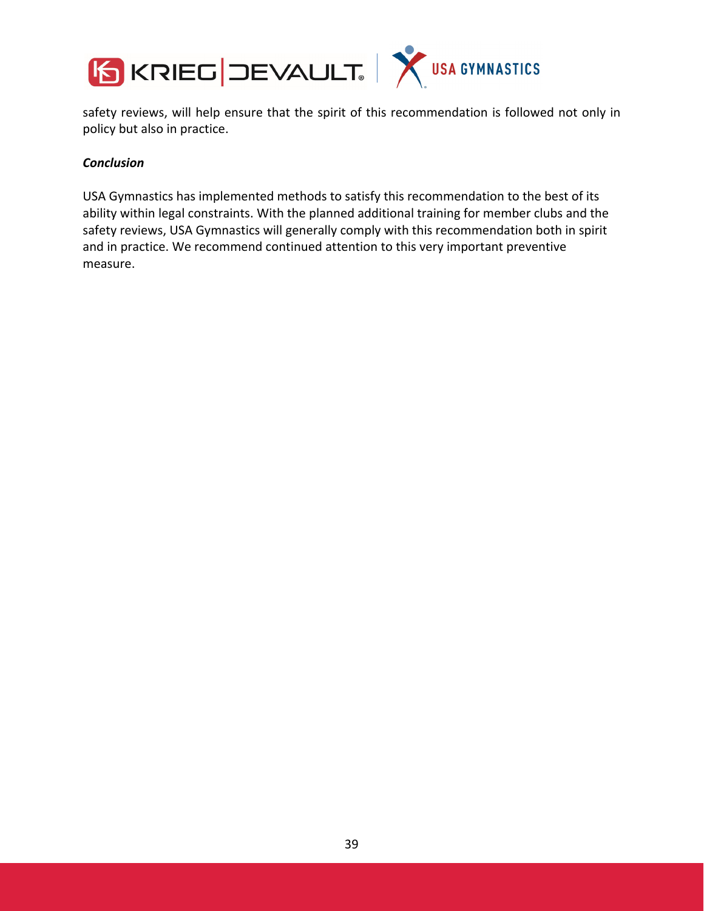safety reviews, will help ensure that the spirit of this recommendation is followed not only in policy but also in practice.

***Conclusion***

USA Gymnastics has implemented methods to satisfy this recommendation to the best of its ability within legal constraints. With the planned additional training for member clubs and the safety reviews, USA Gymnastics will generally comply with this recommendation both in spirit and in practice. We recommend continued attention to this very important preventive measure.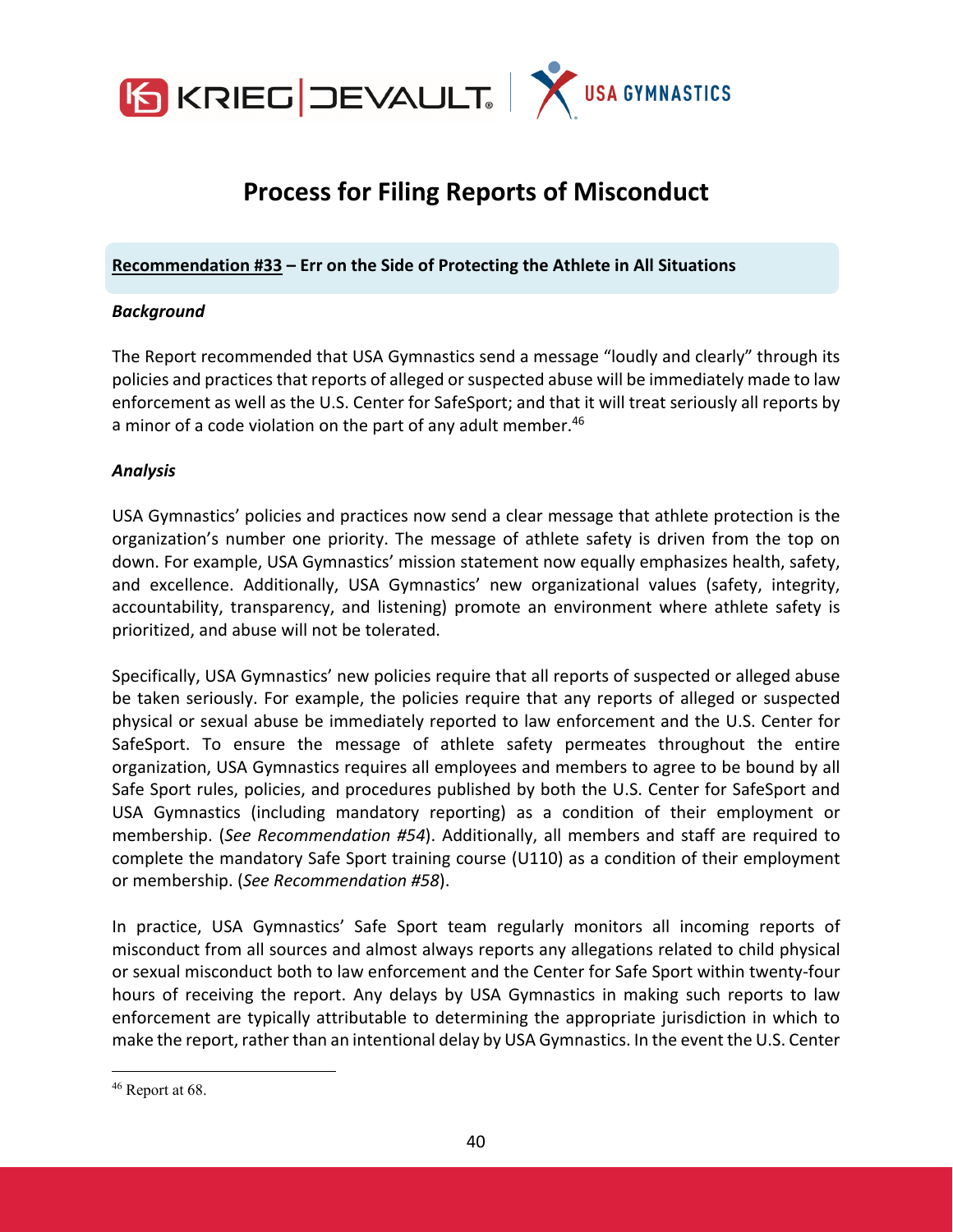# Process for Filing Reports of Misconduct

**Recommendation #33 – Err on the Side of Protecting the Athlete in All Situations**

***Background***

The Report recommended that USA Gymnastics send a message "loudly and clearly" through its policies and practices that reports of alleged or suspected abuse will be immediately made to law enforcement as well as the U.S. Center for SafeSport; and that it will treat seriously all reports by a minor of a code violation on the part of any adult member.[46]

***Analysis***

USA Gymnastics' policies and practices now send a clear message that athlete protection is the organization's number one priority. The message of athlete safety is driven from the top on down. For example, USA Gymnastics' mission statement now equally emphasizes health, safety, and excellence. Additionally, USA Gymnastics' new organizational values (safety, integrity, accountability, transparency, and listening) promote an environment where athlete safety is prioritized, and abuse will not be tolerated.

Specifically, USA Gymnastics' new policies require that all reports of suspected or alleged abuse be taken seriously. For example, the policies require that any reports of alleged or suspected physical or sexual abuse be immediately reported to law enforcement and the U.S. Center for SafeSport. To ensure the message of athlete safety permeates throughout the entire organization, USA Gymnastics requires all employees and members to agree to be bound by all Safe Sport rules, policies, and procedures published by both the U.S. Center for SafeSport and USA Gymnastics (including mandatory reporting) as a condition of their employment or membership. (*See Recommendation #54*). Additionally, all members and staff are required to complete the mandatory Safe Sport training course (U110) as a condition of their employment or membership. (*See Recommendation #58*).

In practice, USA Gymnastics' Safe Sport team regularly monitors all incoming reports of misconduct from all sources and almost always reports any allegations related to child physical or sexual misconduct both to law enforcement and the Center for Safe Sport within twenty-four hours of receiving the report. Any delays by USA Gymnastics in making such reports to law enforcement are typically attributable to determining the appropriate jurisdiction in which to make the report, rather than an intentional delay by USA Gymnastics. In the event the U.S. Center

[46] Report at 68.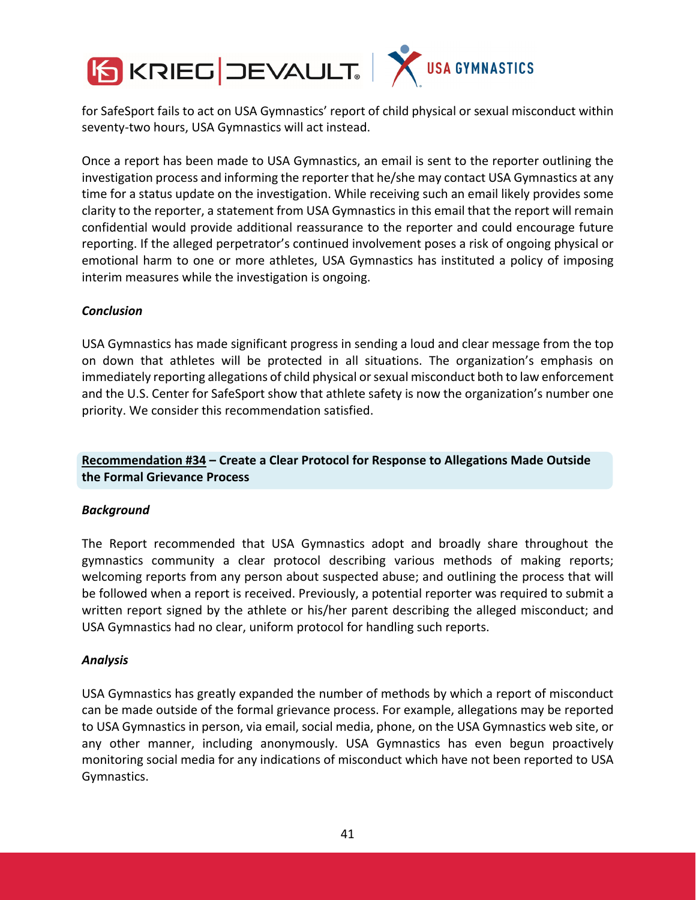for SafeSport fails to act on USA Gymnastics' report of child physical or sexual misconduct within seventy-two hours, USA Gymnastics will act instead.

Once a report has been made to USA Gymnastics, an email is sent to the reporter outlining the investigation process and informing the reporter that he/she may contact USA Gymnastics at any time for a status update on the investigation. While receiving such an email likely provides some clarity to the reporter, a statement from USA Gymnastics in this email that the report will remain confidential would provide additional reassurance to the reporter and could encourage future reporting. If the alleged perpetrator's continued involvement poses a risk of ongoing physical or emotional harm to one or more athletes, USA Gymnastics has instituted a policy of imposing interim measures while the investigation is ongoing.

***Conclusion***

USA Gymnastics has made significant progress in sending a loud and clear message from the top on down that athletes will be protected in all situations. The organization's emphasis on immediately reporting allegations of child physical or sexual misconduct both to law enforcement and the U.S. Center for SafeSport show that athlete safety is now the organization's number one priority. We consider this recommendation satisfied.

**<u>Recommendation #34</u> – Create a Clear Protocol for Response to Allegations Made Outside the Formal Grievance Process**

***Background***

The Report recommended that USA Gymnastics adopt and broadly share throughout the gymnastics community a clear protocol describing various methods of making reports; welcoming reports from any person about suspected abuse; and outlining the process that will be followed when a report is received. Previously, a potential reporter was required to submit a written report signed by the athlete or his/her parent describing the alleged misconduct; and USA Gymnastics had no clear, uniform protocol for handling such reports.

***Analysis***

USA Gymnastics has greatly expanded the number of methods by which a report of misconduct can be made outside of the formal grievance process. For example, allegations may be reported to USA Gymnastics in person, via email, social media, phone, on the USA Gymnastics web site, or any other manner, including anonymously. USA Gymnastics has even begun proactively monitoring social media for any indications of misconduct which have not been reported to USA Gymnastics.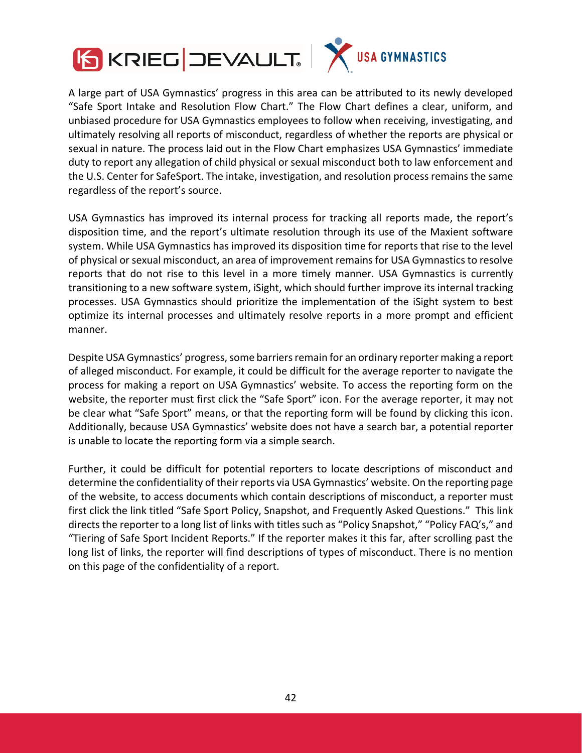A large part of USA Gymnastics' progress in this area can be attributed to its newly developed "Safe Sport Intake and Resolution Flow Chart." The Flow Chart defines a clear, uniform, and unbiased procedure for USA Gymnastics employees to follow when receiving, investigating, and ultimately resolving all reports of misconduct, regardless of whether the reports are physical or sexual in nature. The process laid out in the Flow Chart emphasizes USA Gymnastics' immediate duty to report any allegation of child physical or sexual misconduct both to law enforcement and the U.S. Center for SafeSport. The intake, investigation, and resolution process remains the same regardless of the report's source.

USA Gymnastics has improved its internal process for tracking all reports made, the report's disposition time, and the report's ultimate resolution through its use of the Maxient software system. While USA Gymnastics has improved its disposition time for reports that rise to the level of physical or sexual misconduct, an area of improvement remains for USA Gymnastics to resolve reports that do not rise to this level in a more timely manner. USA Gymnastics is currently transitioning to a new software system, iSight, which should further improve its internal tracking processes. USA Gymnastics should prioritize the implementation of the iSight system to best optimize its internal processes and ultimately resolve reports in a more prompt and efficient manner.

Despite USA Gymnastics' progress, some barriers remain for an ordinary reporter making a report of alleged misconduct. For example, it could be difficult for the average reporter to navigate the process for making a report on USA Gymnastics' website. To access the reporting form on the website, the reporter must first click the "Safe Sport" icon. For the average reporter, it may not be clear what "Safe Sport" means, or that the reporting form will be found by clicking this icon. Additionally, because USA Gymnastics' website does not have a search bar, a potential reporter is unable to locate the reporting form via a simple search.

Further, it could be difficult for potential reporters to locate descriptions of misconduct and determine the confidentiality of their reports via USA Gymnastics' website. On the reporting page of the website, to access documents which contain descriptions of misconduct, a reporter must first click the link titled "Safe Sport Policy, Snapshot, and Frequently Asked Questions." This link directs the reporter to a long list of links with titles such as "Policy Snapshot," "Policy FAQ's," and "Tiering of Safe Sport Incident Reports." If the reporter makes it this far, after scrolling past the long list of links, the reporter will find descriptions of types of misconduct. There is no mention on this page of the confidentiality of a report.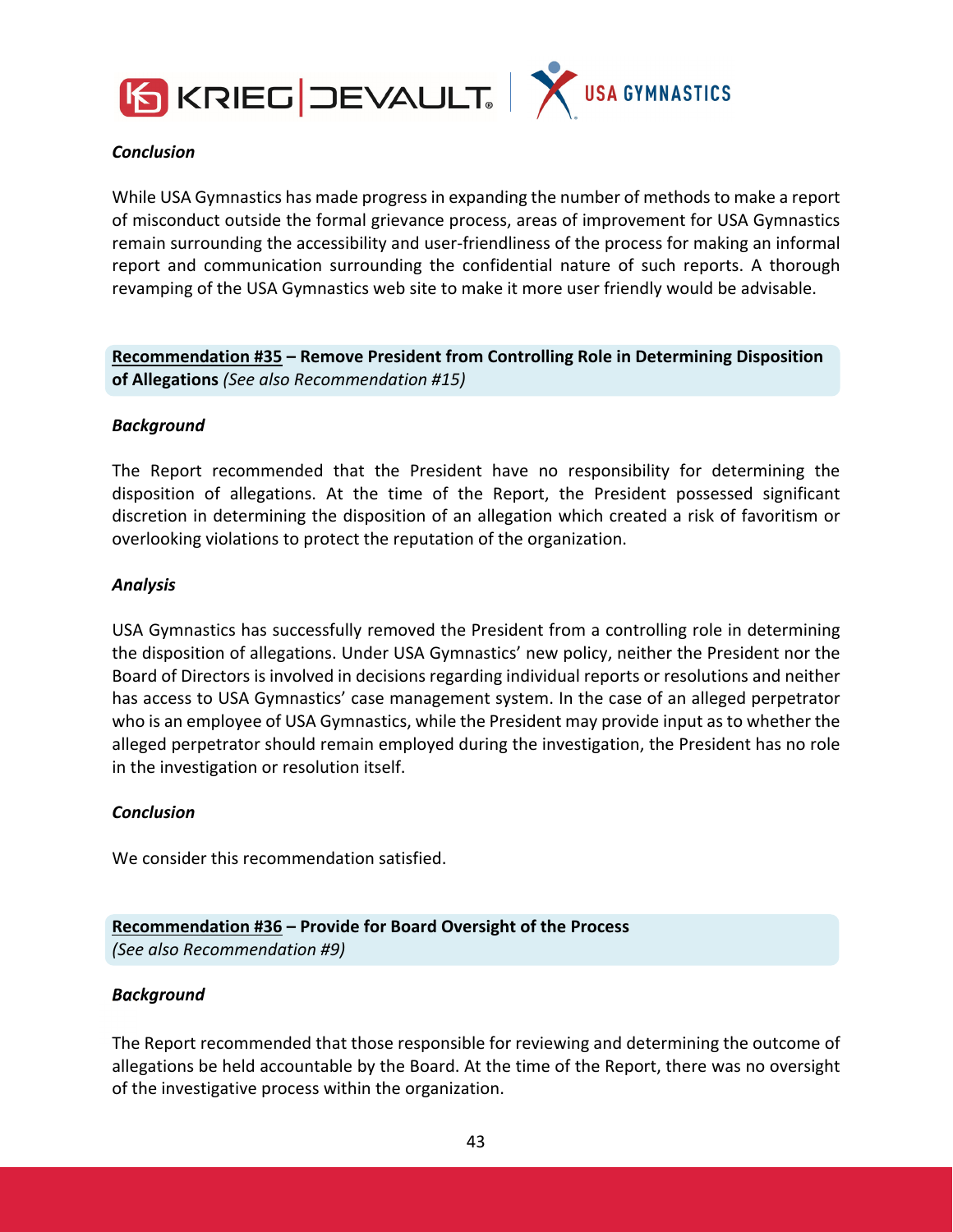***Conclusion***

While USA Gymnastics has made progress in expanding the number of methods to make a report of misconduct outside the formal grievance process, areas of improvement for USA Gymnastics remain surrounding the accessibility and user-friendliness of the process for making an informal report and communication surrounding the confidential nature of such reports. A thorough revamping of the USA Gymnastics web site to make it more user friendly would be advisable.

**<u>Recommendation #35</u> – Remove President from Controlling Role in Determining Disposition of Allegations** *(See also Recommendation #15)*

***Background***

The Report recommended that the President have no responsibility for determining the disposition of allegations. At the time of the Report, the President possessed significant discretion in determining the disposition of an allegation which created a risk of favoritism or overlooking violations to protect the reputation of the organization.

***Analysis***

USA Gymnastics has successfully removed the President from a controlling role in determining the disposition of allegations. Under USA Gymnastics' new policy, neither the President nor the Board of Directors is involved in decisions regarding individual reports or resolutions and neither has access to USA Gymnastics' case management system. In the case of an alleged perpetrator who is an employee of USA Gymnastics, while the President may provide input as to whether the alleged perpetrator should remain employed during the investigation, the President has no role in the investigation or resolution itself.

***Conclusion***

We consider this recommendation satisfied.

**<u>Recommendation #36</u> – Provide for Board Oversight of the Process**
*(See also Recommendation #9)*

***Background***

The Report recommended that those responsible for reviewing and determining the outcome of allegations be held accountable by the Board. At the time of the Report, there was no oversight of the investigative process within the organization.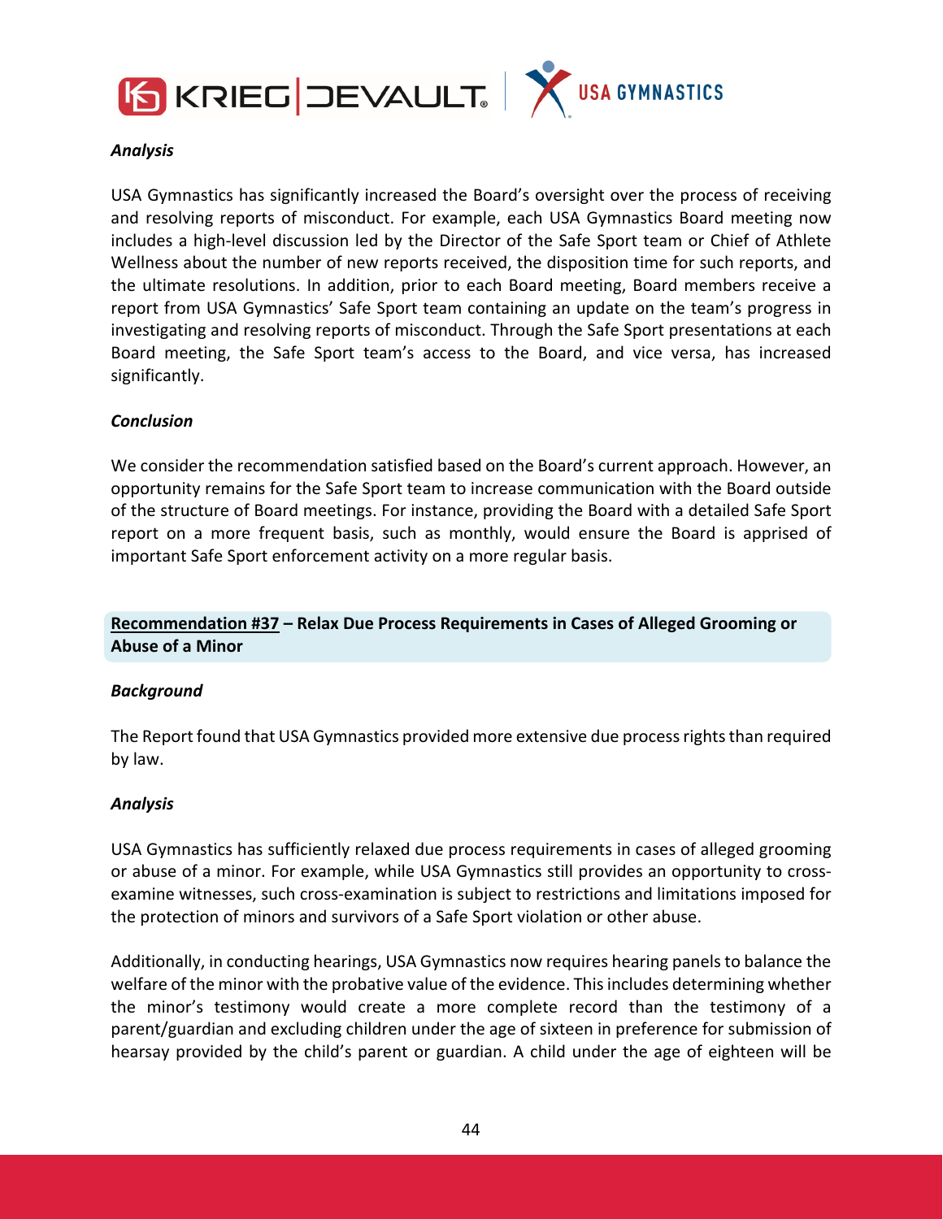### *Analysis*

USA Gymnastics has significantly increased the Board's oversight over the process of receiving and resolving reports of misconduct. For example, each USA Gymnastics Board meeting now includes a high-level discussion led by the Director of the Safe Sport team or Chief of Athlete Wellness about the number of new reports received, the disposition time for such reports, and the ultimate resolutions. In addition, prior to each Board meeting, Board members receive a report from USA Gymnastics' Safe Sport team containing an update on the team's progress in investigating and resolving reports of misconduct. Through the Safe Sport presentations at each Board meeting, the Safe Sport team's access to the Board, and vice versa, has increased significantly.

### *Conclusion*

We consider the recommendation satisfied based on the Board's current approach. However, an opportunity remains for the Safe Sport team to increase communication with the Board outside of the structure of Board meetings. For instance, providing the Board with a detailed Safe Sport report on a more frequent basis, such as monthly, would ensure the Board is apprised of important Safe Sport enforcement activity on a more regular basis.

## **Recommendation #37 – Relax Due Process Requirements in Cases of Alleged Grooming or Abuse of a Minor**

### *Background*

The Report found that USA Gymnastics provided more extensive due process rights than required by law.

### *Analysis*

USA Gymnastics has sufficiently relaxed due process requirements in cases of alleged grooming or abuse of a minor. For example, while USA Gymnastics still provides an opportunity to cross-examine witnesses, such cross-examination is subject to restrictions and limitations imposed for the protection of minors and survivors of a Safe Sport violation or other abuse.

Additionally, in conducting hearings, USA Gymnastics now requires hearing panels to balance the welfare of the minor with the probative value of the evidence. This includes determining whether the minor's testimony would create a more complete record than the testimony of a parent/guardian and excluding children under the age of sixteen in preference for submission of hearsay provided by the child's parent or guardian. A child under the age of eighteen will be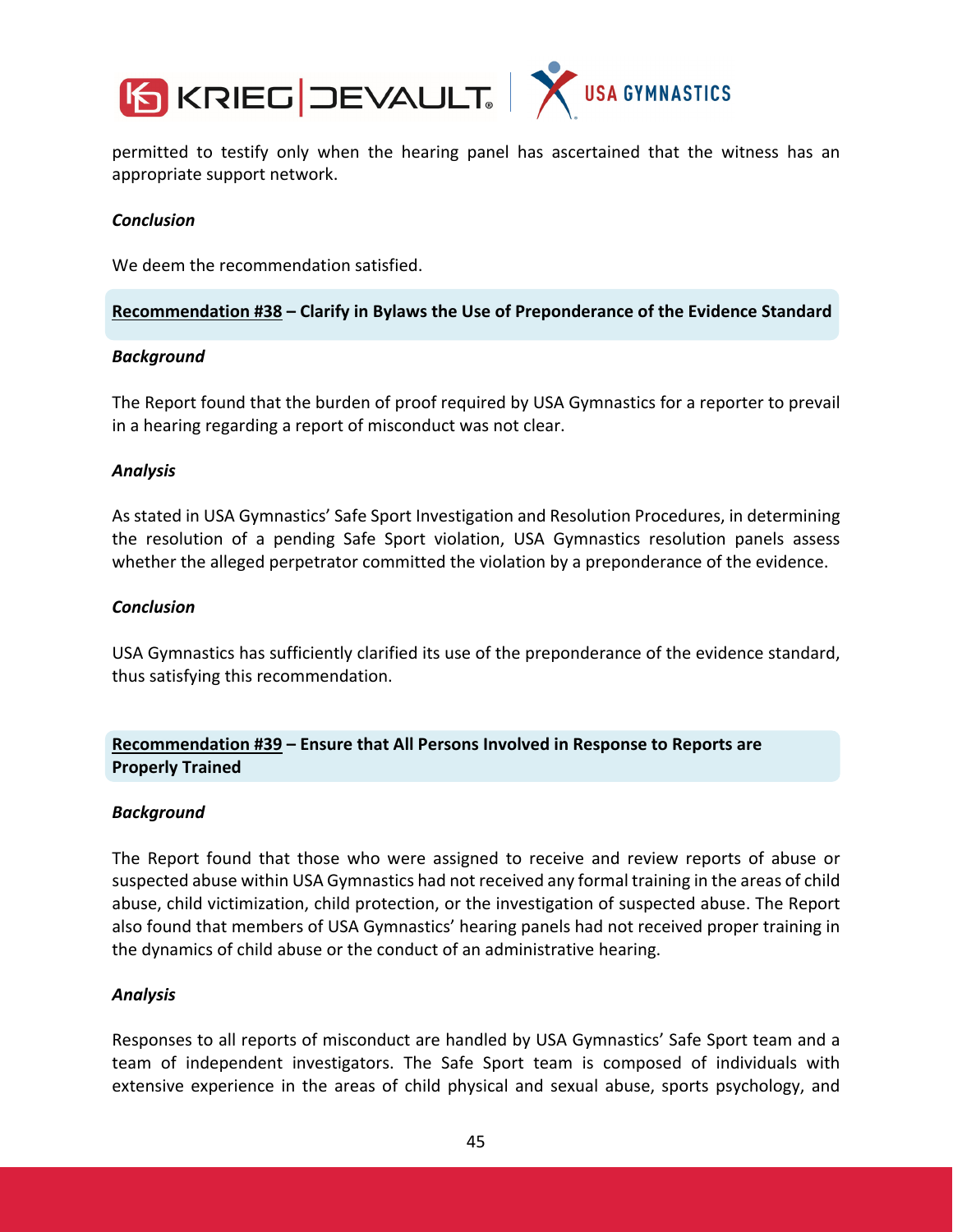permitted to testify only when the hearing panel has ascertained that the witness has an appropriate support network.

***Conclusion***

We deem the recommendation satisfied.

### <u>Recommendation #38</u> – Clarify in Bylaws the Use of Preponderance of the Evidence Standard

***Background***

The Report found that the burden of proof required by USA Gymnastics for a reporter to prevail in a hearing regarding a report of misconduct was not clear.

***Analysis***

As stated in USA Gymnastics' Safe Sport Investigation and Resolution Procedures, in determining the resolution of a pending Safe Sport violation, USA Gymnastics resolution panels assess whether the alleged perpetrator committed the violation by a preponderance of the evidence.

***Conclusion***

USA Gymnastics has sufficiently clarified its use of the preponderance of the evidence standard, thus satisfying this recommendation.

### <u>Recommendation #39</u> – Ensure that All Persons Involved in Response to Reports are Properly Trained

***Background***

The Report found that those who were assigned to receive and review reports of abuse or suspected abuse within USA Gymnastics had not received any formal training in the areas of child abuse, child victimization, child protection, or the investigation of suspected abuse. The Report also found that members of USA Gymnastics' hearing panels had not received proper training in the dynamics of child abuse or the conduct of an administrative hearing.

***Analysis***

Responses to all reports of misconduct are handled by USA Gymnastics' Safe Sport team and a team of independent investigators. The Safe Sport team is composed of individuals with extensive experience in the areas of child physical and sexual abuse, sports psychology, and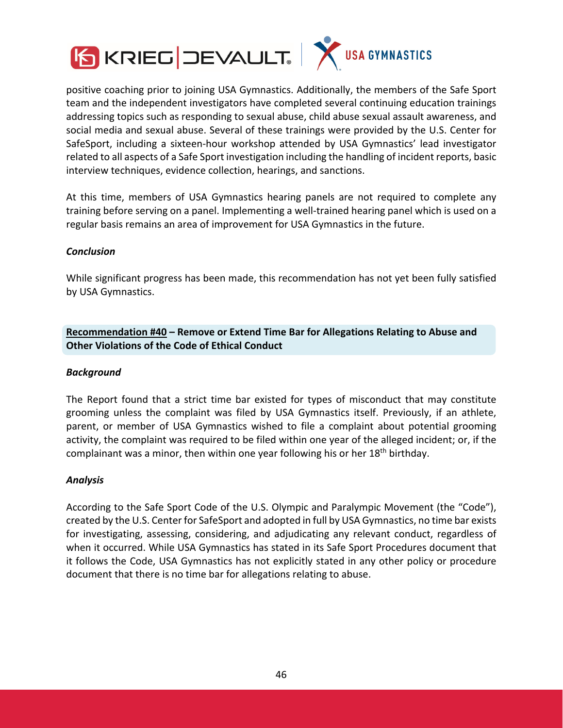positive coaching prior to joining USA Gymnastics. Additionally, the members of the Safe Sport team and the independent investigators have completed several continuing education trainings addressing topics such as responding to sexual abuse, child abuse sexual assault awareness, and social media and sexual abuse. Several of these trainings were provided by the U.S. Center for SafeSport, including a sixteen-hour workshop attended by USA Gymnastics' lead investigator related to all aspects of a Safe Sport investigation including the handling of incident reports, basic interview techniques, evidence collection, hearings, and sanctions.

At this time, members of USA Gymnastics hearing panels are not required to complete any training before serving on a panel. Implementing a well-trained hearing panel which is used on a regular basis remains an area of improvement for USA Gymnastics in the future.

### *Conclusion*

While significant progress has been made, this recommendation has not yet been fully satisfied by USA Gymnastics.

## **<u>Recommendation #40</u> – Remove or Extend Time Bar for Allegations Relating to Abuse and Other Violations of the Code of Ethical Conduct**

### *Background*

The Report found that a strict time bar existed for types of misconduct that may constitute grooming unless the complaint was filed by USA Gymnastics itself. Previously, if an athlete, parent, or member of USA Gymnastics wished to file a complaint about potential grooming activity, the complaint was required to be filed within one year of the alleged incident; or, if the complainant was a minor, then within one year following his or her 18th birthday.

### *Analysis*

According to the Safe Sport Code of the U.S. Olympic and Paralympic Movement (the "Code"), created by the U.S. Center for SafeSport and adopted in full by USA Gymnastics, no time bar exists for investigating, assessing, considering, and adjudicating any relevant conduct, regardless of when it occurred. While USA Gymnastics has stated in its Safe Sport Procedures document that it follows the Code, USA Gymnastics has not explicitly stated in any other policy or procedure document that there is no time bar for allegations relating to abuse.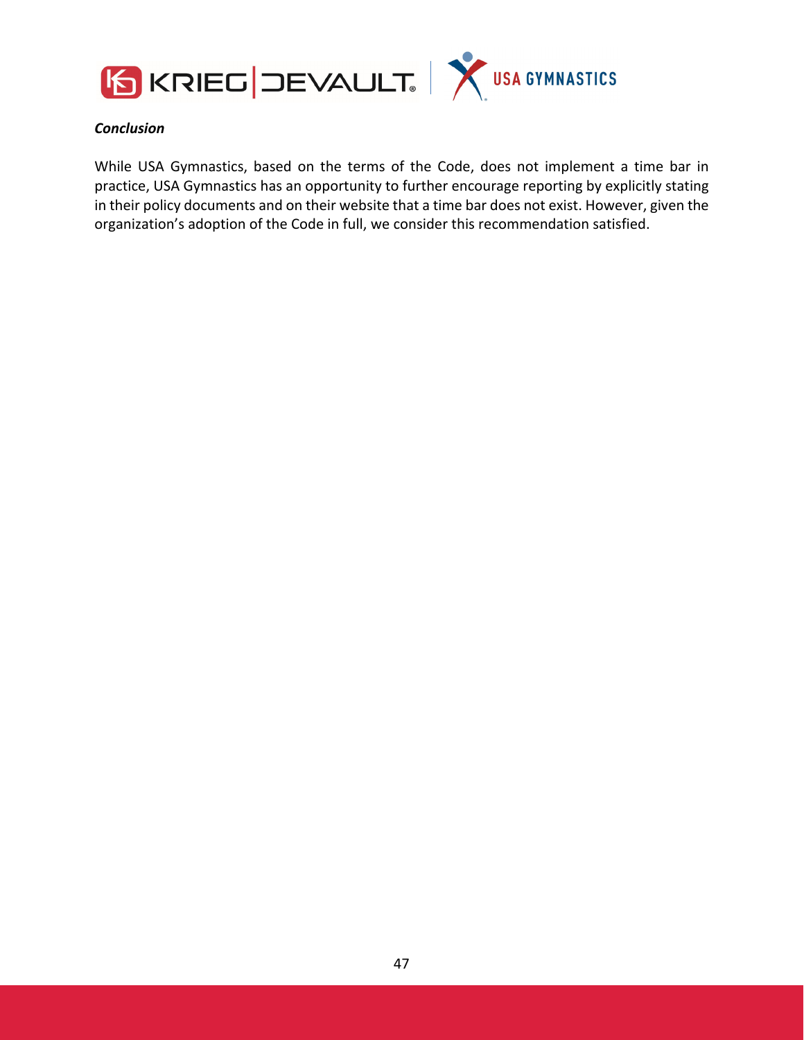***Conclusion***

While USA Gymnastics, based on the terms of the Code, does not implement a time bar in practice, USA Gymnastics has an opportunity to further encourage reporting by explicitly stating in their policy documents and on their website that a time bar does not exist. However, given the organization's adoption of the Code in full, we consider this recommendation satisfied.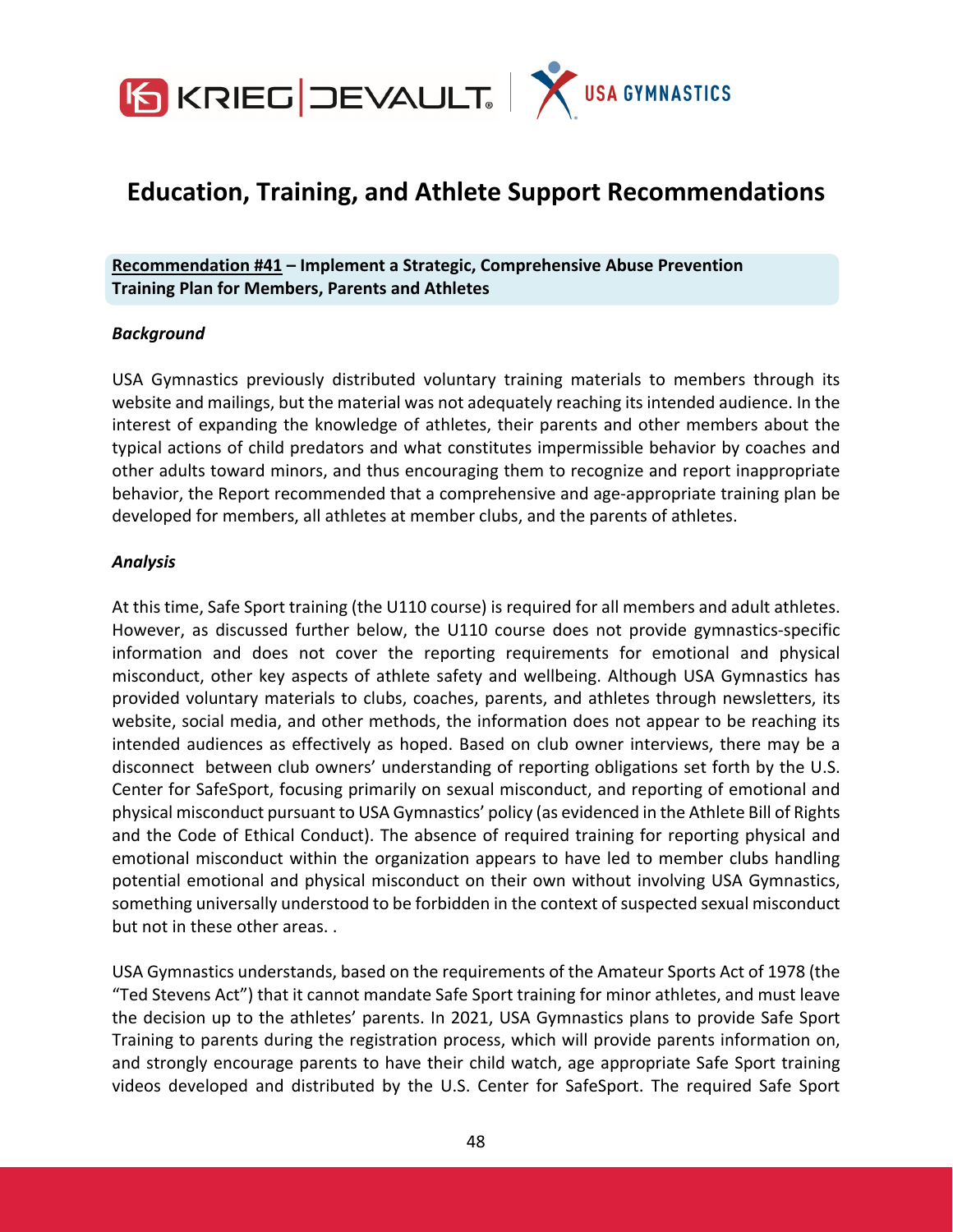# Education, Training, and Athlete Support Recommendations

**Recommendation #41 – Implement a Strategic, Comprehensive Abuse Prevention Training Plan for Members, Parents and Athletes**

***Background***

USA Gymnastics previously distributed voluntary training materials to members through its website and mailings, but the material was not adequately reaching its intended audience. In the interest of expanding the knowledge of athletes, their parents and other members about the typical actions of child predators and what constitutes impermissible behavior by coaches and other adults toward minors, and thus encouraging them to recognize and report inappropriate behavior, the Report recommended that a comprehensive and age-appropriate training plan be developed for members, all athletes at member clubs, and the parents of athletes.

***Analysis***

At this time, Safe Sport training (the U110 course) is required for all members and adult athletes. However, as discussed further below, the U110 course does not provide gymnastics-specific information and does not cover the reporting requirements for emotional and physical misconduct, other key aspects of athlete safety and wellbeing. Although USA Gymnastics has provided voluntary materials to clubs, coaches, parents, and athletes through newsletters, its website, social media, and other methods, the information does not appear to be reaching its intended audiences as effectively as hoped. Based on club owner interviews, there may be a disconnect between club owners' understanding of reporting obligations set forth by the U.S. Center for SafeSport, focusing primarily on sexual misconduct, and reporting of emotional and physical misconduct pursuant to USA Gymnastics' policy (as evidenced in the Athlete Bill of Rights and the Code of Ethical Conduct). The absence of required training for reporting physical and emotional misconduct within the organization appears to have led to member clubs handling potential emotional and physical misconduct on their own without involving USA Gymnastics, something universally understood to be forbidden in the context of suspected sexual misconduct but not in these other areas. .

USA Gymnastics understands, based on the requirements of the Amateur Sports Act of 1978 (the "Ted Stevens Act") that it cannot mandate Safe Sport training for minor athletes, and must leave the decision up to the athletes' parents. In 2021, USA Gymnastics plans to provide Safe Sport Training to parents during the registration process, which will provide parents information on, and strongly encourage parents to have their child watch, age appropriate Safe Sport training videos developed and distributed by the U.S. Center for SafeSport. The required Safe Sport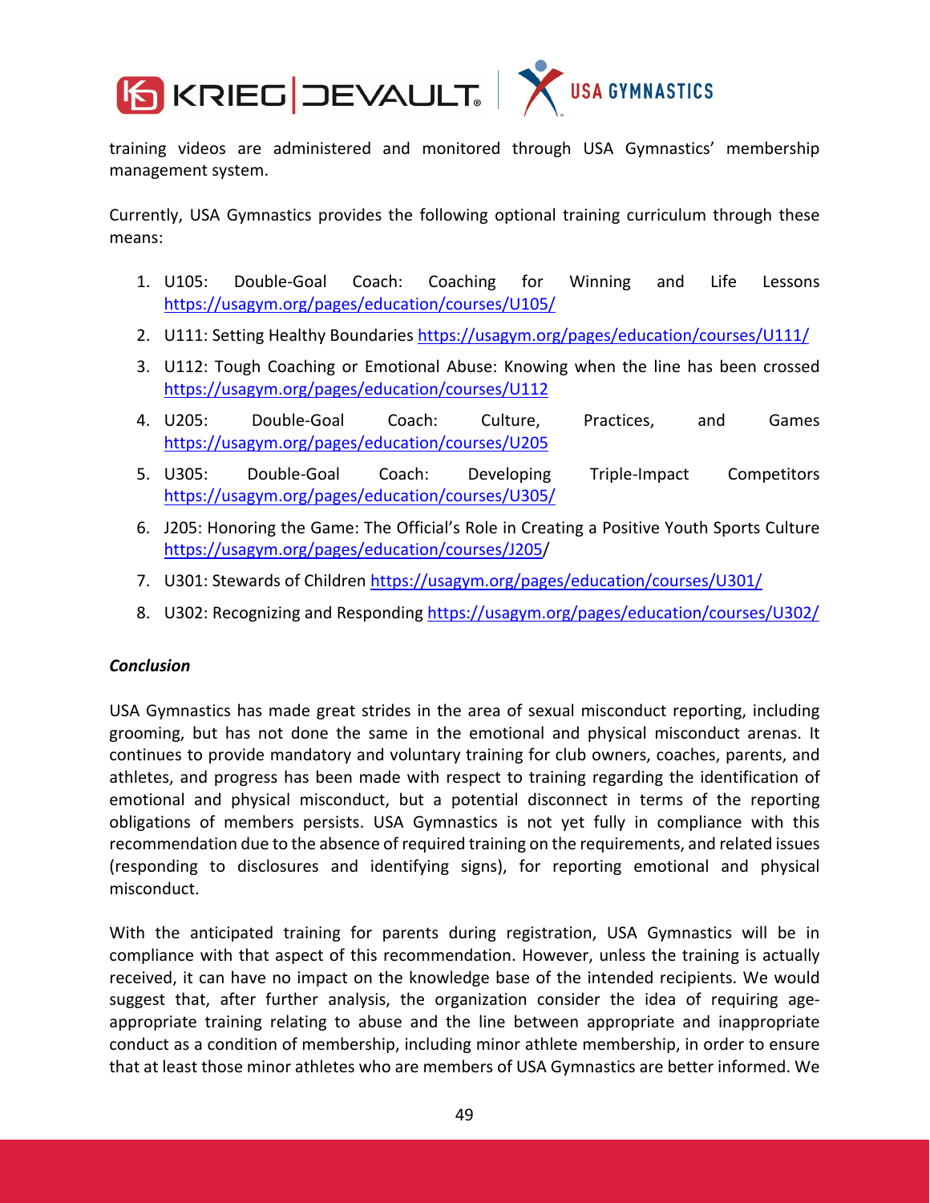training videos are administered and monitored through USA Gymnastics' membership management system.

Currently, USA Gymnastics provides the following optional training curriculum through these means:

1. U105: Double-Goal Coach: Coaching for Winning and Life Lessons https://usagym.org/pages/education/courses/U105/
2. U111: Setting Healthy Boundaries https://usagym.org/pages/education/courses/U111/
3. U112: Tough Coaching or Emotional Abuse: Knowing when the line has been crossed https://usagym.org/pages/education/courses/U112
4. U205: Double-Goal Coach: Culture, Practices, and Games https://usagym.org/pages/education/courses/U205
5. U305: Double-Goal Coach: Developing Triple-Impact Competitors https://usagym.org/pages/education/courses/U305/
6. J205: Honoring the Game: The Official's Role in Creating a Positive Youth Sports Culture https://usagym.org/pages/education/courses/J205/
7. U301: Stewards of Children https://usagym.org/pages/education/courses/U301/
8. U302: Recognizing and Responding https://usagym.org/pages/education/courses/U302/

***Conclusion***

USA Gymnastics has made great strides in the area of sexual misconduct reporting, including grooming, but has not done the same in the emotional and physical misconduct arenas. It continues to provide mandatory and voluntary training for club owners, coaches, parents, and athletes, and progress has been made with respect to training regarding the identification of emotional and physical misconduct, but a potential disconnect in terms of the reporting obligations of members persists. USA Gymnastics is not yet fully in compliance with this recommendation due to the absence of required training on the requirements, and related issues (responding to disclosures and identifying signs), for reporting emotional and physical misconduct.

With the anticipated training for parents during registration, USA Gymnastics will be in compliance with that aspect of this recommendation. However, unless the training is actually received, it can have no impact on the knowledge base of the intended recipients. We would suggest that, after further analysis, the organization consider the idea of requiring age-appropriate training relating to abuse and the line between appropriate and inappropriate conduct as a condition of membership, including minor athlete membership, in order to ensure that at least those minor athletes who are members of USA Gymnastics are better informed. We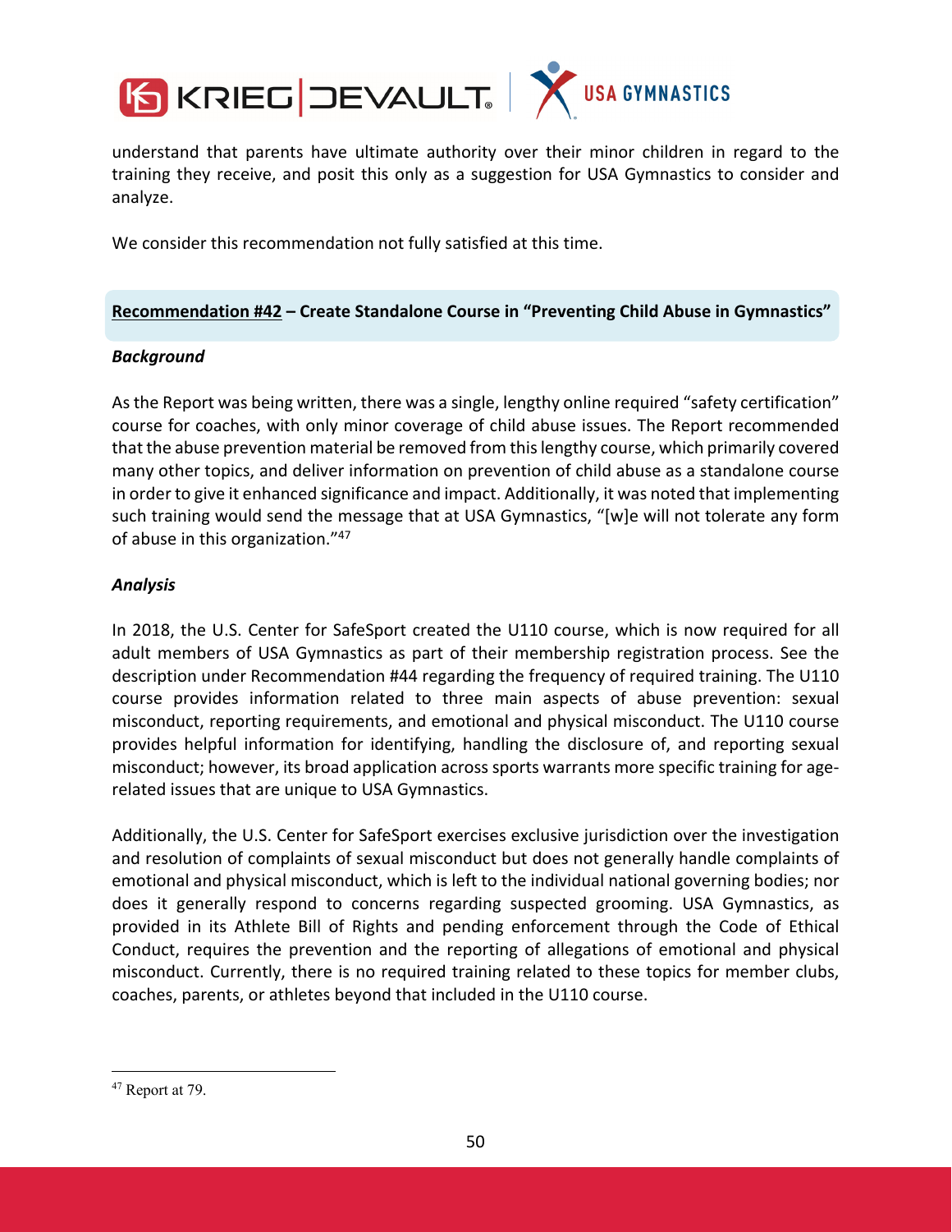understand that parents have ultimate authority over their minor children in regard to the training they receive, and posit this only as a suggestion for USA Gymnastics to consider and analyze.

We consider this recommendation not fully satisfied at this time.

## Recommendation #42 – Create Standalone Course in "Preventing Child Abuse in Gymnastics"

***Background***

As the Report was being written, there was a single, lengthy online required "safety certification" course for coaches, with only minor coverage of child abuse issues. The Report recommended that the abuse prevention material be removed from this lengthy course, which primarily covered many other topics, and deliver information on prevention of child abuse as a standalone course in order to give it enhanced significance and impact. Additionally, it was noted that implementing such training would send the message that at USA Gymnastics, "[w]e will not tolerate any form of abuse in this organization."[47]

***Analysis***

In 2018, the U.S. Center for SafeSport created the U110 course, which is now required for all adult members of USA Gymnastics as part of their membership registration process. See the description under Recommendation #44 regarding the frequency of required training. The U110 course provides information related to three main aspects of abuse prevention: sexual misconduct, reporting requirements, and emotional and physical misconduct. The U110 course provides helpful information for identifying, handling the disclosure of, and reporting sexual misconduct; however, its broad application across sports warrants more specific training for age-related issues that are unique to USA Gymnastics.

Additionally, the U.S. Center for SafeSport exercises exclusive jurisdiction over the investigation and resolution of complaints of sexual misconduct but does not generally handle complaints of emotional and physical misconduct, which is left to the individual national governing bodies; nor does it generally respond to concerns regarding suspected grooming. USA Gymnastics, as provided in its Athlete Bill of Rights and pending enforcement through the Code of Ethical Conduct, requires the prevention and the reporting of allegations of emotional and physical misconduct. Currently, there is no required training related to these topics for member clubs, coaches, parents, or athletes beyond that included in the U110 course.

[47] Report at 79.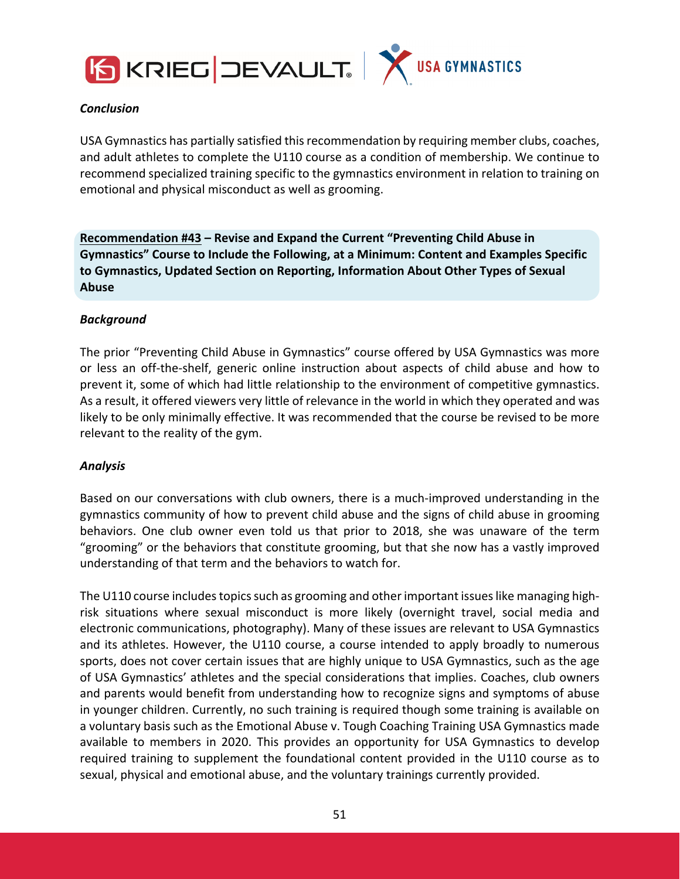***Conclusion***

USA Gymnastics has partially satisfied this recommendation by requiring member clubs, coaches, and adult athletes to complete the U110 course as a condition of membership. We continue to recommend specialized training specific to the gymnastics environment in relation to training on emotional and physical misconduct as well as grooming.

**Recommendation #43 – Revise and Expand the Current "Preventing Child Abuse in Gymnastics" Course to Include the Following, at a Minimum: Content and Examples Specific to Gymnastics, Updated Section on Reporting, Information About Other Types of Sexual Abuse**

***Background***

The prior "Preventing Child Abuse in Gymnastics" course offered by USA Gymnastics was more or less an off-the-shelf, generic online instruction about aspects of child abuse and how to prevent it, some of which had little relationship to the environment of competitive gymnastics. As a result, it offered viewers very little of relevance in the world in which they operated and was likely to be only minimally effective. It was recommended that the course be revised to be more relevant to the reality of the gym.

***Analysis***

Based on our conversations with club owners, there is a much-improved understanding in the gymnastics community of how to prevent child abuse and the signs of child abuse in grooming behaviors. One club owner even told us that prior to 2018, she was unaware of the term "grooming" or the behaviors that constitute grooming, but that she now has a vastly improved understanding of that term and the behaviors to watch for.

The U110 course includes topics such as grooming and other important issues like managing high-risk situations where sexual misconduct is more likely (overnight travel, social media and electronic communications, photography). Many of these issues are relevant to USA Gymnastics and its athletes. However, the U110 course, a course intended to apply broadly to numerous sports, does not cover certain issues that are highly unique to USA Gymnastics, such as the age of USA Gymnastics' athletes and the special considerations that implies. Coaches, club owners and parents would benefit from understanding how to recognize signs and symptoms of abuse in younger children. Currently, no such training is required though some training is available on a voluntary basis such as the Emotional Abuse v. Tough Coaching Training USA Gymnastics made available to members in 2020. This provides an opportunity for USA Gymnastics to develop required training to supplement the foundational content provided in the U110 course as to sexual, physical and emotional abuse, and the voluntary trainings currently provided.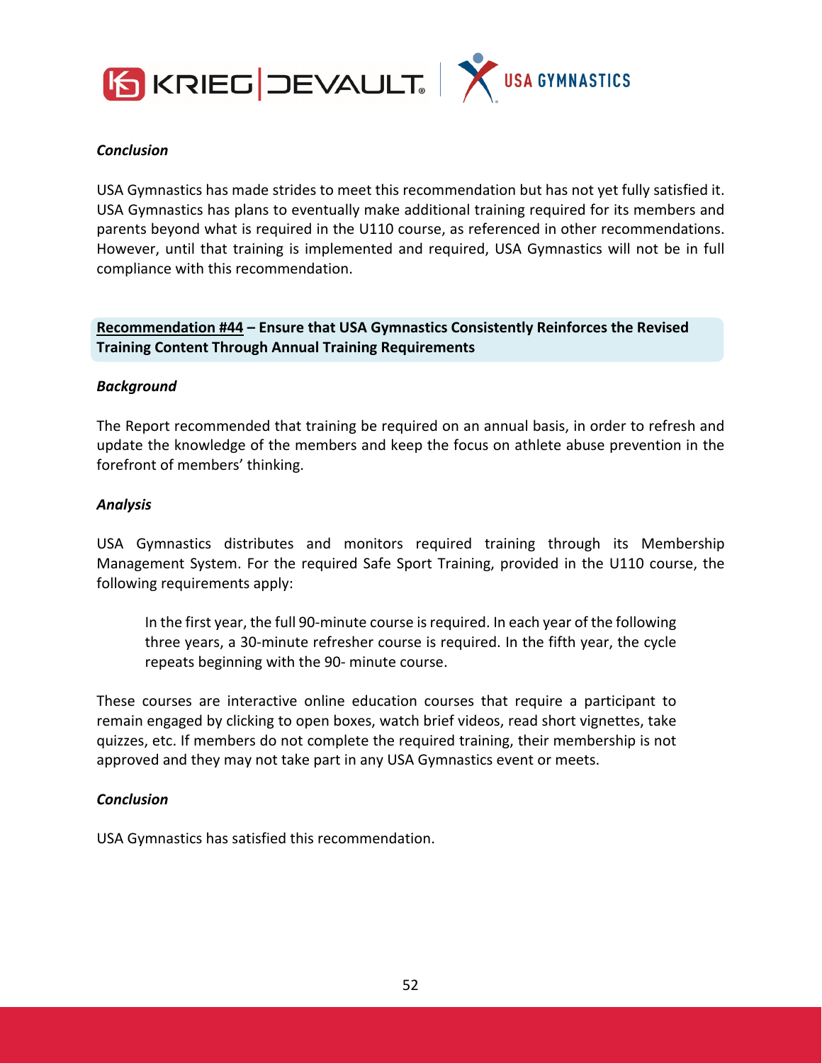***Conclusion***

USA Gymnastics has made strides to meet this recommendation but has not yet fully satisfied it. USA Gymnastics has plans to eventually make additional training required for its members and parents beyond what is required in the U110 course, as referenced in other recommendations. However, until that training is implemented and required, USA Gymnastics will not be in full compliance with this recommendation.

**Recommendation #44 – Ensure that USA Gymnastics Consistently Reinforces the Revised Training Content Through Annual Training Requirements**

***Background***

The Report recommended that training be required on an annual basis, in order to refresh and update the knowledge of the members and keep the focus on athlete abuse prevention in the forefront of members' thinking.

***Analysis***

USA Gymnastics distributes and monitors required training through its Membership Management System. For the required Safe Sport Training, provided in the U110 course, the following requirements apply:

> In the first year, the full 90-minute course is required. In each year of the following three years, a 30-minute refresher course is required. In the fifth year, the cycle repeats beginning with the 90- minute course.

These courses are interactive online education courses that require a participant to remain engaged by clicking to open boxes, watch brief videos, read short vignettes, take quizzes, etc. If members do not complete the required training, their membership is not approved and they may not take part in any USA Gymnastics event or meets.

***Conclusion***

USA Gymnastics has satisfied this recommendation.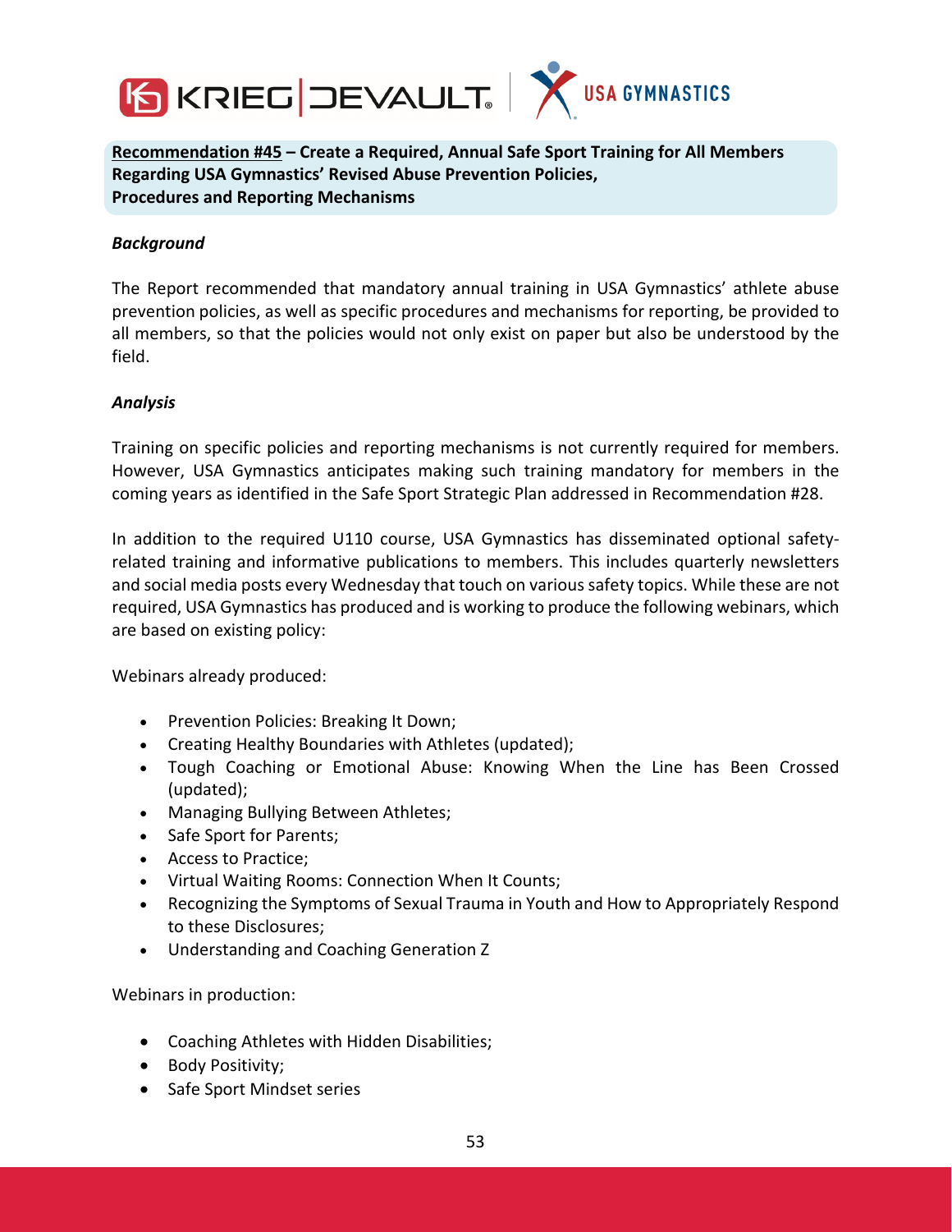**Recommendation #45 – Create a Required, Annual Safe Sport Training for All Members Regarding USA Gymnastics' Revised Abuse Prevention Policies, Procedures and Reporting Mechanisms**

***Background***

The Report recommended that mandatory annual training in USA Gymnastics' athlete abuse prevention policies, as well as specific procedures and mechanisms for reporting, be provided to all members, so that the policies would not only exist on paper but also be understood by the field.

***Analysis***

Training on specific policies and reporting mechanisms is not currently required for members. However, USA Gymnastics anticipates making such training mandatory for members in the coming years as identified in the Safe Sport Strategic Plan addressed in Recommendation #28.

In addition to the required U110 course, USA Gymnastics has disseminated optional safety-related training and informative publications to members. This includes quarterly newsletters and social media posts every Wednesday that touch on various safety topics. While these are not required, USA Gymnastics has produced and is working to produce the following webinars, which are based on existing policy:

Webinars already produced:

- Prevention Policies: Breaking It Down;
- Creating Healthy Boundaries with Athletes (updated);
- Tough Coaching or Emotional Abuse: Knowing When the Line has Been Crossed (updated);
- Managing Bullying Between Athletes;
- Safe Sport for Parents;
- Access to Practice;
- Virtual Waiting Rooms: Connection When It Counts;
- Recognizing the Symptoms of Sexual Trauma in Youth and How to Appropriately Respond to these Disclosures;
- Understanding and Coaching Generation Z

Webinars in production:

- Coaching Athletes with Hidden Disabilities;
- Body Positivity;
- Safe Sport Mindset series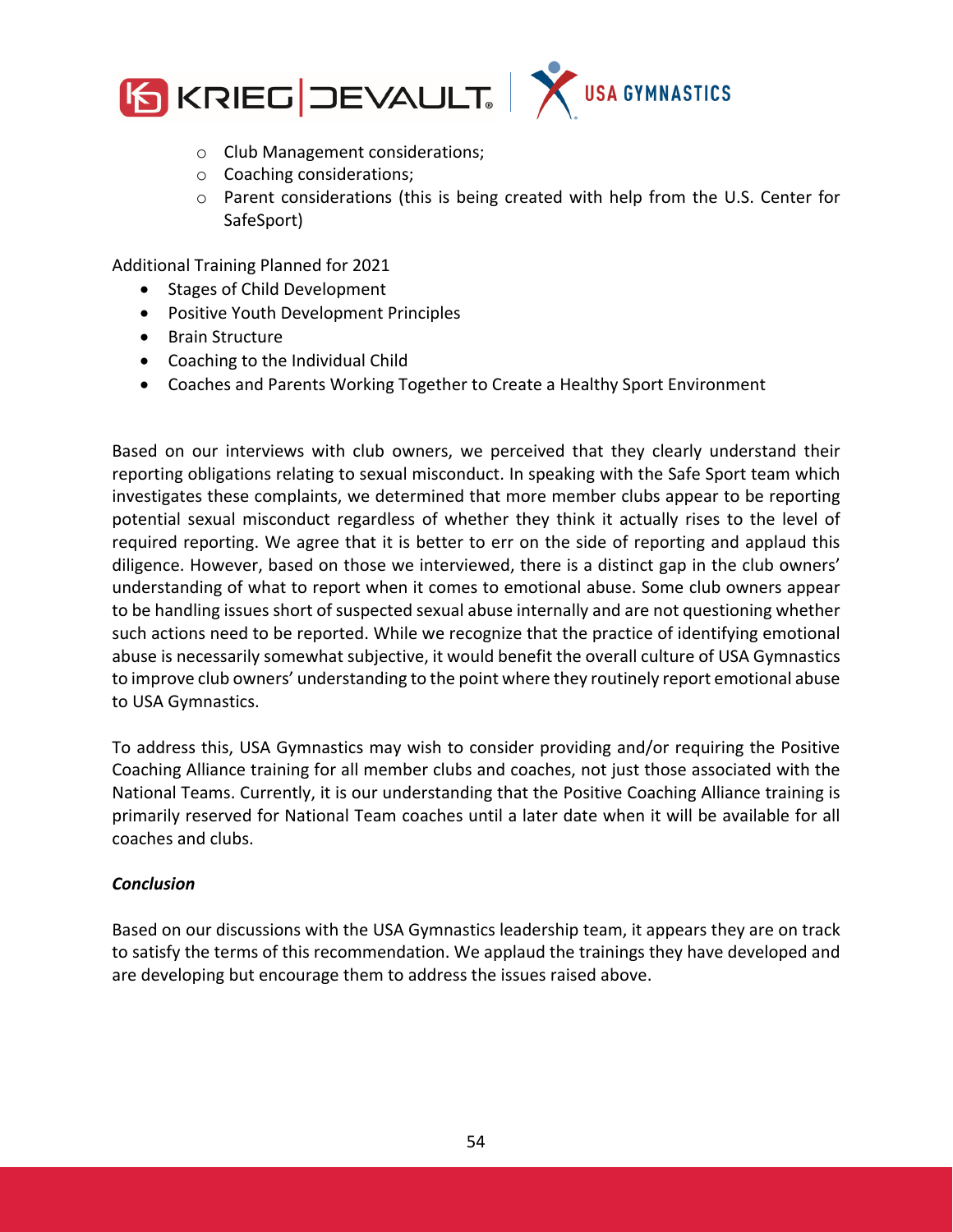- Club Management considerations;
    - Coaching considerations;
    - Parent considerations (this is being created with help from the U.S. Center for SafeSport)

Additional Training Planned for 2021

- Stages of Child Development
- Positive Youth Development Principles
- Brain Structure
- Coaching to the Individual Child
- Coaches and Parents Working Together to Create a Healthy Sport Environment

Based on our interviews with club owners, we perceived that they clearly understand their reporting obligations relating to sexual misconduct. In speaking with the Safe Sport team which investigates these complaints, we determined that more member clubs appear to be reporting potential sexual misconduct regardless of whether they think it actually rises to the level of required reporting. We agree that it is better to err on the side of reporting and applaud this diligence. However, based on those we interviewed, there is a distinct gap in the club owners' understanding of what to report when it comes to emotional abuse. Some club owners appear to be handling issues short of suspected sexual abuse internally and are not questioning whether such actions need to be reported. While we recognize that the practice of identifying emotional abuse is necessarily somewhat subjective, it would benefit the overall culture of USA Gymnastics to improve club owners' understanding to the point where they routinely report emotional abuse to USA Gymnastics.

To address this, USA Gymnastics may wish to consider providing and/or requiring the Positive Coaching Alliance training for all member clubs and coaches, not just those associated with the National Teams. Currently, it is our understanding that the Positive Coaching Alliance training is primarily reserved for National Team coaches until a later date when it will be available for all coaches and clubs.

***Conclusion***

Based on our discussions with the USA Gymnastics leadership team, it appears they are on track to satisfy the terms of this recommendation. We applaud the trainings they have developed and are developing but encourage them to address the issues raised above.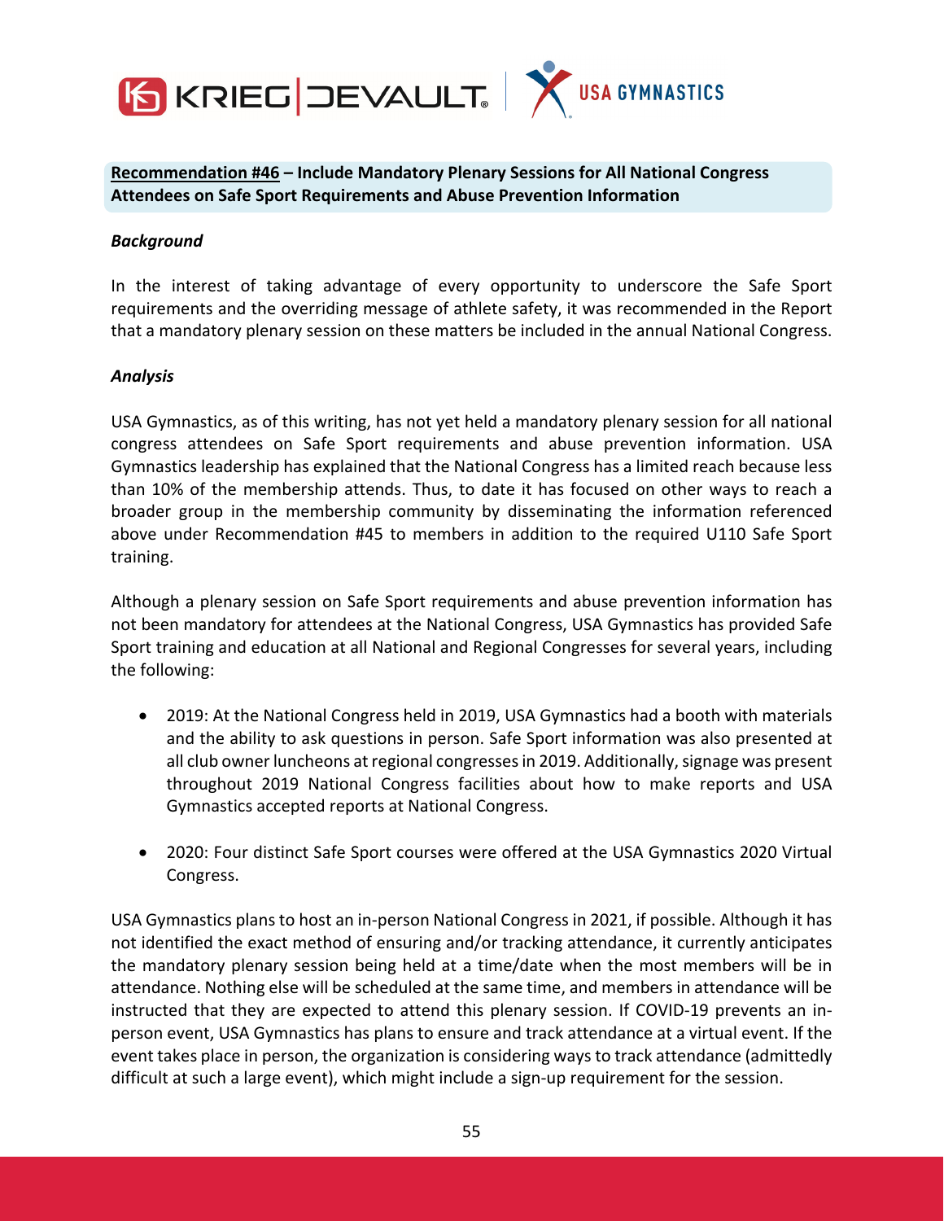**<u>Recommendation #46</u> – Include Mandatory Plenary Sessions for All National Congress Attendees on Safe Sport Requirements and Abuse Prevention Information**

***Background***

In the interest of taking advantage of every opportunity to underscore the Safe Sport requirements and the overriding message of athlete safety, it was recommended in the Report that a mandatory plenary session on these matters be included in the annual National Congress.

***Analysis***

USA Gymnastics, as of this writing, has not yet held a mandatory plenary session for all national congress attendees on Safe Sport requirements and abuse prevention information. USA Gymnastics leadership has explained that the National Congress has a limited reach because less than 10% of the membership attends. Thus, to date it has focused on other ways to reach a broader group in the membership community by disseminating the information referenced above under Recommendation #45 to members in addition to the required U110 Safe Sport training.

Although a plenary session on Safe Sport requirements and abuse prevention information has not been mandatory for attendees at the National Congress, USA Gymnastics has provided Safe Sport training and education at all National and Regional Congresses for several years, including the following:

- 2019: At the National Congress held in 2019, USA Gymnastics had a booth with materials and the ability to ask questions in person. Safe Sport information was also presented at all club owner luncheons at regional congresses in 2019. Additionally, signage was present throughout 2019 National Congress facilities about how to make reports and USA Gymnastics accepted reports at National Congress.

- 2020: Four distinct Safe Sport courses were offered at the USA Gymnastics 2020 Virtual Congress.

USA Gymnastics plans to host an in-person National Congress in 2021, if possible. Although it has not identified the exact method of ensuring and/or tracking attendance, it currently anticipates the mandatory plenary session being held at a time/date when the most members will be in attendance. Nothing else will be scheduled at the same time, and members in attendance will be instructed that they are expected to attend this plenary session. If COVID-19 prevents an in-person event, USA Gymnastics has plans to ensure and track attendance at a virtual event. If the event takes place in person, the organization is considering ways to track attendance (admittedly difficult at such a large event), which might include a sign-up requirement for the session.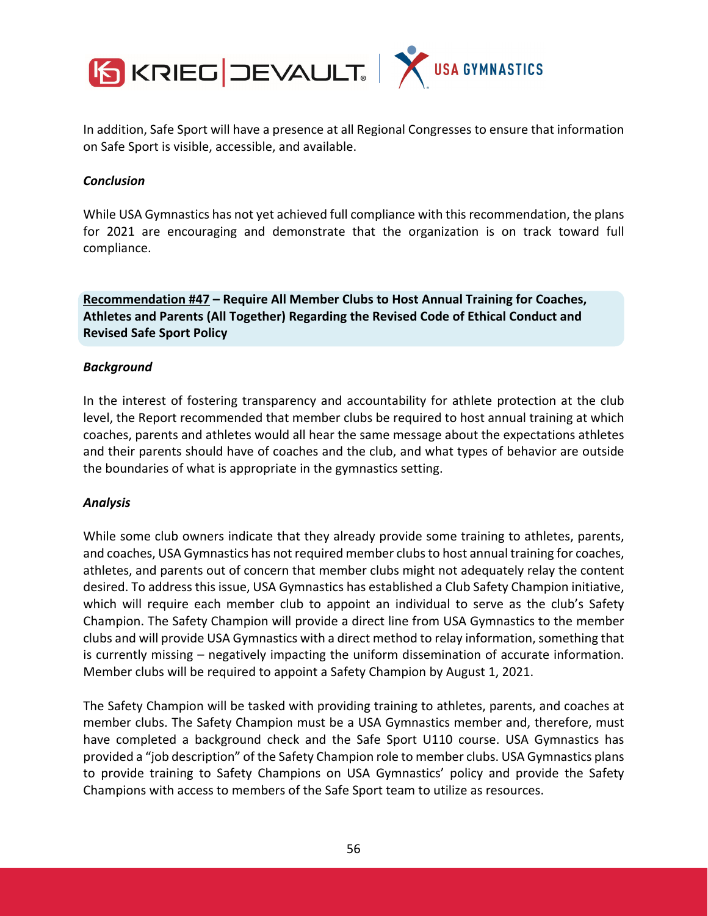In addition, Safe Sport will have a presence at all Regional Congresses to ensure that information on Safe Sport is visible, accessible, and available.

***Conclusion***

While USA Gymnastics has not yet achieved full compliance with this recommendation, the plans for 2021 are encouraging and demonstrate that the organization is on track toward full compliance.

**Recommendation #47 – Require All Member Clubs to Host Annual Training for Coaches, Athletes and Parents (All Together) Regarding the Revised Code of Ethical Conduct and Revised Safe Sport Policy**

***Background***

In the interest of fostering transparency and accountability for athlete protection at the club level, the Report recommended that member clubs be required to host annual training at which coaches, parents and athletes would all hear the same message about the expectations athletes and their parents should have of coaches and the club, and what types of behavior are outside the boundaries of what is appropriate in the gymnastics setting.

***Analysis***

While some club owners indicate that they already provide some training to athletes, parents, and coaches, USA Gymnastics has not required member clubs to host annual training for coaches, athletes, and parents out of concern that member clubs might not adequately relay the content desired. To address this issue, USA Gymnastics has established a Club Safety Champion initiative, which will require each member club to appoint an individual to serve as the club's Safety Champion. The Safety Champion will provide a direct line from USA Gymnastics to the member clubs and will provide USA Gymnastics with a direct method to relay information, something that is currently missing – negatively impacting the uniform dissemination of accurate information. Member clubs will be required to appoint a Safety Champion by August 1, 2021.

The Safety Champion will be tasked with providing training to athletes, parents, and coaches at member clubs. The Safety Champion must be a USA Gymnastics member and, therefore, must have completed a background check and the Safe Sport U110 course. USA Gymnastics has provided a "job description" of the Safety Champion role to member clubs. USA Gymnastics plans to provide training to Safety Champions on USA Gymnastics' policy and provide the Safety Champions with access to members of the Safe Sport team to utilize as resources.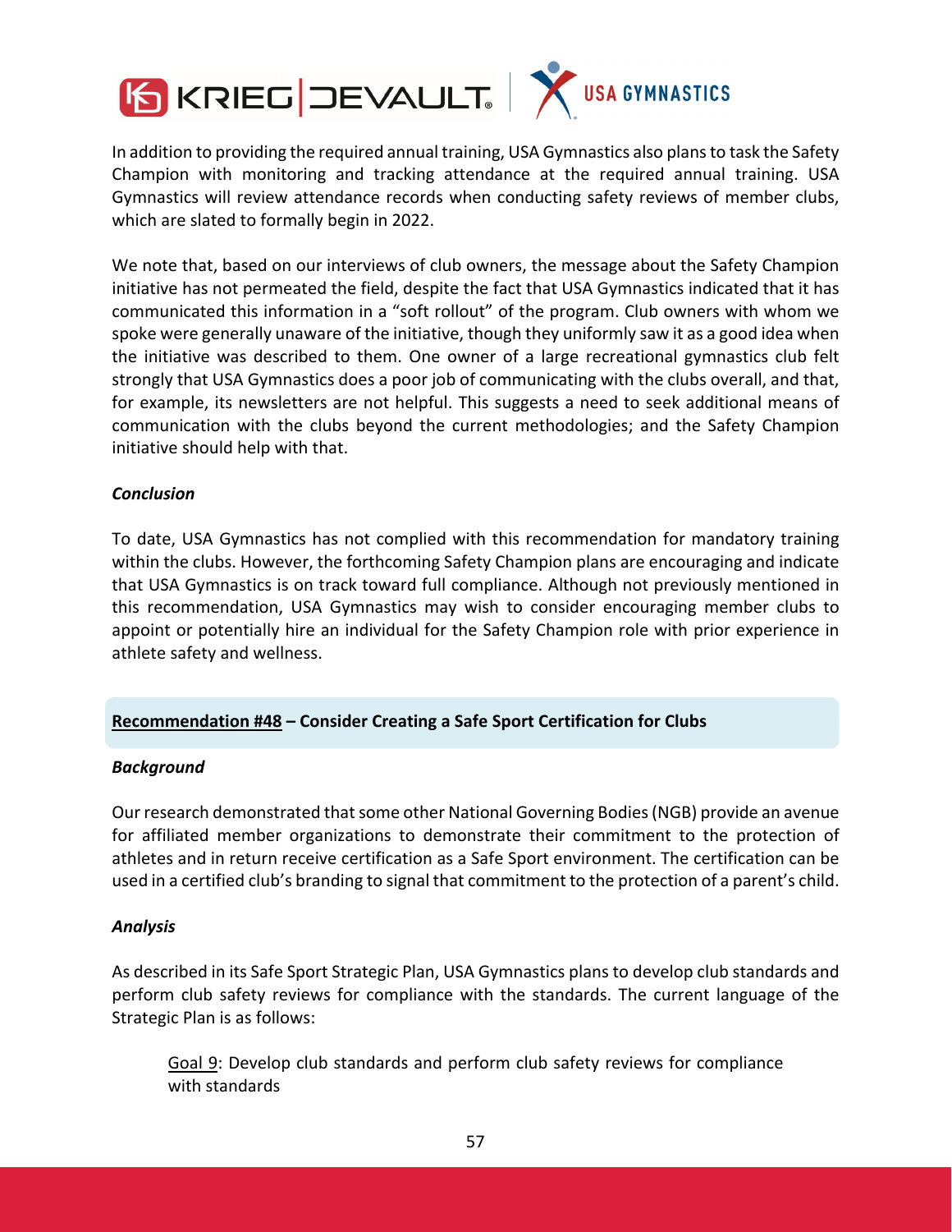In addition to providing the required annual training, USA Gymnastics also plans to task the Safety Champion with monitoring and tracking attendance at the required annual training. USA Gymnastics will review attendance records when conducting safety reviews of member clubs, which are slated to formally begin in 2022.

We note that, based on our interviews of club owners, the message about the Safety Champion initiative has not permeated the field, despite the fact that USA Gymnastics indicated that it has communicated this information in a "soft rollout" of the program. Club owners with whom we spoke were generally unaware of the initiative, though they uniformly saw it as a good idea when the initiative was described to them. One owner of a large recreational gymnastics club felt strongly that USA Gymnastics does a poor job of communicating with the clubs overall, and that, for example, its newsletters are not helpful. This suggests a need to seek additional means of communication with the clubs beyond the current methodologies; and the Safety Champion initiative should help with that.

***Conclusion***

To date, USA Gymnastics has not complied with this recommendation for mandatory training within the clubs. However, the forthcoming Safety Champion plans are encouraging and indicate that USA Gymnastics is on track toward full compliance. Although not previously mentioned in this recommendation, USA Gymnastics may wish to consider encouraging member clubs to appoint or potentially hire an individual for the Safety Champion role with prior experience in athlete safety and wellness.

**Recommendation #48 – Consider Creating a Safe Sport Certification for Clubs**

***Background***

Our research demonstrated that some other National Governing Bodies (NGB) provide an avenue for affiliated member organizations to demonstrate their commitment to the protection of athletes and in return receive certification as a Safe Sport environment. The certification can be used in a certified club's branding to signal that commitment to the protection of a parent's child.

***Analysis***

As described in its Safe Sport Strategic Plan, USA Gymnastics plans to develop club standards and perform club safety reviews for compliance with the standards. The current language of the Strategic Plan is as follows:

> Goal 9: Develop club standards and perform club safety reviews for compliance with standards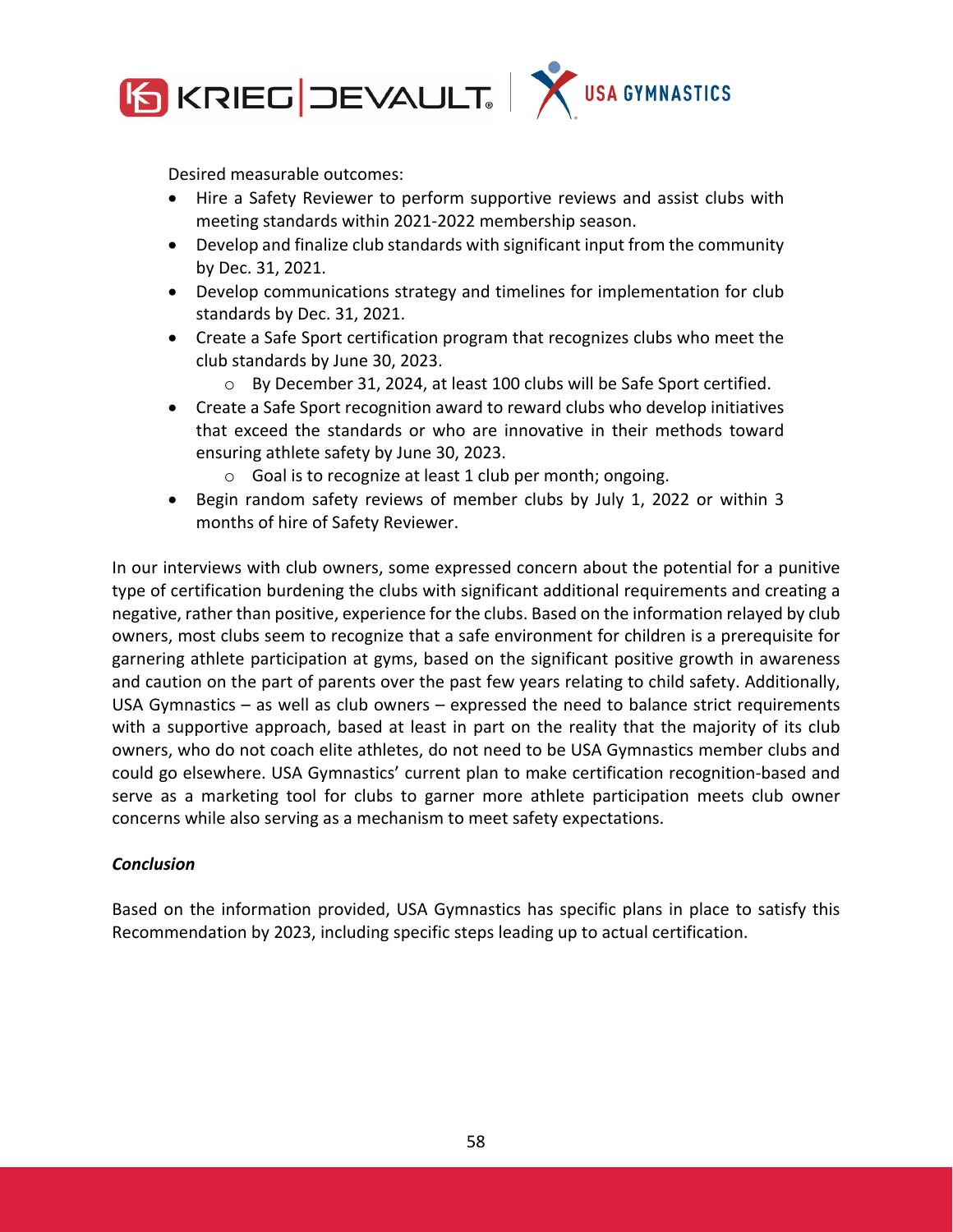Desired measurable outcomes:

- Hire a Safety Reviewer to perform supportive reviews and assist clubs with meeting standards within 2021-2022 membership season.
- Develop and finalize club standards with significant input from the community by Dec. 31, 2021.
- Develop communications strategy and timelines for implementation for club standards by Dec. 31, 2021.
- Create a Safe Sport certification program that recognizes clubs who meet the club standards by June 30, 2023.
  - By December 31, 2024, at least 100 clubs will be Safe Sport certified.
- Create a Safe Sport recognition award to reward clubs who develop initiatives that exceed the standards or who are innovative in their methods toward ensuring athlete safety by June 30, 2023.
  - Goal is to recognize at least 1 club per month; ongoing.
- Begin random safety reviews of member clubs by July 1, 2022 or within 3 months of hire of Safety Reviewer.

In our interviews with club owners, some expressed concern about the potential for a punitive type of certification burdening the clubs with significant additional requirements and creating a negative, rather than positive, experience for the clubs. Based on the information relayed by club owners, most clubs seem to recognize that a safe environment for children is a prerequisite for garnering athlete participation at gyms, based on the significant positive growth in awareness and caution on the part of parents over the past few years relating to child safety. Additionally, USA Gymnastics – as well as club owners – expressed the need to balance strict requirements with a supportive approach, based at least in part on the reality that the majority of its club owners, who do not coach elite athletes, do not need to be USA Gymnastics member clubs and could go elsewhere. USA Gymnastics' current plan to make certification recognition-based and serve as a marketing tool for clubs to garner more athlete participation meets club owner concerns while also serving as a mechanism to meet safety expectations.

***Conclusion***

Based on the information provided, USA Gymnastics has specific plans in place to satisfy this Recommendation by 2023, including specific steps leading up to actual certification.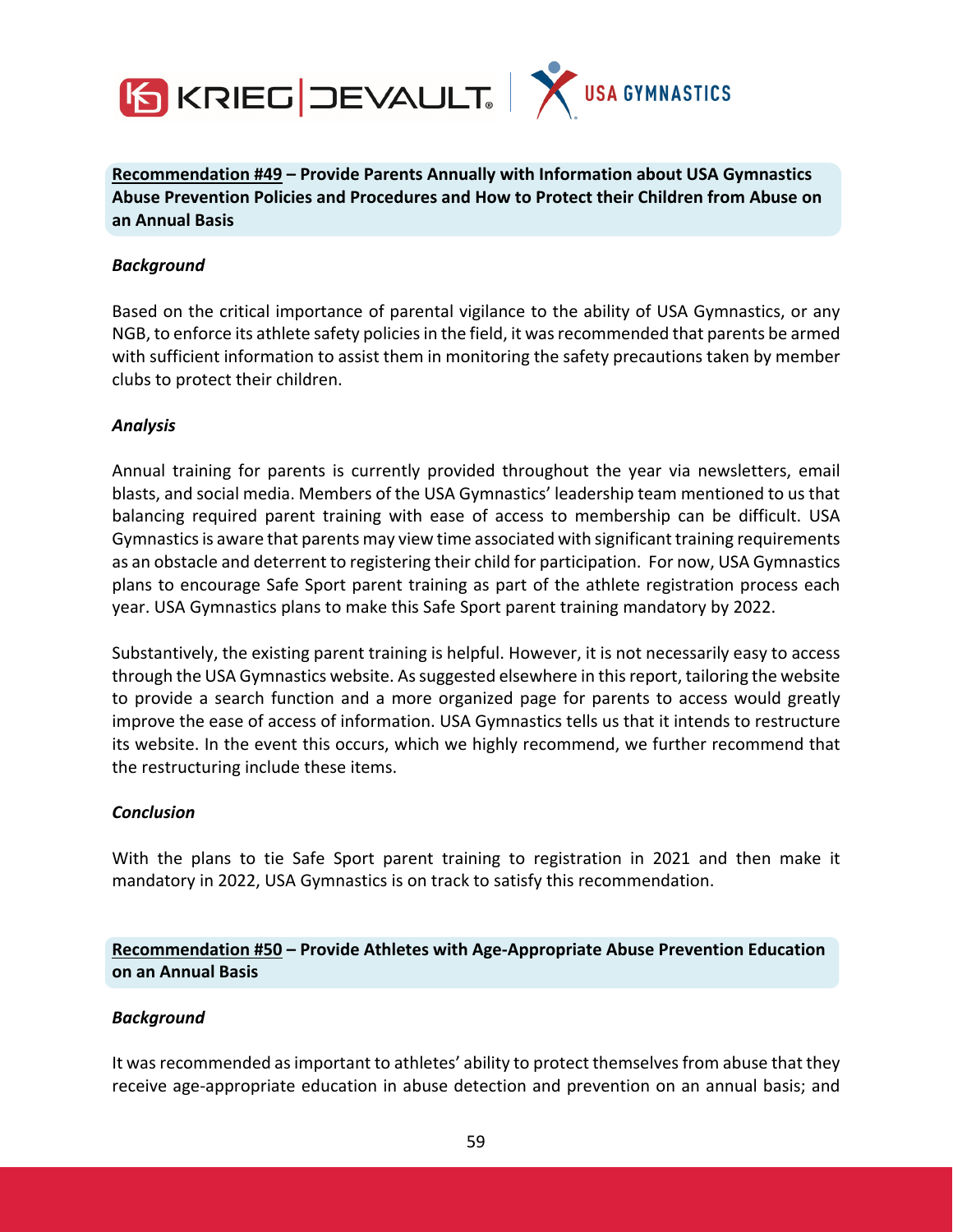**Recommendation #49 – Provide Parents Annually with Information about USA Gymnastics Abuse Prevention Policies and Procedures and How to Protect their Children from Abuse on an Annual Basis**

***Background***

Based on the critical importance of parental vigilance to the ability of USA Gymnastics, or any NGB, to enforce its athlete safety policies in the field, it was recommended that parents be armed with sufficient information to assist them in monitoring the safety precautions taken by member clubs to protect their children.

***Analysis***

Annual training for parents is currently provided throughout the year via newsletters, email blasts, and social media. Members of the USA Gymnastics' leadership team mentioned to us that balancing required parent training with ease of access to membership can be difficult. USA Gymnastics is aware that parents may view time associated with significant training requirements as an obstacle and deterrent to registering their child for participation. For now, USA Gymnastics plans to encourage Safe Sport parent training as part of the athlete registration process each year. USA Gymnastics plans to make this Safe Sport parent training mandatory by 2022.

Substantively, the existing parent training is helpful. However, it is not necessarily easy to access through the USA Gymnastics website. As suggested elsewhere in this report, tailoring the website to provide a search function and a more organized page for parents to access would greatly improve the ease of access of information. USA Gymnastics tells us that it intends to restructure its website. In the event this occurs, which we highly recommend, we further recommend that the restructuring include these items.

***Conclusion***

With the plans to tie Safe Sport parent training to registration in 2021 and then make it mandatory in 2022, USA Gymnastics is on track to satisfy this recommendation.

**Recommendation #50 – Provide Athletes with Age-Appropriate Abuse Prevention Education on an Annual Basis**

***Background***

It was recommended as important to athletes' ability to protect themselves from abuse that they receive age-appropriate education in abuse detection and prevention on an annual basis; and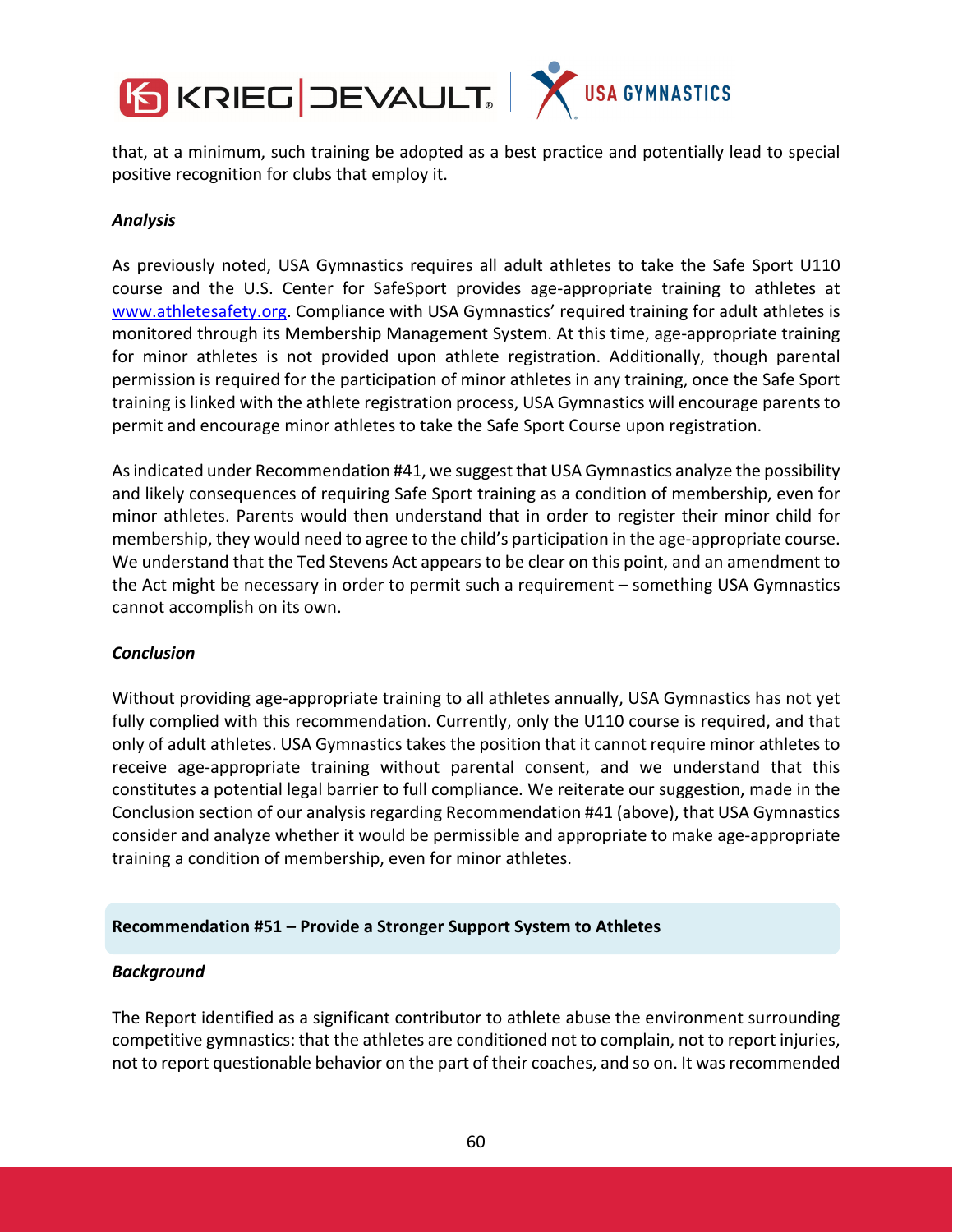that, at a minimum, such training be adopted as a best practice and potentially lead to special positive recognition for clubs that employ it.

***Analysis***

As previously noted, USA Gymnastics requires all adult athletes to take the Safe Sport U110 course and the U.S. Center for SafeSport provides age-appropriate training to athletes at www.athletesafety.org. Compliance with USA Gymnastics' required training for adult athletes is monitored through its Membership Management System. At this time, age-appropriate training for minor athletes is not provided upon athlete registration. Additionally, though parental permission is required for the participation of minor athletes in any training, once the Safe Sport training is linked with the athlete registration process, USA Gymnastics will encourage parents to permit and encourage minor athletes to take the Safe Sport Course upon registration.

As indicated under Recommendation #41, we suggest that USA Gymnastics analyze the possibility and likely consequences of requiring Safe Sport training as a condition of membership, even for minor athletes. Parents would then understand that in order to register their minor child for membership, they would need to agree to the child's participation in the age-appropriate course. We understand that the Ted Stevens Act appears to be clear on this point, and an amendment to the Act might be necessary in order to permit such a requirement – something USA Gymnastics cannot accomplish on its own.

***Conclusion***

Without providing age-appropriate training to all athletes annually, USA Gymnastics has not yet fully complied with this recommendation. Currently, only the U110 course is required, and that only of adult athletes. USA Gymnastics takes the position that it cannot require minor athletes to receive age-appropriate training without parental consent, and we understand that this constitutes a potential legal barrier to full compliance. We reiterate our suggestion, made in the Conclusion section of our analysis regarding Recommendation #41 (above), that USA Gymnastics consider and analyze whether it would be permissible and appropriate to make age-appropriate training a condition of membership, even for minor athletes.

### Recommendation #51 – Provide a Stronger Support System to Athletes

***Background***

The Report identified as a significant contributor to athlete abuse the environment surrounding competitive gymnastics: that the athletes are conditioned not to complain, not to report injuries, not to report questionable behavior on the part of their coaches, and so on. It was recommended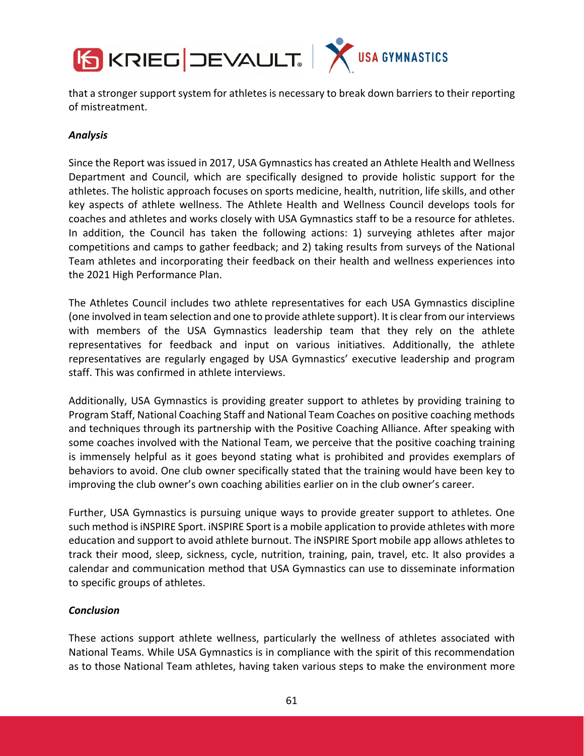that a stronger support system for athletes is necessary to break down barriers to their reporting of mistreatment.

***Analysis***

Since the Report was issued in 2017, USA Gymnastics has created an Athlete Health and Wellness Department and Council, which are specifically designed to provide holistic support for the athletes. The holistic approach focuses on sports medicine, health, nutrition, life skills, and other key aspects of athlete wellness. The Athlete Health and Wellness Council develops tools for coaches and athletes and works closely with USA Gymnastics staff to be a resource for athletes. In addition, the Council has taken the following actions: 1) surveying athletes after major competitions and camps to gather feedback; and 2) taking results from surveys of the National Team athletes and incorporating their feedback on their health and wellness experiences into the 2021 High Performance Plan.

The Athletes Council includes two athlete representatives for each USA Gymnastics discipline (one involved in team selection and one to provide athlete support). It is clear from our interviews with members of the USA Gymnastics leadership team that they rely on the athlete representatives for feedback and input on various initiatives. Additionally, the athlete representatives are regularly engaged by USA Gymnastics' executive leadership and program staff. This was confirmed in athlete interviews.

Additionally, USA Gymnastics is providing greater support to athletes by providing training to Program Staff, National Coaching Staff and National Team Coaches on positive coaching methods and techniques through its partnership with the Positive Coaching Alliance. After speaking with some coaches involved with the National Team, we perceive that the positive coaching training is immensely helpful as it goes beyond stating what is prohibited and provides exemplars of behaviors to avoid. One club owner specifically stated that the training would have been key to improving the club owner's own coaching abilities earlier on in the club owner's career.

Further, USA Gymnastics is pursuing unique ways to provide greater support to athletes. One such method is iNSPIRE Sport. iNSPIRE Sport is a mobile application to provide athletes with more education and support to avoid athlete burnout. The iNSPIRE Sport mobile app allows athletes to track their mood, sleep, sickness, cycle, nutrition, training, pain, travel, etc. It also provides a calendar and communication method that USA Gymnastics can use to disseminate information to specific groups of athletes.

***Conclusion***

These actions support athlete wellness, particularly the wellness of athletes associated with National Teams. While USA Gymnastics is in compliance with the spirit of this recommendation as to those National Team athletes, having taken various steps to make the environment more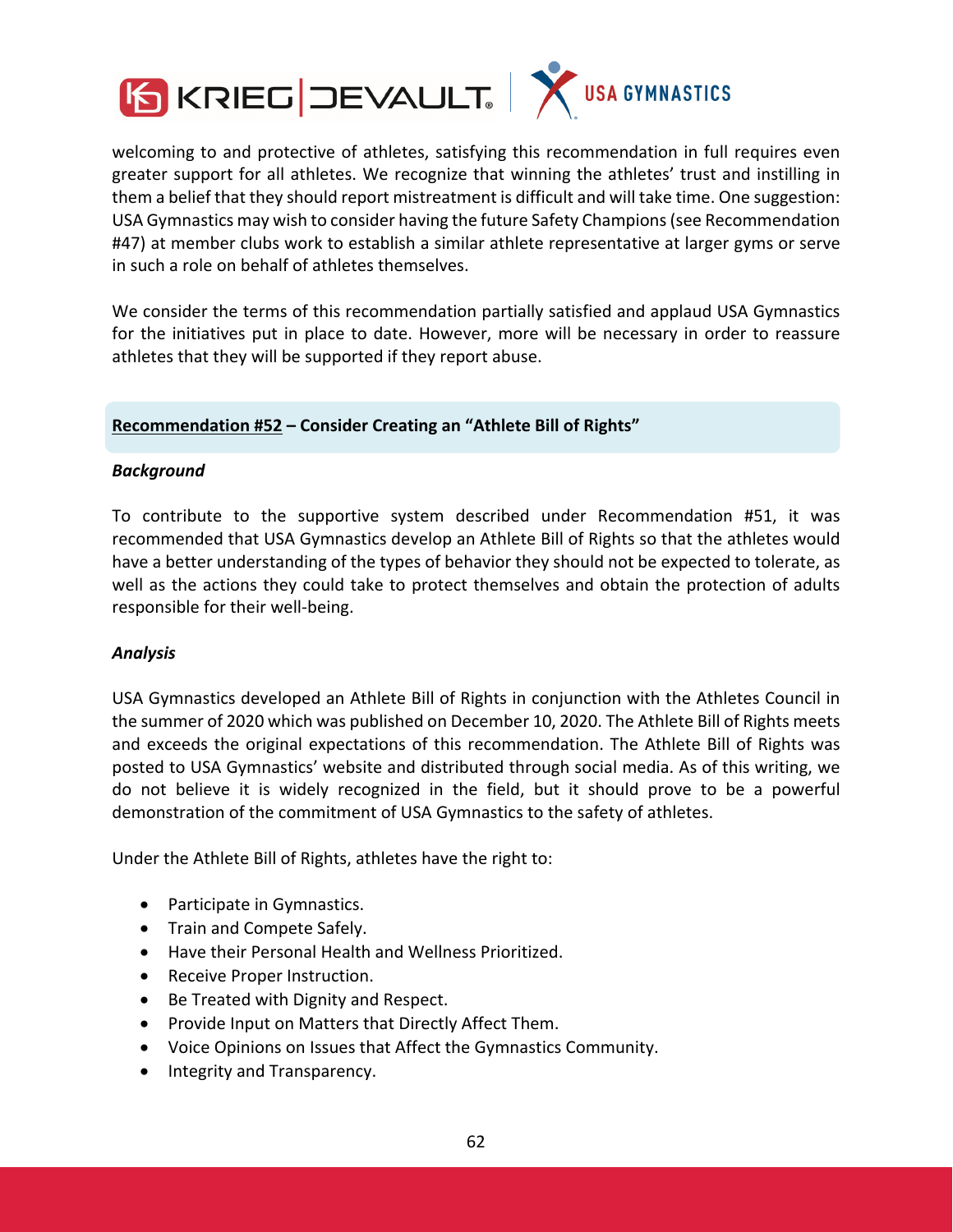welcoming to and protective of athletes, satisfying this recommendation in full requires even greater support for all athletes. We recognize that winning the athletes' trust and instilling in them a belief that they should report mistreatment is difficult and will take time. One suggestion: USA Gymnastics may wish to consider having the future Safety Champions (see Recommendation #47) at member clubs work to establish a similar athlete representative at larger gyms or serve in such a role on behalf of athletes themselves.

We consider the terms of this recommendation partially satisfied and applaud USA Gymnastics for the initiatives put in place to date. However, more will be necessary in order to reassure athletes that they will be supported if they report abuse.

### Recommendation #52 – Consider Creating an "Athlete Bill of Rights"

***Background***

To contribute to the supportive system described under Recommendation #51, it was recommended that USA Gymnastics develop an Athlete Bill of Rights so that the athletes would have a better understanding of the types of behavior they should not be expected to tolerate, as well as the actions they could take to protect themselves and obtain the protection of adults responsible for their well-being.

***Analysis***

USA Gymnastics developed an Athlete Bill of Rights in conjunction with the Athletes Council in the summer of 2020 which was published on December 10, 2020. The Athlete Bill of Rights meets and exceeds the original expectations of this recommendation. The Athlete Bill of Rights was posted to USA Gymnastics' website and distributed through social media. As of this writing, we do not believe it is widely recognized in the field, but it should prove to be a powerful demonstration of the commitment of USA Gymnastics to the safety of athletes.

Under the Athlete Bill of Rights, athletes have the right to:

- Participate in Gymnastics.
- Train and Compete Safely.
- Have their Personal Health and Wellness Prioritized.
- Receive Proper Instruction.
- Be Treated with Dignity and Respect.
- Provide Input on Matters that Directly Affect Them.
- Voice Opinions on Issues that Affect the Gymnastics Community.
- Integrity and Transparency.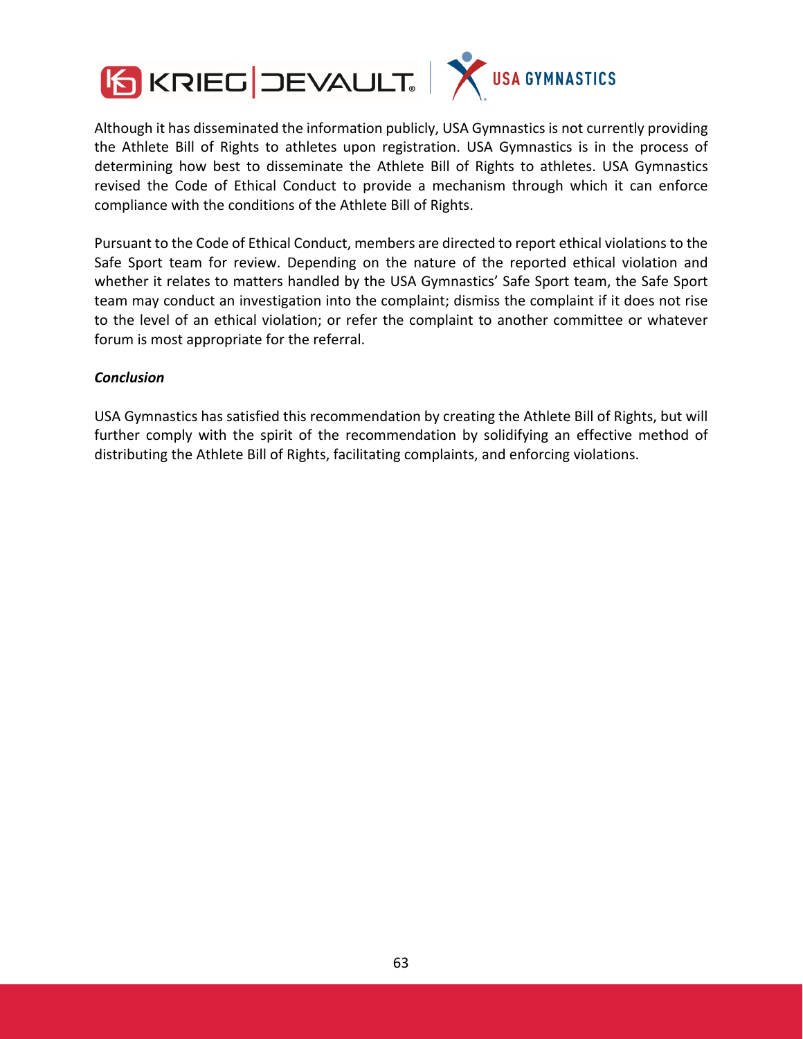Although it has disseminated the information publicly, USA Gymnastics is not currently providing the Athlete Bill of Rights to athletes upon registration. USA Gymnastics is in the process of determining how best to disseminate the Athlete Bill of Rights to athletes. USA Gymnastics revised the Code of Ethical Conduct to provide a mechanism through which it can enforce compliance with the conditions of the Athlete Bill of Rights.

Pursuant to the Code of Ethical Conduct, members are directed to report ethical violations to the Safe Sport team for review. Depending on the nature of the reported ethical violation and whether it relates to matters handled by the USA Gymnastics' Safe Sport team, the Safe Sport team may conduct an investigation into the complaint; dismiss the complaint if it does not rise to the level of an ethical violation; or refer the complaint to another committee or whatever forum is most appropriate for the referral.

***Conclusion***

USA Gymnastics has satisfied this recommendation by creating the Athlete Bill of Rights, but will further comply with the spirit of the recommendation by solidifying an effective method of distributing the Athlete Bill of Rights, facilitating complaints, and enforcing violations.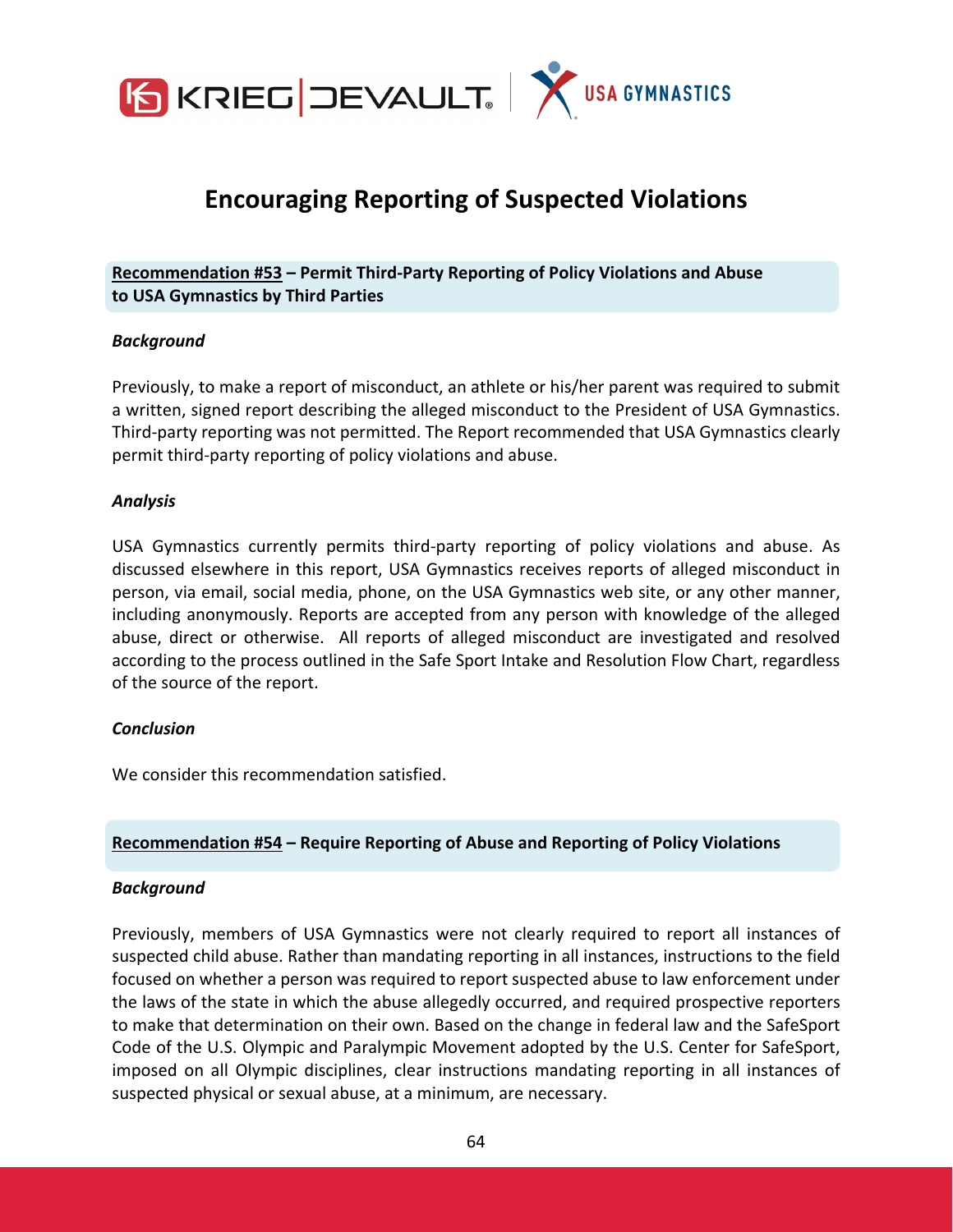# Encouraging Reporting of Suspected Violations

**Recommendation #53 – Permit Third-Party Reporting of Policy Violations and Abuse to USA Gymnastics by Third Parties**

***Background***

Previously, to make a report of misconduct, an athlete or his/her parent was required to submit a written, signed report describing the alleged misconduct to the President of USA Gymnastics. Third-party reporting was not permitted. The Report recommended that USA Gymnastics clearly permit third-party reporting of policy violations and abuse.

***Analysis***

USA Gymnastics currently permits third-party reporting of policy violations and abuse. As discussed elsewhere in this report, USA Gymnastics receives reports of alleged misconduct in person, via email, social media, phone, on the USA Gymnastics web site, or any other manner, including anonymously. Reports are accepted from any person with knowledge of the alleged abuse, direct or otherwise. All reports of alleged misconduct are investigated and resolved according to the process outlined in the Safe Sport Intake and Resolution Flow Chart, regardless of the source of the report.

***Conclusion***

We consider this recommendation satisfied.

**Recommendation #54 – Require Reporting of Abuse and Reporting of Policy Violations**

***Background***

Previously, members of USA Gymnastics were not clearly required to report all instances of suspected child abuse. Rather than mandating reporting in all instances, instructions to the field focused on whether a person was required to report suspected abuse to law enforcement under the laws of the state in which the abuse allegedly occurred, and required prospective reporters to make that determination on their own. Based on the change in federal law and the SafeSport Code of the U.S. Olympic and Paralympic Movement adopted by the U.S. Center for SafeSport, imposed on all Olympic disciplines, clear instructions mandating reporting in all instances of suspected physical or sexual abuse, at a minimum, are necessary.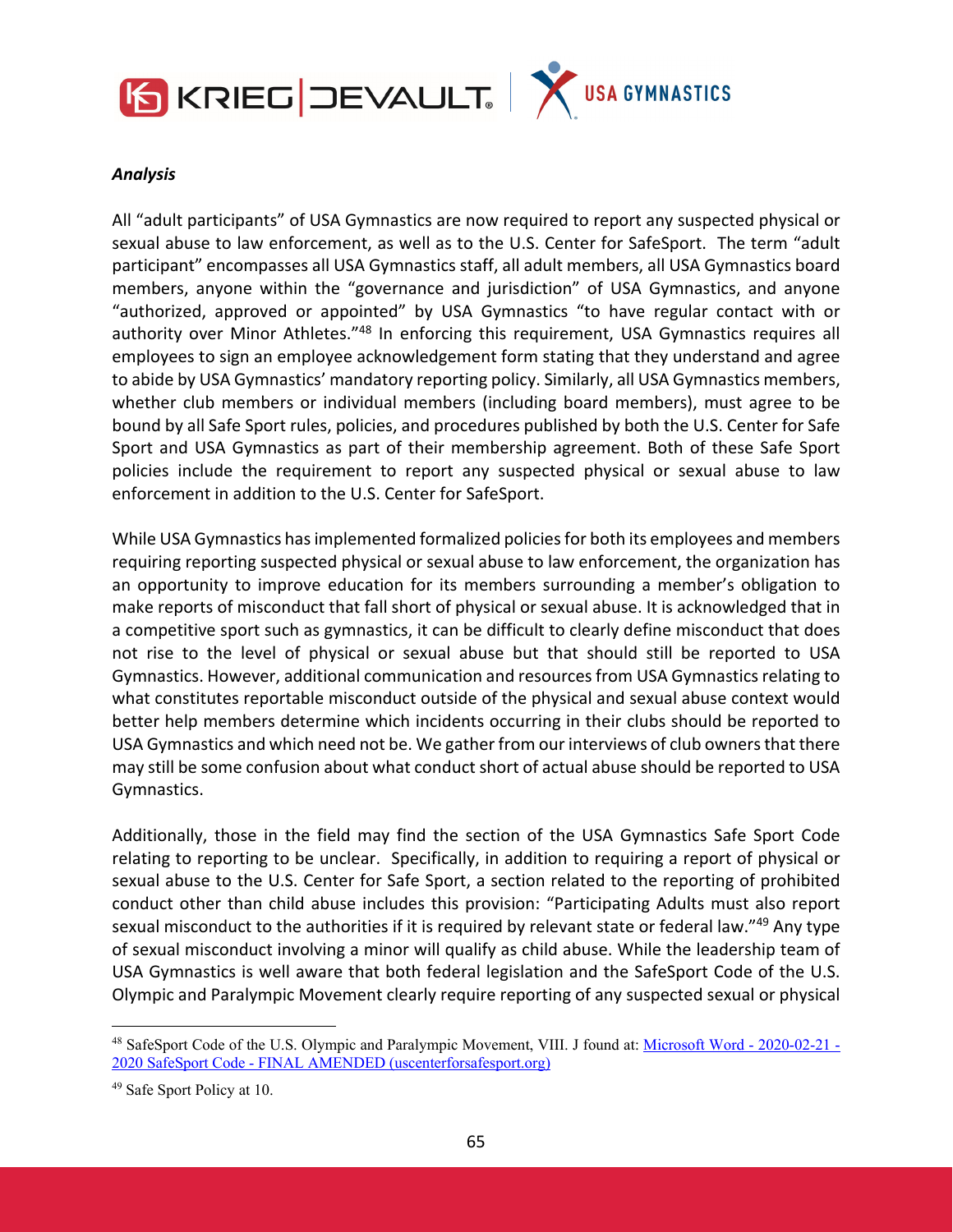***Analysis***

All "adult participants" of USA Gymnastics are now required to report any suspected physical or sexual abuse to law enforcement, as well as to the U.S. Center for SafeSport. The term "adult participant" encompasses all USA Gymnastics staff, all adult members, all USA Gymnastics board members, anyone within the "governance and jurisdiction" of USA Gymnastics, and anyone "authorized, approved or appointed" by USA Gymnastics "to have regular contact with or authority over Minor Athletes."[48] In enforcing this requirement, USA Gymnastics requires all employees to sign an employee acknowledgement form stating that they understand and agree to abide by USA Gymnastics' mandatory reporting policy. Similarly, all USA Gymnastics members, whether club members or individual members (including board members), must agree to be bound by all Safe Sport rules, policies, and procedures published by both the U.S. Center for Safe Sport and USA Gymnastics as part of their membership agreement. Both of these Safe Sport policies include the requirement to report any suspected physical or sexual abuse to law enforcement in addition to the U.S. Center for SafeSport.

While USA Gymnastics has implemented formalized policies for both its employees and members requiring reporting suspected physical or sexual abuse to law enforcement, the organization has an opportunity to improve education for its members surrounding a member's obligation to make reports of misconduct that fall short of physical or sexual abuse. It is acknowledged that in a competitive sport such as gymnastics, it can be difficult to clearly define misconduct that does not rise to the level of physical or sexual abuse but that should still be reported to USA Gymnastics. However, additional communication and resources from USA Gymnastics relating to what constitutes reportable misconduct outside of the physical and sexual abuse context would better help members determine which incidents occurring in their clubs should be reported to USA Gymnastics and which need not be. We gather from our interviews of club owners that there may still be some confusion about what conduct short of actual abuse should be reported to USA Gymnastics.

Additionally, those in the field may find the section of the USA Gymnastics Safe Sport Code relating to reporting to be unclear. Specifically, in addition to requiring a report of physical or sexual abuse to the U.S. Center for Safe Sport, a section related to the reporting of prohibited conduct other than child abuse includes this provision: "Participating Adults must also report sexual misconduct to the authorities if it is required by relevant state or federal law."[49] Any type of sexual misconduct involving a minor will qualify as child abuse. While the leadership team of USA Gymnastics is well aware that both federal legislation and the SafeSport Code of the U.S. Olympic and Paralympic Movement clearly require reporting of any suspected sexual or physical

---

[48] SafeSport Code of the U.S. Olympic and Paralympic Movement, VIII. J found at: [Microsoft Word - 2020-02-21 - 2020 SafeSport Code - FINAL AMENDED (uscenterforsafesport.org)]

[49] Safe Sport Policy at 10.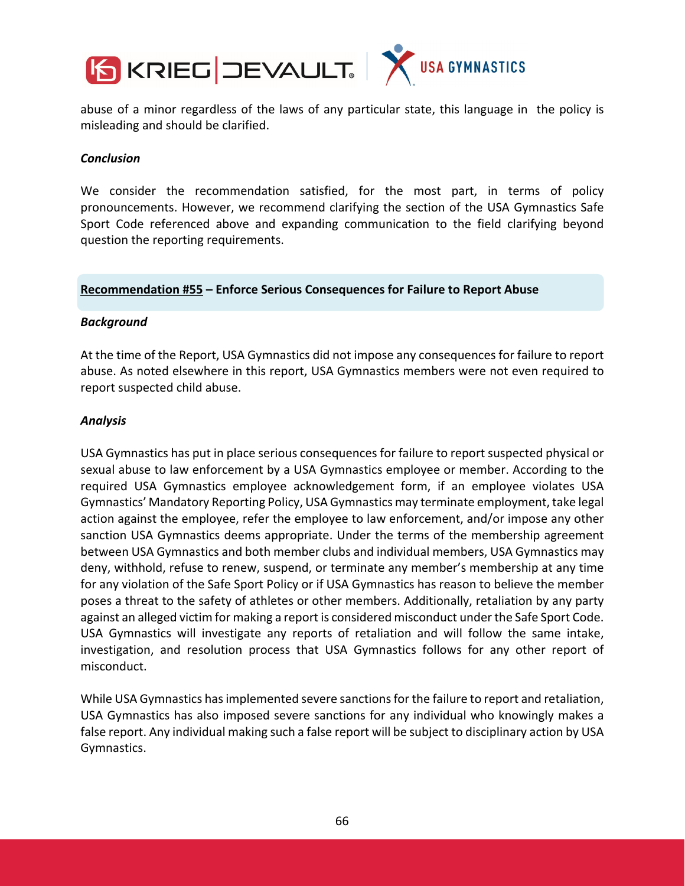abuse of a minor regardless of the laws of any particular state, this language in the policy is misleading and should be clarified.

***Conclusion***

We consider the recommendation satisfied, for the most part, in terms of policy pronouncements. However, we recommend clarifying the section of the USA Gymnastics Safe Sport Code referenced above and expanding communication to the field clarifying beyond question the reporting requirements.

### **Recommendation #55 – Enforce Serious Consequences for Failure to Report Abuse**

***Background***

At the time of the Report, USA Gymnastics did not impose any consequences for failure to report abuse. As noted elsewhere in this report, USA Gymnastics members were not even required to report suspected child abuse.

***Analysis***

USA Gymnastics has put in place serious consequences for failure to report suspected physical or sexual abuse to law enforcement by a USA Gymnastics employee or member. According to the required USA Gymnastics employee acknowledgement form, if an employee violates USA Gymnastics' Mandatory Reporting Policy, USA Gymnastics may terminate employment, take legal action against the employee, refer the employee to law enforcement, and/or impose any other sanction USA Gymnastics deems appropriate. Under the terms of the membership agreement between USA Gymnastics and both member clubs and individual members, USA Gymnastics may deny, withhold, refuse to renew, suspend, or terminate any member's membership at any time for any violation of the Safe Sport Policy or if USA Gymnastics has reason to believe the member poses a threat to the safety of athletes or other members. Additionally, retaliation by any party against an alleged victim for making a report is considered misconduct under the Safe Sport Code. USA Gymnastics will investigate any reports of retaliation and will follow the same intake, investigation, and resolution process that USA Gymnastics follows for any other report of misconduct.

While USA Gymnastics has implemented severe sanctions for the failure to report and retaliation, USA Gymnastics has also imposed severe sanctions for any individual who knowingly makes a false report. Any individual making such a false report will be subject to disciplinary action by USA Gymnastics.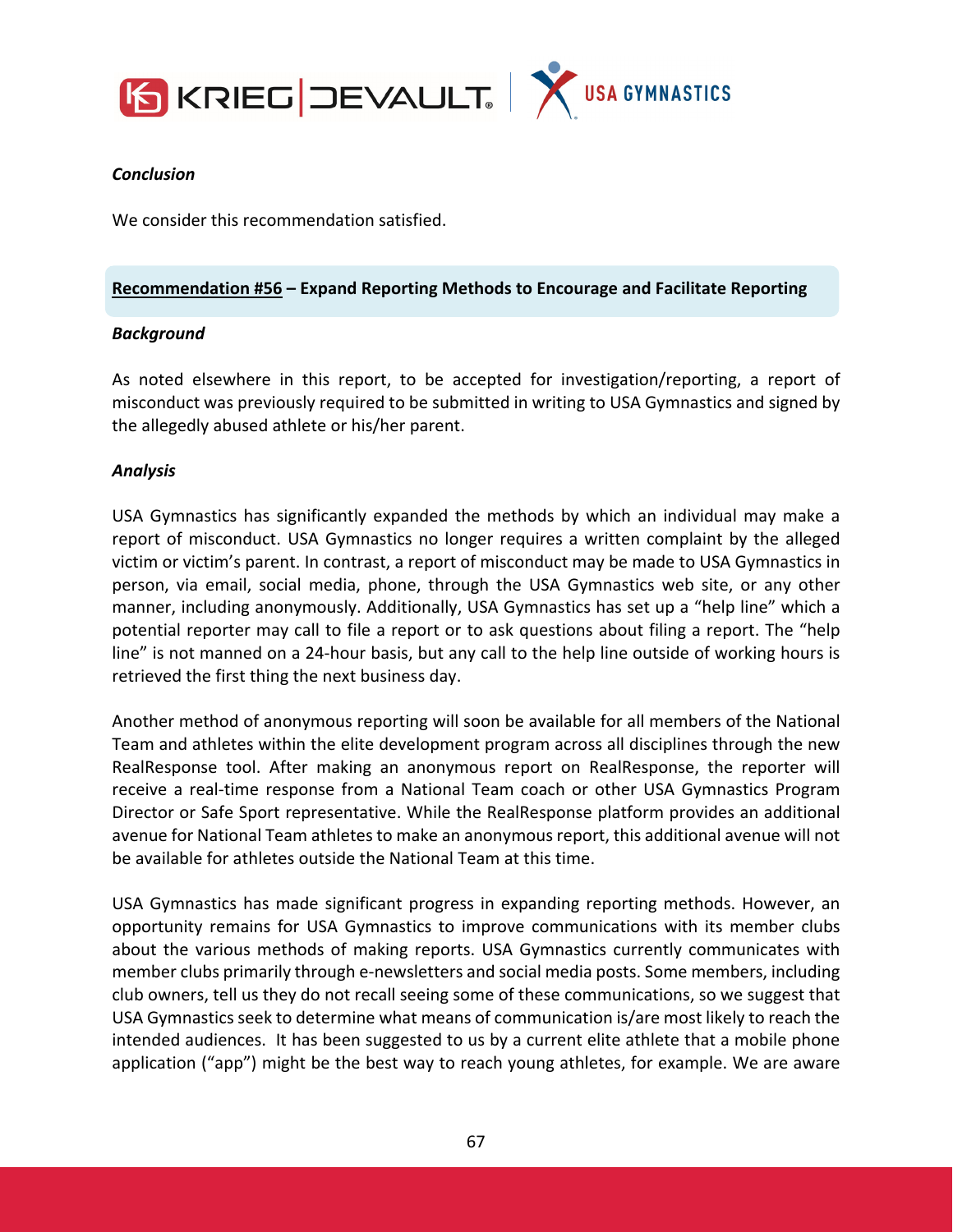***Conclusion***

We consider this recommendation satisfied.

**Recommendation #56 – Expand Reporting Methods to Encourage and Facilitate Reporting**

***Background***

As noted elsewhere in this report, to be accepted for investigation/reporting, a report of misconduct was previously required to be submitted in writing to USA Gymnastics and signed by the allegedly abused athlete or his/her parent.

***Analysis***

USA Gymnastics has significantly expanded the methods by which an individual may make a report of misconduct. USA Gymnastics no longer requires a written complaint by the alleged victim or victim's parent. In contrast, a report of misconduct may be made to USA Gymnastics in person, via email, social media, phone, through the USA Gymnastics web site, or any other manner, including anonymously. Additionally, USA Gymnastics has set up a "help line" which a potential reporter may call to file a report or to ask questions about filing a report. The "help line" is not manned on a 24-hour basis, but any call to the help line outside of working hours is retrieved the first thing the next business day.

Another method of anonymous reporting will soon be available for all members of the National Team and athletes within the elite development program across all disciplines through the new RealResponse tool. After making an anonymous report on RealResponse, the reporter will receive a real-time response from a National Team coach or other USA Gymnastics Program Director or Safe Sport representative. While the RealResponse platform provides an additional avenue for National Team athletes to make an anonymous report, this additional avenue will not be available for athletes outside the National Team at this time.

USA Gymnastics has made significant progress in expanding reporting methods. However, an opportunity remains for USA Gymnastics to improve communications with its member clubs about the various methods of making reports. USA Gymnastics currently communicates with member clubs primarily through e-newsletters and social media posts. Some members, including club owners, tell us they do not recall seeing some of these communications, so we suggest that USA Gymnastics seek to determine what means of communication is/are most likely to reach the intended audiences. It has been suggested to us by a current elite athlete that a mobile phone application ("app") might be the best way to reach young athletes, for example. We are aware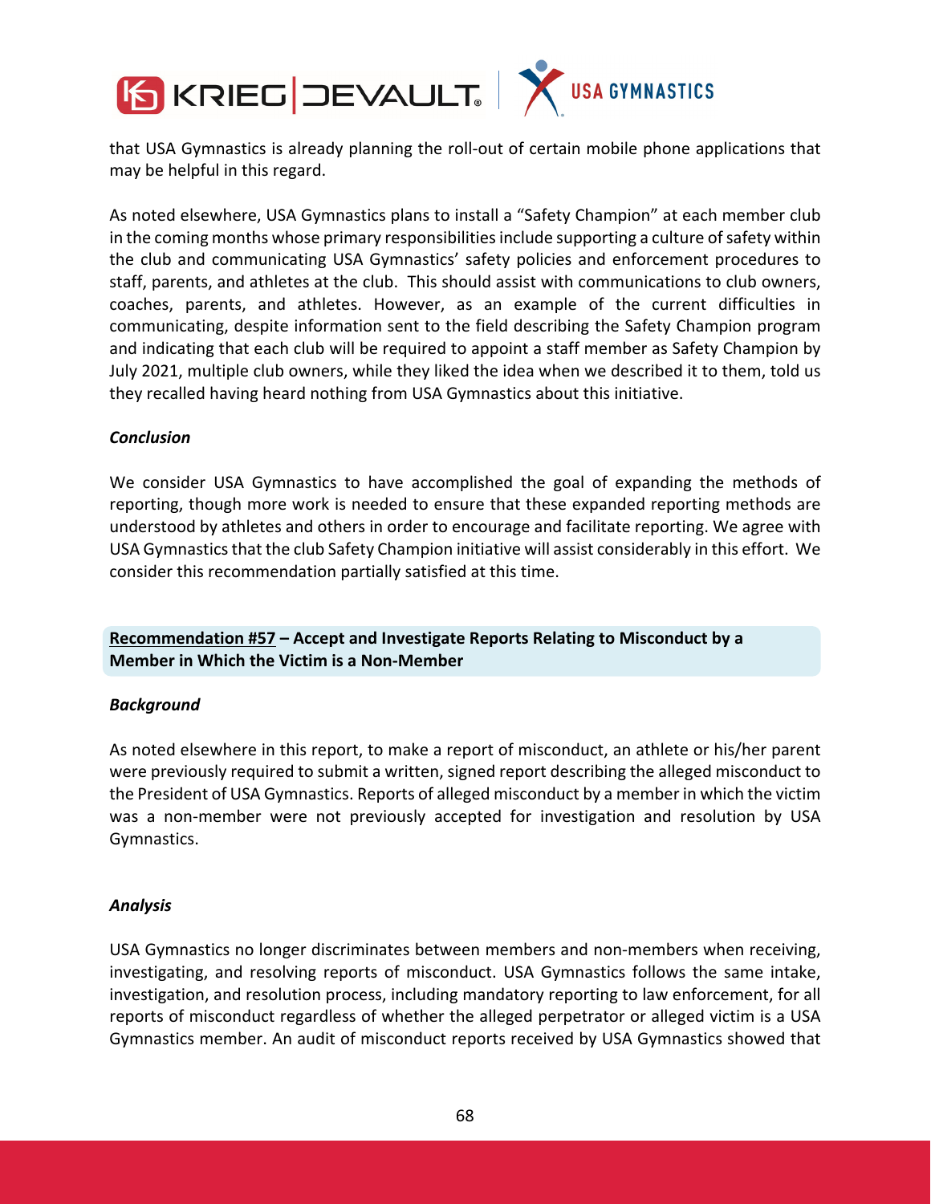that USA Gymnastics is already planning the roll-out of certain mobile phone applications that may be helpful in this regard.

As noted elsewhere, USA Gymnastics plans to install a "Safety Champion" at each member club in the coming months whose primary responsibilities include supporting a culture of safety within the club and communicating USA Gymnastics' safety policies and enforcement procedures to staff, parents, and athletes at the club. This should assist with communications to club owners, coaches, parents, and athletes. However, as an example of the current difficulties in communicating, despite information sent to the field describing the Safety Champion program and indicating that each club will be required to appoint a staff member as Safety Champion by July 2021, multiple club owners, while they liked the idea when we described it to them, told us they recalled having heard nothing from USA Gymnastics about this initiative.

***Conclusion***

We consider USA Gymnastics to have accomplished the goal of expanding the methods of reporting, though more work is needed to ensure that these expanded reporting methods are understood by athletes and others in order to encourage and facilitate reporting. We agree with USA Gymnastics that the club Safety Champion initiative will assist considerably in this effort. We consider this recommendation partially satisfied at this time.

**Recommendation #57 – Accept and Investigate Reports Relating to Misconduct by a Member in Which the Victim is a Non-Member**

***Background***

As noted elsewhere in this report, to make a report of misconduct, an athlete or his/her parent were previously required to submit a written, signed report describing the alleged misconduct to the President of USA Gymnastics. Reports of alleged misconduct by a member in which the victim was a non-member were not previously accepted for investigation and resolution by USA Gymnastics.

***Analysis***

USA Gymnastics no longer discriminates between members and non-members when receiving, investigating, and resolving reports of misconduct. USA Gymnastics follows the same intake, investigation, and resolution process, including mandatory reporting to law enforcement, for all reports of misconduct regardless of whether the alleged perpetrator or alleged victim is a USA Gymnastics member. An audit of misconduct reports received by USA Gymnastics showed that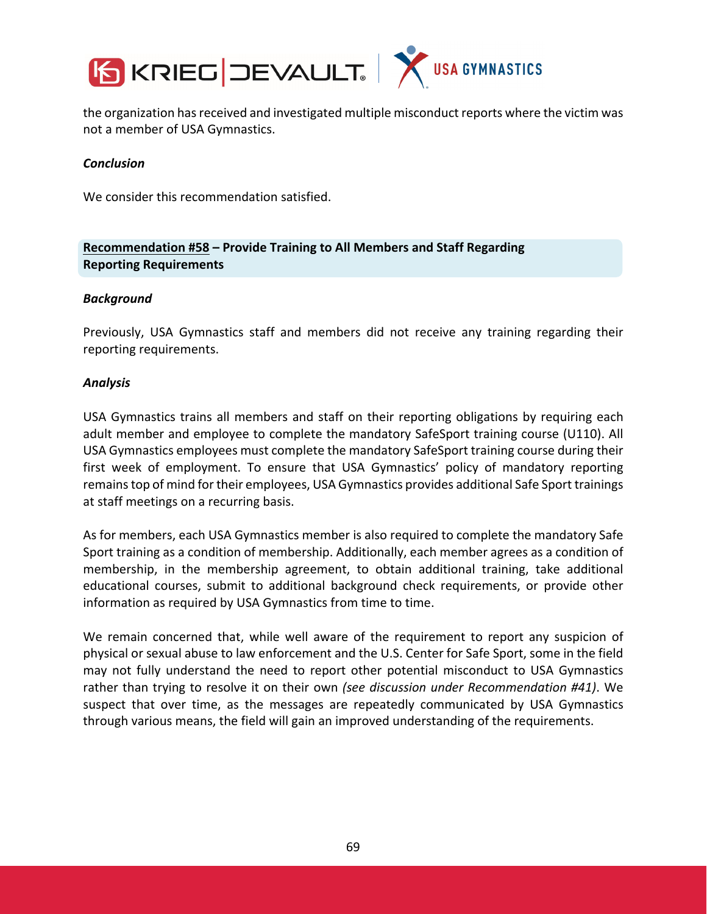the organization has received and investigated multiple misconduct reports where the victim was not a member of USA Gymnastics.

***Conclusion***

We consider this recommendation satisfied.

## Recommendation #58 – Provide Training to All Members and Staff Regarding Reporting Requirements

***Background***

Previously, USA Gymnastics staff and members did not receive any training regarding their reporting requirements.

***Analysis***

USA Gymnastics trains all members and staff on their reporting obligations by requiring each adult member and employee to complete the mandatory SafeSport training course (U110). All USA Gymnastics employees must complete the mandatory SafeSport training course during their first week of employment. To ensure that USA Gymnastics' policy of mandatory reporting remains top of mind for their employees, USA Gymnastics provides additional Safe Sport trainings at staff meetings on a recurring basis.

As for members, each USA Gymnastics member is also required to complete the mandatory Safe Sport training as a condition of membership. Additionally, each member agrees as a condition of membership, in the membership agreement, to obtain additional training, take additional educational courses, submit to additional background check requirements, or provide other information as required by USA Gymnastics from time to time.

We remain concerned that, while well aware of the requirement to report any suspicion of physical or sexual abuse to law enforcement and the U.S. Center for Safe Sport, some in the field may not fully understand the need to report other potential misconduct to USA Gymnastics rather than trying to resolve it on their own *(see discussion under Recommendation #41)*. We suspect that over time, as the messages are repeatedly communicated by USA Gymnastics through various means, the field will gain an improved understanding of the requirements.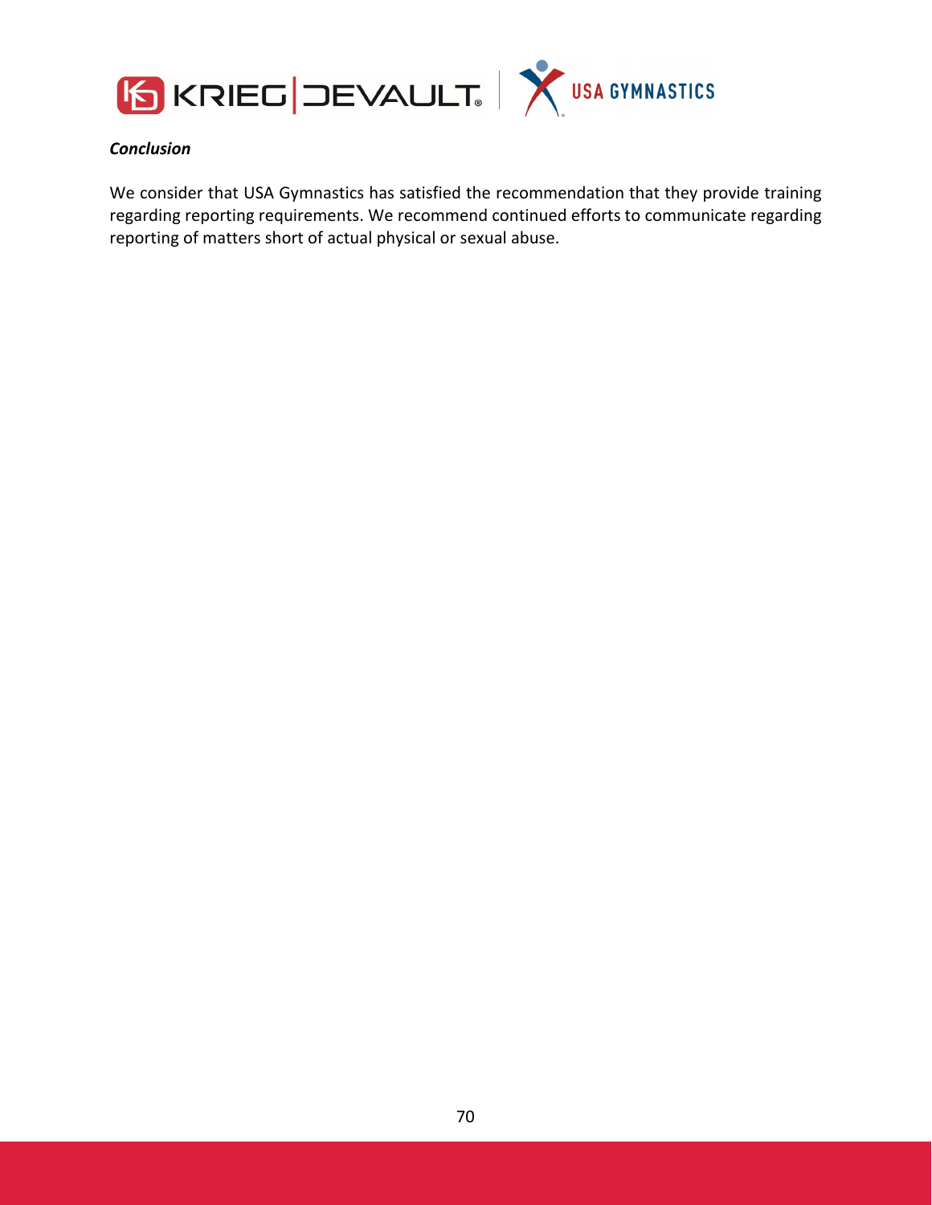***Conclusion***

We consider that USA Gymnastics has satisfied the recommendation that they provide training regarding reporting requirements. We recommend continued efforts to communicate regarding reporting of matters short of actual physical or sexual abuse.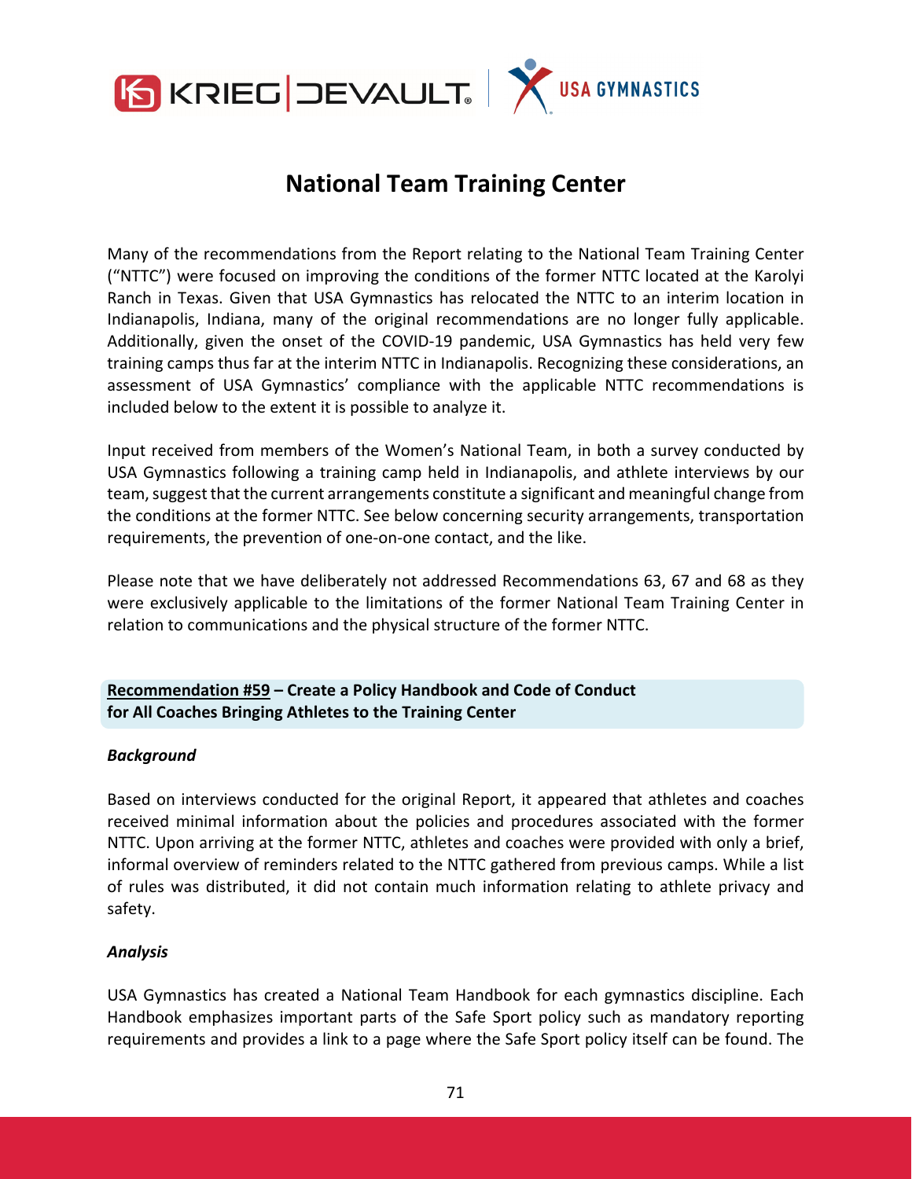# National Team Training Center

Many of the recommendations from the Report relating to the National Team Training Center ("NTTC") were focused on improving the conditions of the former NTTC located at the Karolyi Ranch in Texas. Given that USA Gymnastics has relocated the NTTC to an interim location in Indianapolis, Indiana, many of the original recommendations are no longer fully applicable. Additionally, given the onset of the COVID-19 pandemic, USA Gymnastics has held very few training camps thus far at the interim NTTC in Indianapolis. Recognizing these considerations, an assessment of USA Gymnastics' compliance with the applicable NTTC recommendations is included below to the extent it is possible to analyze it.

Input received from members of the Women's National Team, in both a survey conducted by USA Gymnastics following a training camp held in Indianapolis, and athlete interviews by our team, suggest that the current arrangements constitute a significant and meaningful change from the conditions at the former NTTC. See below concerning security arrangements, transportation requirements, the prevention of one-on-one contact, and the like.

Please note that we have deliberately not addressed Recommendations 63, 67 and 68 as they were exclusively applicable to the limitations of the former National Team Training Center in relation to communications and the physical structure of the former NTTC.

## Recommendation #59 – Create a Policy Handbook and Code of Conduct for All Coaches Bringing Athletes to the Training Center

### *Background*

Based on interviews conducted for the original Report, it appeared that athletes and coaches received minimal information about the policies and procedures associated with the former NTTC. Upon arriving at the former NTTC, athletes and coaches were provided with only a brief, informal overview of reminders related to the NTTC gathered from previous camps. While a list of rules was distributed, it did not contain much information relating to athlete privacy and safety.

### *Analysis*

USA Gymnastics has created a National Team Handbook for each gymnastics discipline. Each Handbook emphasizes important parts of the Safe Sport policy such as mandatory reporting requirements and provides a link to a page where the Safe Sport policy itself can be found. The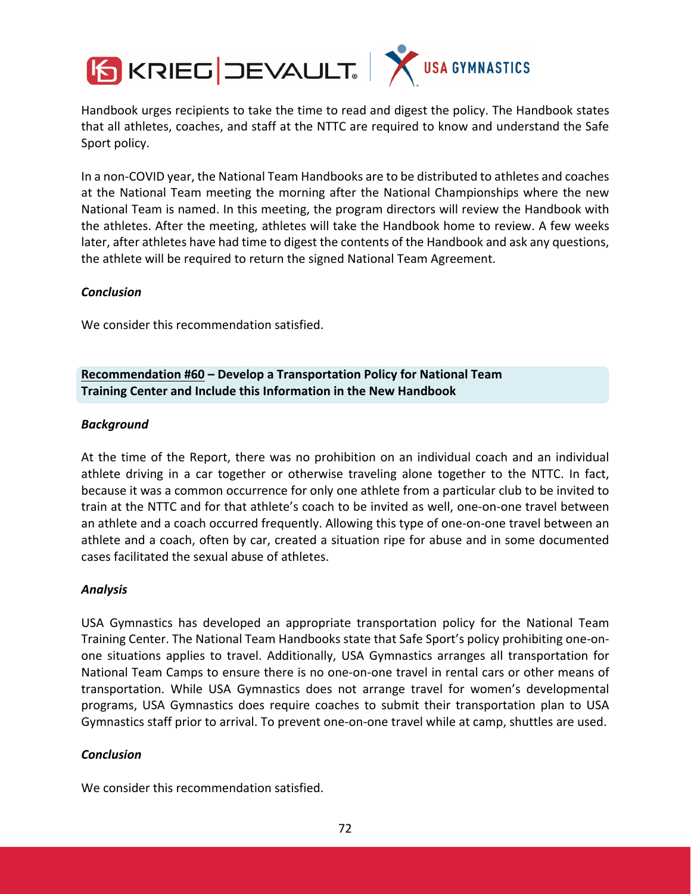Handbook urges recipients to take the time to read and digest the policy. The Handbook states that all athletes, coaches, and staff at the NTTC are required to know and understand the Safe Sport policy.

In a non-COVID year, the National Team Handbooks are to be distributed to athletes and coaches at the National Team meeting the morning after the National Championships where the new National Team is named. In this meeting, the program directors will review the Handbook with the athletes. After the meeting, athletes will take the Handbook home to review. A few weeks later, after athletes have had time to digest the contents of the Handbook and ask any questions, the athlete will be required to return the signed National Team Agreement.

***Conclusion***

We consider this recommendation satisfied.

**Recommendation #60 – Develop a Transportation Policy for National Team Training Center and Include this Information in the New Handbook**

***Background***

At the time of the Report, there was no prohibition on an individual coach and an individual athlete driving in a car together or otherwise traveling alone together to the NTTC. In fact, because it was a common occurrence for only one athlete from a particular club to be invited to train at the NTTC and for that athlete's coach to be invited as well, one-on-one travel between an athlete and a coach occurred frequently. Allowing this type of one-on-one travel between an athlete and a coach, often by car, created a situation ripe for abuse and in some documented cases facilitated the sexual abuse of athletes.

***Analysis***

USA Gymnastics has developed an appropriate transportation policy for the National Team Training Center. The National Team Handbooks state that Safe Sport's policy prohibiting one-on-one situations applies to travel. Additionally, USA Gymnastics arranges all transportation for National Team Camps to ensure there is no one-on-one travel in rental cars or other means of transportation. While USA Gymnastics does not arrange travel for women's developmental programs, USA Gymnastics does require coaches to submit their transportation plan to USA Gymnastics staff prior to arrival. To prevent one-on-one travel while at camp, shuttles are used.

***Conclusion***

We consider this recommendation satisfied.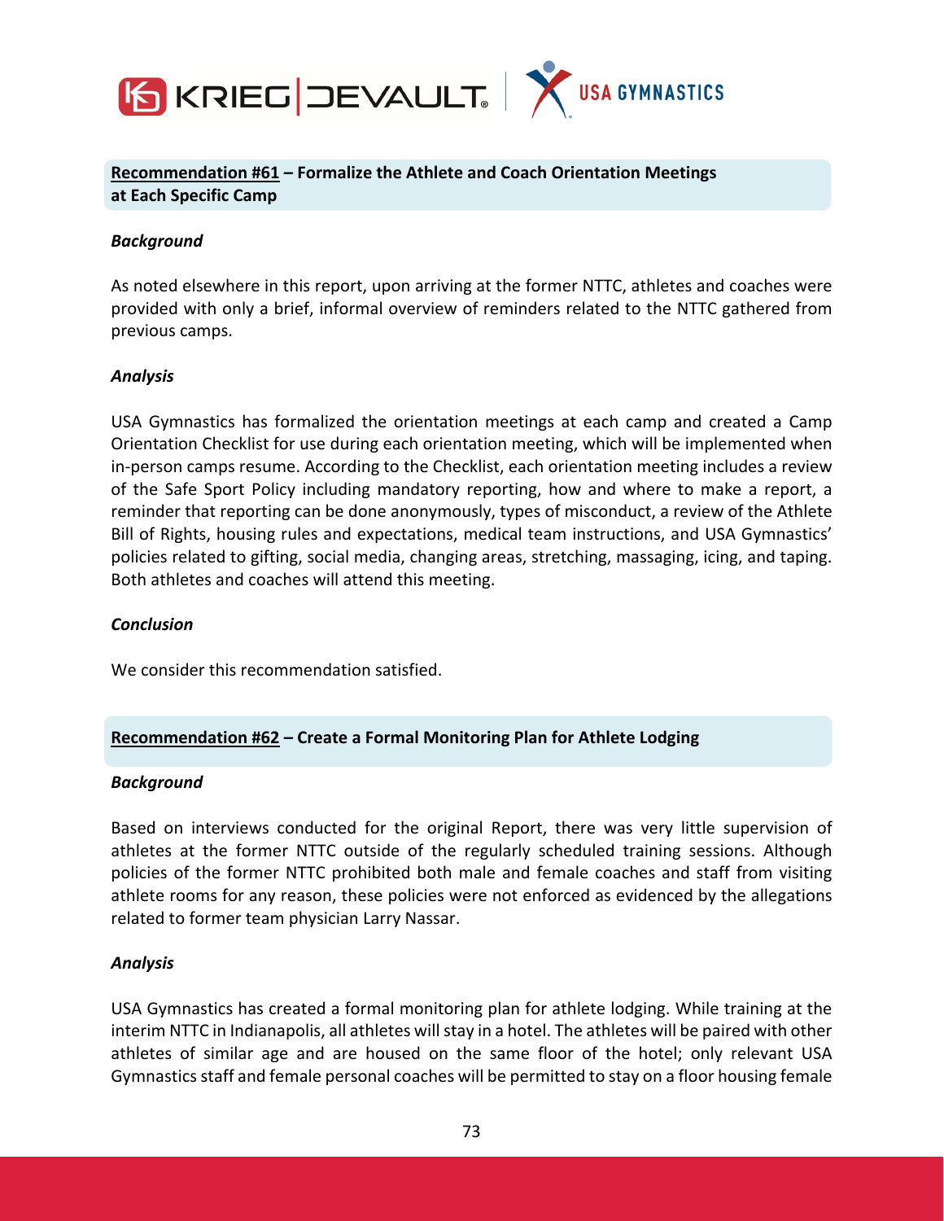**Recommendation #61 – Formalize the Athlete and Coach Orientation Meetings at Each Specific Camp**

***Background***

As noted elsewhere in this report, upon arriving at the former NTTC, athletes and coaches were provided with only a brief, informal overview of reminders related to the NTTC gathered from previous camps.

***Analysis***

USA Gymnastics has formalized the orientation meetings at each camp and created a Camp Orientation Checklist for use during each orientation meeting, which will be implemented when in-person camps resume. According to the Checklist, each orientation meeting includes a review of the Safe Sport Policy including mandatory reporting, how and where to make a report, a reminder that reporting can be done anonymously, types of misconduct, a review of the Athlete Bill of Rights, housing rules and expectations, medical team instructions, and USA Gymnastics' policies related to gifting, social media, changing areas, stretching, massaging, icing, and taping. Both athletes and coaches will attend this meeting.

***Conclusion***

We consider this recommendation satisfied.

**Recommendation #62 – Create a Formal Monitoring Plan for Athlete Lodging**

***Background***

Based on interviews conducted for the original Report, there was very little supervision of athletes at the former NTTC outside of the regularly scheduled training sessions. Although policies of the former NTTC prohibited both male and female coaches and staff from visiting athlete rooms for any reason, these policies were not enforced as evidenced by the allegations related to former team physician Larry Nassar.

***Analysis***

USA Gymnastics has created a formal monitoring plan for athlete lodging. While training at the interim NTTC in Indianapolis, all athletes will stay in a hotel. The athletes will be paired with other athletes of similar age and are housed on the same floor of the hotel; only relevant USA Gymnastics staff and female personal coaches will be permitted to stay on a floor housing female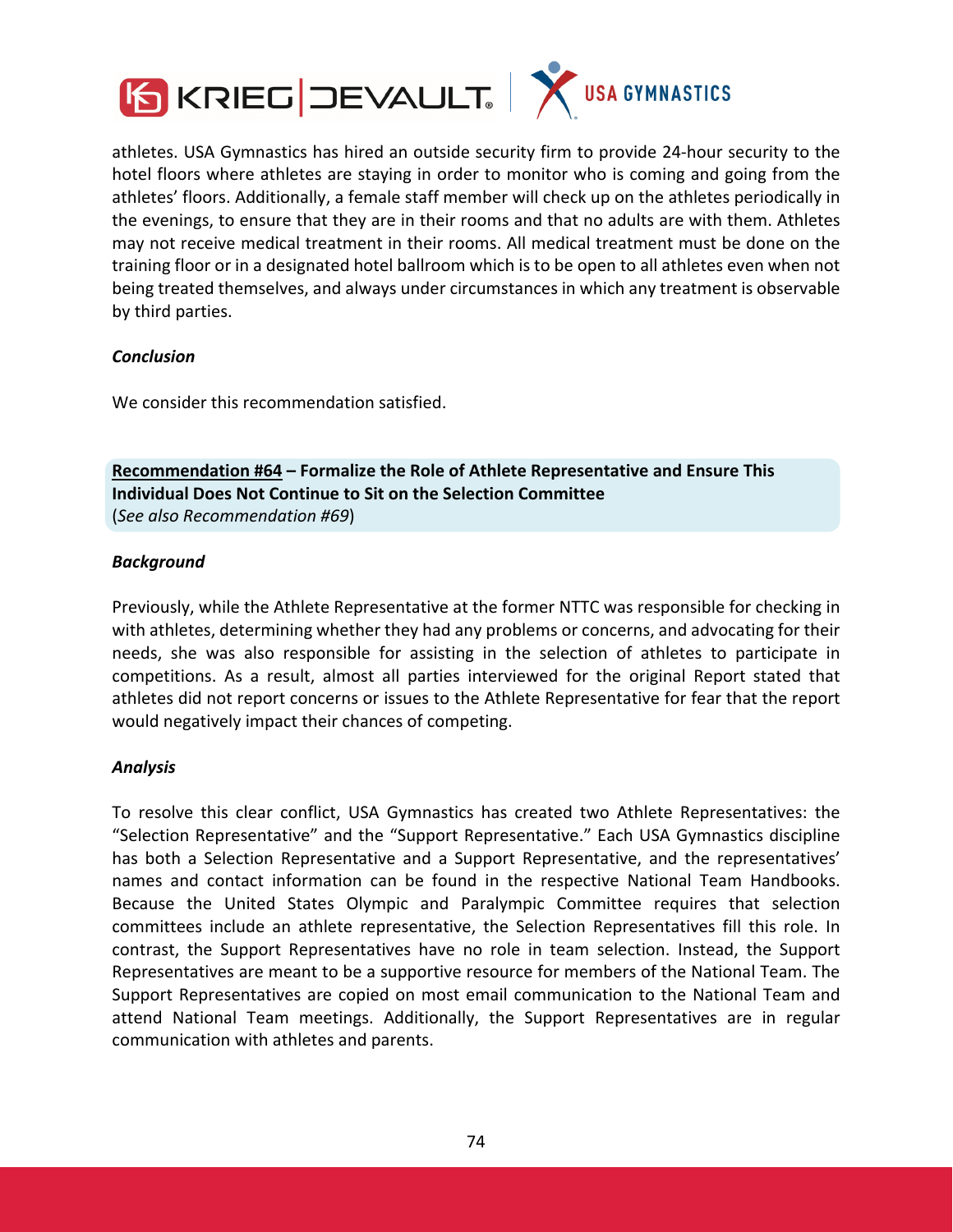athletes. USA Gymnastics has hired an outside security firm to provide 24-hour security to the hotel floors where athletes are staying in order to monitor who is coming and going from the athletes' floors. Additionally, a female staff member will check up on the athletes periodically in the evenings, to ensure that they are in their rooms and that no adults are with them. Athletes may not receive medical treatment in their rooms. All medical treatment must be done on the training floor or in a designated hotel ballroom which is to be open to all athletes even when not being treated themselves, and always under circumstances in which any treatment is observable by third parties.

***Conclusion***

We consider this recommendation satisfied.

**Recommendation #64 – Formalize the Role of Athlete Representative and Ensure This Individual Does Not Continue to Sit on the Selection Committee**
(*See also Recommendation #69*)

***Background***

Previously, while the Athlete Representative at the former NTTC was responsible for checking in with athletes, determining whether they had any problems or concerns, and advocating for their needs, she was also responsible for assisting in the selection of athletes to participate in competitions. As a result, almost all parties interviewed for the original Report stated that athletes did not report concerns or issues to the Athlete Representative for fear that the report would negatively impact their chances of competing.

***Analysis***

To resolve this clear conflict, USA Gymnastics has created two Athlete Representatives: the "Selection Representative" and the "Support Representative." Each USA Gymnastics discipline has both a Selection Representative and a Support Representative, and the representatives' names and contact information can be found in the respective National Team Handbooks. Because the United States Olympic and Paralympic Committee requires that selection committees include an athlete representative, the Selection Representatives fill this role. In contrast, the Support Representatives have no role in team selection. Instead, the Support Representatives are meant to be a supportive resource for members of the National Team. The Support Representatives are copied on most email communication to the National Team and attend National Team meetings. Additionally, the Support Representatives are in regular communication with athletes and parents.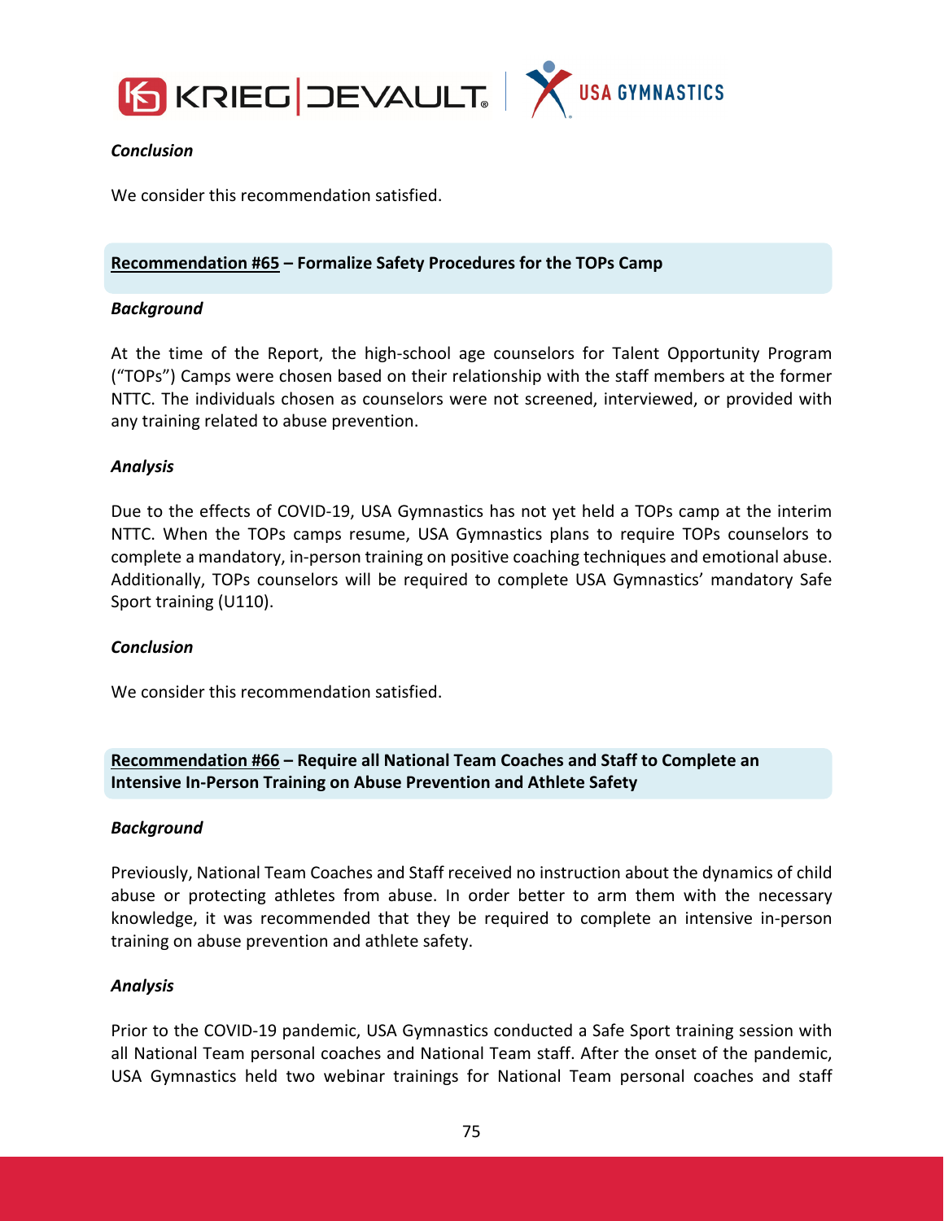***Conclusion***

We consider this recommendation satisfied.

**<u>Recommendation #65</u> – Formalize Safety Procedures for the TOPs Camp**

***Background***

At the time of the Report, the high-school age counselors for Talent Opportunity Program ("TOPs") Camps were chosen based on their relationship with the staff members at the former NTTC. The individuals chosen as counselors were not screened, interviewed, or provided with any training related to abuse prevention.

***Analysis***

Due to the effects of COVID-19, USA Gymnastics has not yet held a TOPs camp at the interim NTTC. When the TOPs camps resume, USA Gymnastics plans to require TOPs counselors to complete a mandatory, in-person training on positive coaching techniques and emotional abuse. Additionally, TOPs counselors will be required to complete USA Gymnastics' mandatory Safe Sport training (U110).

***Conclusion***

We consider this recommendation satisfied.

**<u>Recommendation #66</u> – Require all National Team Coaches and Staff to Complete an Intensive In-Person Training on Abuse Prevention and Athlete Safety**

***Background***

Previously, National Team Coaches and Staff received no instruction about the dynamics of child abuse or protecting athletes from abuse. In order better to arm them with the necessary knowledge, it was recommended that they be required to complete an intensive in-person training on abuse prevention and athlete safety.

***Analysis***

Prior to the COVID-19 pandemic, USA Gymnastics conducted a Safe Sport training session with all National Team personal coaches and National Team staff. After the onset of the pandemic, USA Gymnastics held two webinar trainings for National Team personal coaches and staff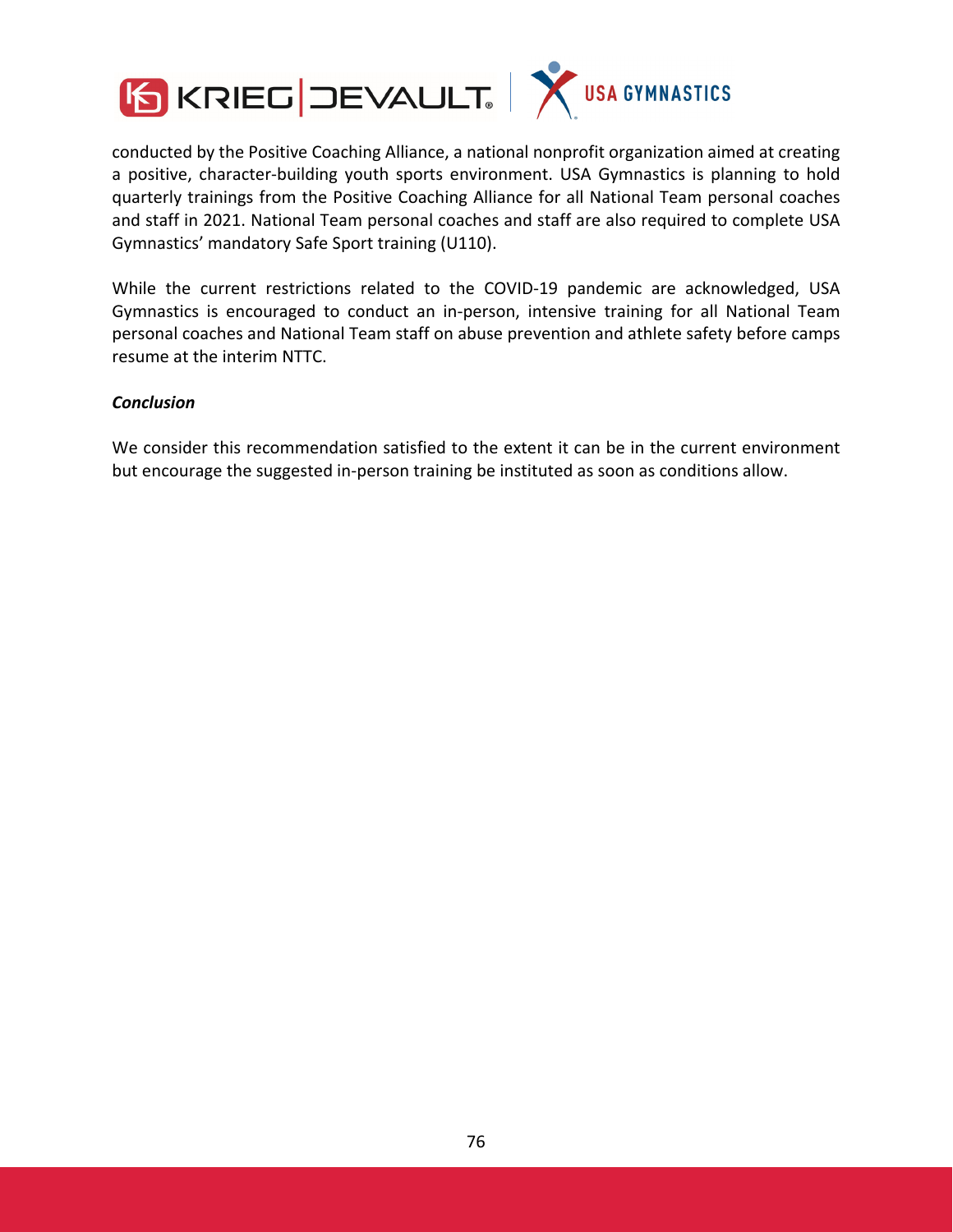conducted by the Positive Coaching Alliance, a national nonprofit organization aimed at creating a positive, character-building youth sports environment. USA Gymnastics is planning to hold quarterly trainings from the Positive Coaching Alliance for all National Team personal coaches and staff in 2021. National Team personal coaches and staff are also required to complete USA Gymnastics' mandatory Safe Sport training (U110).

While the current restrictions related to the COVID-19 pandemic are acknowledged, USA Gymnastics is encouraged to conduct an in-person, intensive training for all National Team personal coaches and National Team staff on abuse prevention and athlete safety before camps resume at the interim NTTC.

***Conclusion***

We consider this recommendation satisfied to the extent it can be in the current environment but encourage the suggested in-person training be instituted as soon as conditions allow.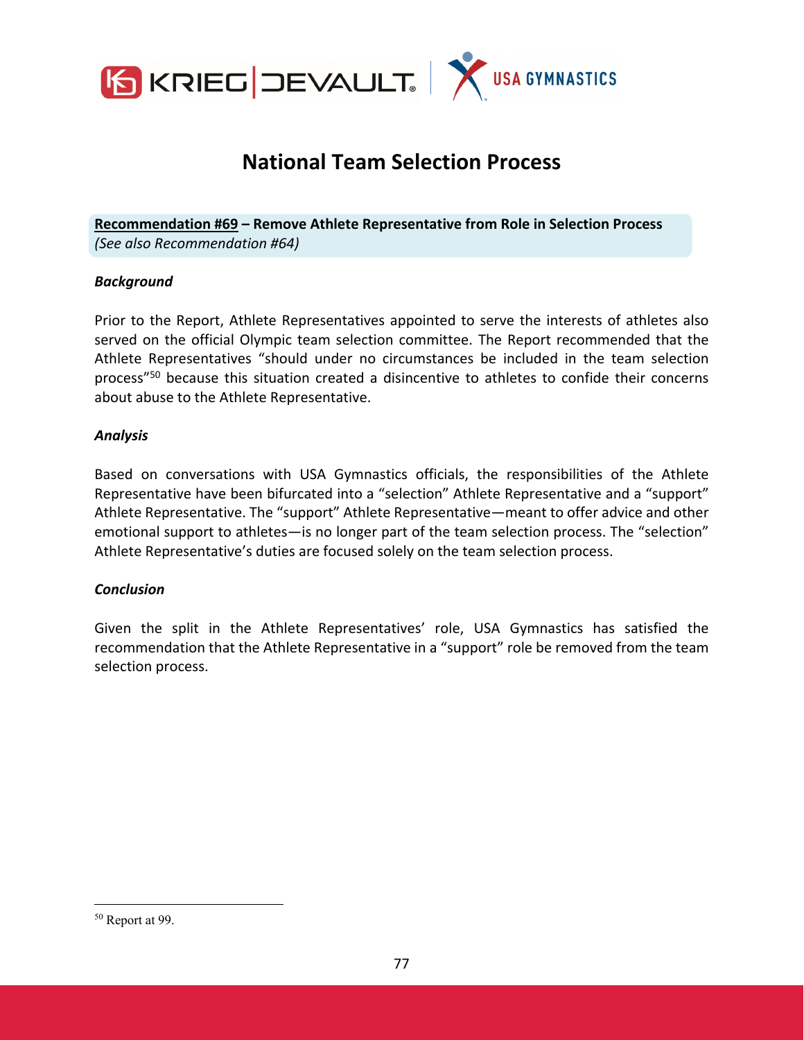# National Team Selection Process

**Recommendation #69 – Remove Athlete Representative from Role in Selection Process**
*(See also Recommendation #64)*

***Background***

Prior to the Report, Athlete Representatives appointed to serve the interests of athletes also served on the official Olympic team selection committee. The Report recommended that the Athlete Representatives "should under no circumstances be included in the team selection process"[50] because this situation created a disincentive to athletes to confide their concerns about abuse to the Athlete Representative.

***Analysis***

Based on conversations with USA Gymnastics officials, the responsibilities of the Athlete Representative have been bifurcated into a "selection" Athlete Representative and a "support" Athlete Representative. The "support" Athlete Representative—meant to offer advice and other emotional support to athletes—is no longer part of the team selection process. The "selection" Athlete Representative's duties are focused solely on the team selection process.

***Conclusion***

Given the split in the Athlete Representatives' role, USA Gymnastics has satisfied the recommendation that the Athlete Representative in a "support" role be removed from the team selection process.

---

[50] Report at 99.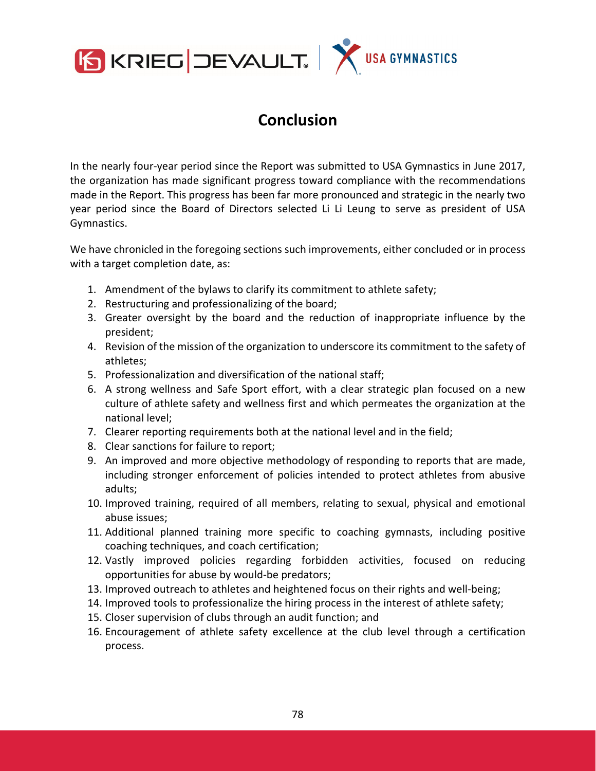# Conclusion

In the nearly four-year period since the Report was submitted to USA Gymnastics in June 2017, the organization has made significant progress toward compliance with the recommendations made in the Report. This progress has been far more pronounced and strategic in the nearly two year period since the Board of Directors selected Li Li Leung to serve as president of USA Gymnastics.

We have chronicled in the foregoing sections such improvements, either concluded or in process with a target completion date, as:

1. Amendment of the bylaws to clarify its commitment to athlete safety;
2. Restructuring and professionalizing of the board;
3. Greater oversight by the board and the reduction of inappropriate influence by the president;
4. Revision of the mission of the organization to underscore its commitment to the safety of athletes;
5. Professionalization and diversification of the national staff;
6. A strong wellness and Safe Sport effort, with a clear strategic plan focused on a new culture of athlete safety and wellness first and which permeates the organization at the national level;
7. Clearer reporting requirements both at the national level and in the field;
8. Clear sanctions for failure to report;
9. An improved and more objective methodology of responding to reports that are made, including stronger enforcement of policies intended to protect athletes from abusive adults;
10. Improved training, required of all members, relating to sexual, physical and emotional abuse issues;
11. Additional planned training more specific to coaching gymnasts, including positive coaching techniques, and coach certification;
12. Vastly improved policies regarding forbidden activities, focused on reducing opportunities for abuse by would-be predators;
13. Improved outreach to athletes and heightened focus on their rights and well-being;
14. Improved tools to professionalize the hiring process in the interest of athlete safety;
15. Closer supervision of clubs through an audit function; and
16. Encouragement of athlete safety excellence at the club level through a certification process.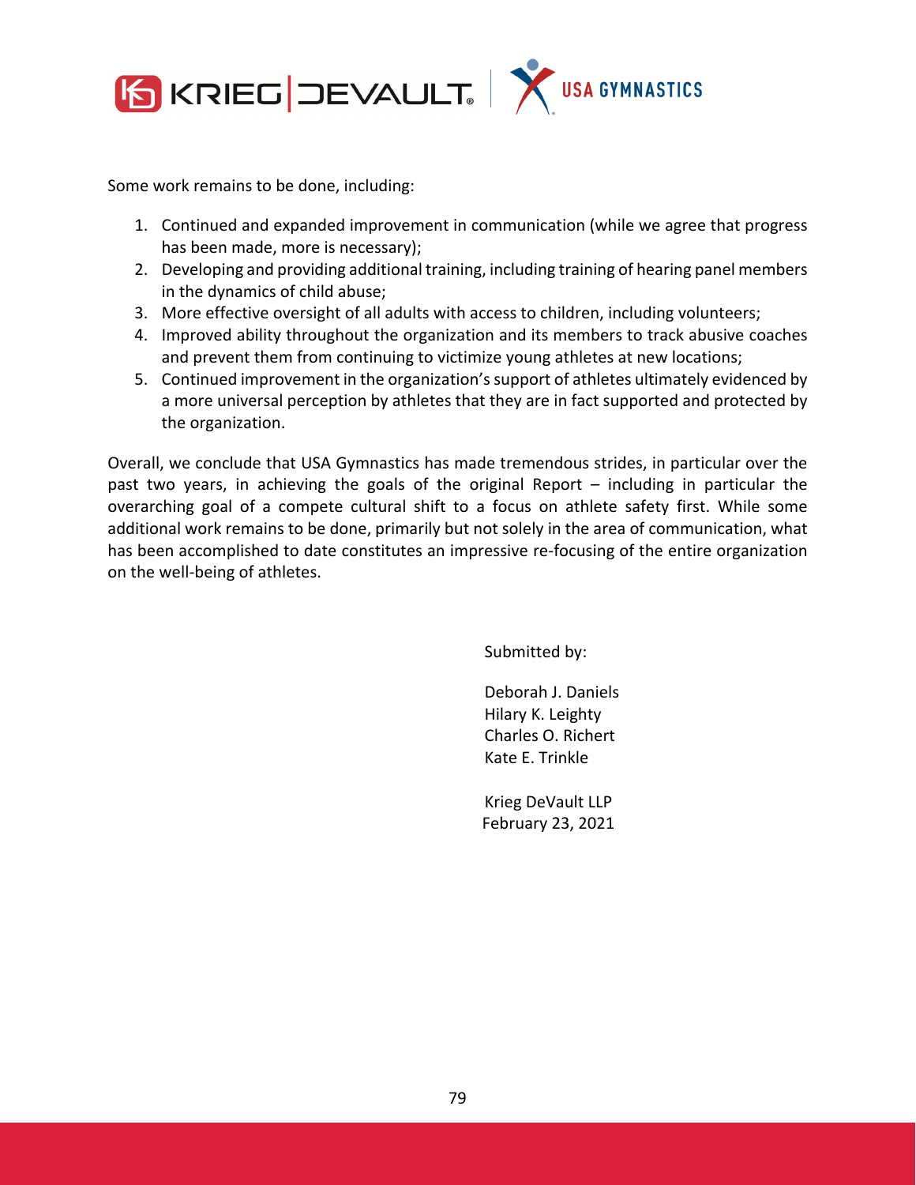Some work remains to be done, including:

1. Continued and expanded improvement in communication (while we agree that progress has been made, more is necessary);
2. Developing and providing additional training, including training of hearing panel members in the dynamics of child abuse;
3. More effective oversight of all adults with access to children, including volunteers;
4. Improved ability throughout the organization and its members to track abusive coaches and prevent them from continuing to victimize young athletes at new locations;
5. Continued improvement in the organization's support of athletes ultimately evidenced by a more universal perception by athletes that they are in fact supported and protected by the organization.

Overall, we conclude that USA Gymnastics has made tremendous strides, in particular over the past two years, in achieving the goals of the original Report – including in particular the overarching goal of a compete cultural shift to a focus on athlete safety first. While some additional work remains to be done, primarily but not solely in the area of communication, what has been accomplished to date constitutes an impressive re-focusing of the entire organization on the well-being of athletes.

Submitted by:

Deborah J. Daniels
Hilary K. Leighty
Charles O. Richert
Kate E. Trinkle

Krieg DeVault LLP
February 23, 2021